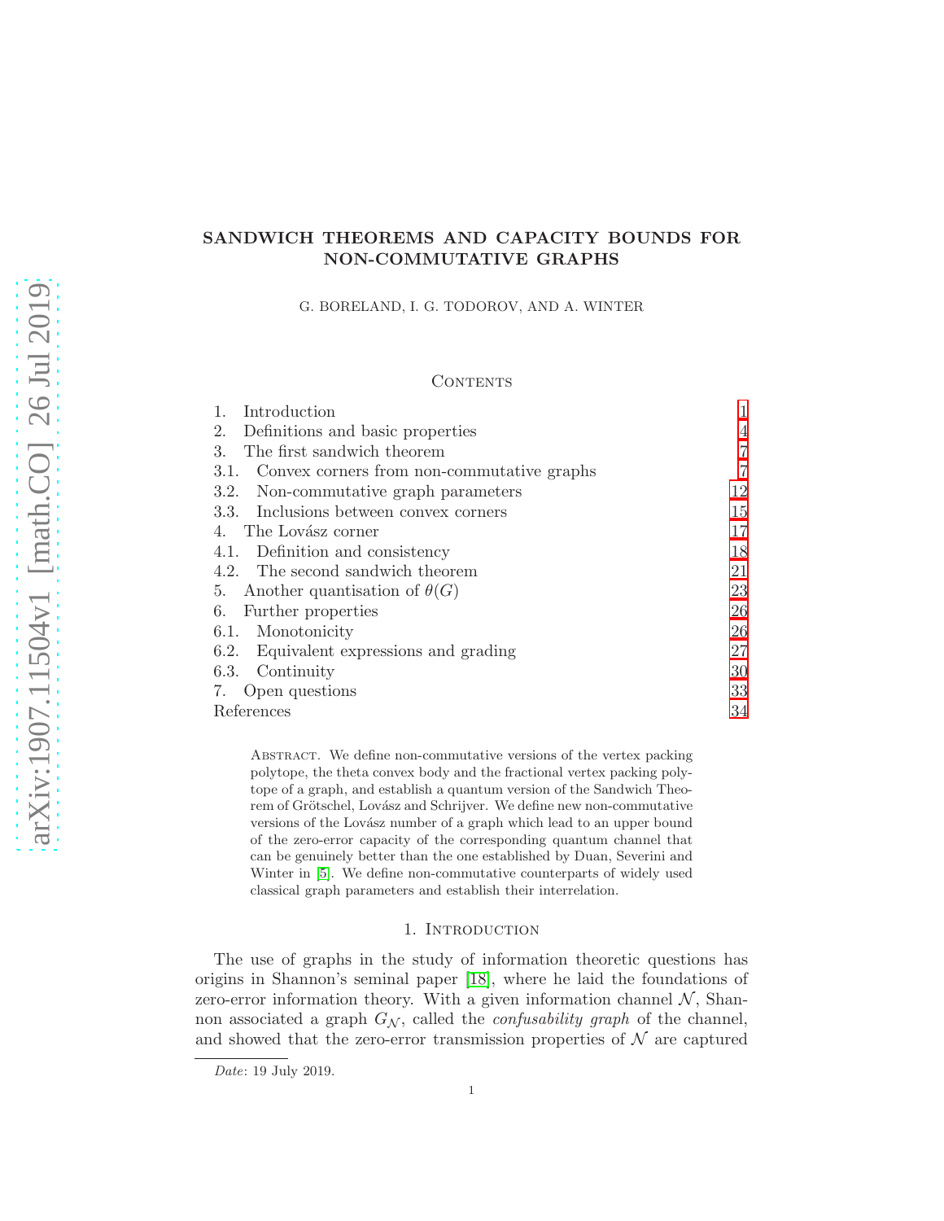# SANDWICH THEOREMS AND CAPACITY BOUNDS FOR NON-COMMUTATIVE GRAPHS

G. BORELAND, I. G. TODOROV, AND A. WINTER

## Contents

| | | |
|---|---|---|
| 1. | Introduction | 1 |
| 2. | Definitions and basic properties | 4 |
| 3. | The first sandwich theorem | 7 |
| 3.1. | Convex corners from non-commutative graphs | 7 |
| 3.2. | Non-commutative graph parameters | 12 |
| 3.3. | Inclusions between convex corners | 15 |
| 4. | The Lovász corner | 17 |
| 4.1. | Definition and consistency | 18 |
| 4.2. | The second sandwich theorem | 21 |
| 5. | Another quantisation of $\theta(G)$ | 23 |
| 6. | Further properties | 26 |
| 6.1. | Monotonicity | 26 |
| 6.2. | Equivalent expressions and grading | 27 |
| 6.3. | Continuity | 30 |
| 7. | Open questions | 33 |
| | References | 34 |

Abstract. We define non-commutative versions of the vertex packing polytope, the theta convex body and the fractional vertex packing polytope of a graph, and establish a quantum version of the Sandwich Theorem of Grötschel, Lovász and Schrijver. We define new non-commutative versions of the Lovász number of a graph which lead to an upper bound of the zero-error capacity of the corresponding quantum channel that can be genuinely better than the one established by Duan, Severini and Winter in [5]. We define non-commutative counterparts of widely used classical graph parameters and establish their interrelation.

## 1. Introduction

The use of graphs in the study of information theoretic questions has origins in Shannon's seminal paper [18], where he laid the foundations of zero-error information theory. With a given information channel $\mathcal{N}$, Shannon associated a graph $G_{\mathcal{N}}$, called the *confusability graph* of the channel, and showed that the zero-error transmission properties of $\mathcal{N}$ are captured

*Date*: 19 July 2019.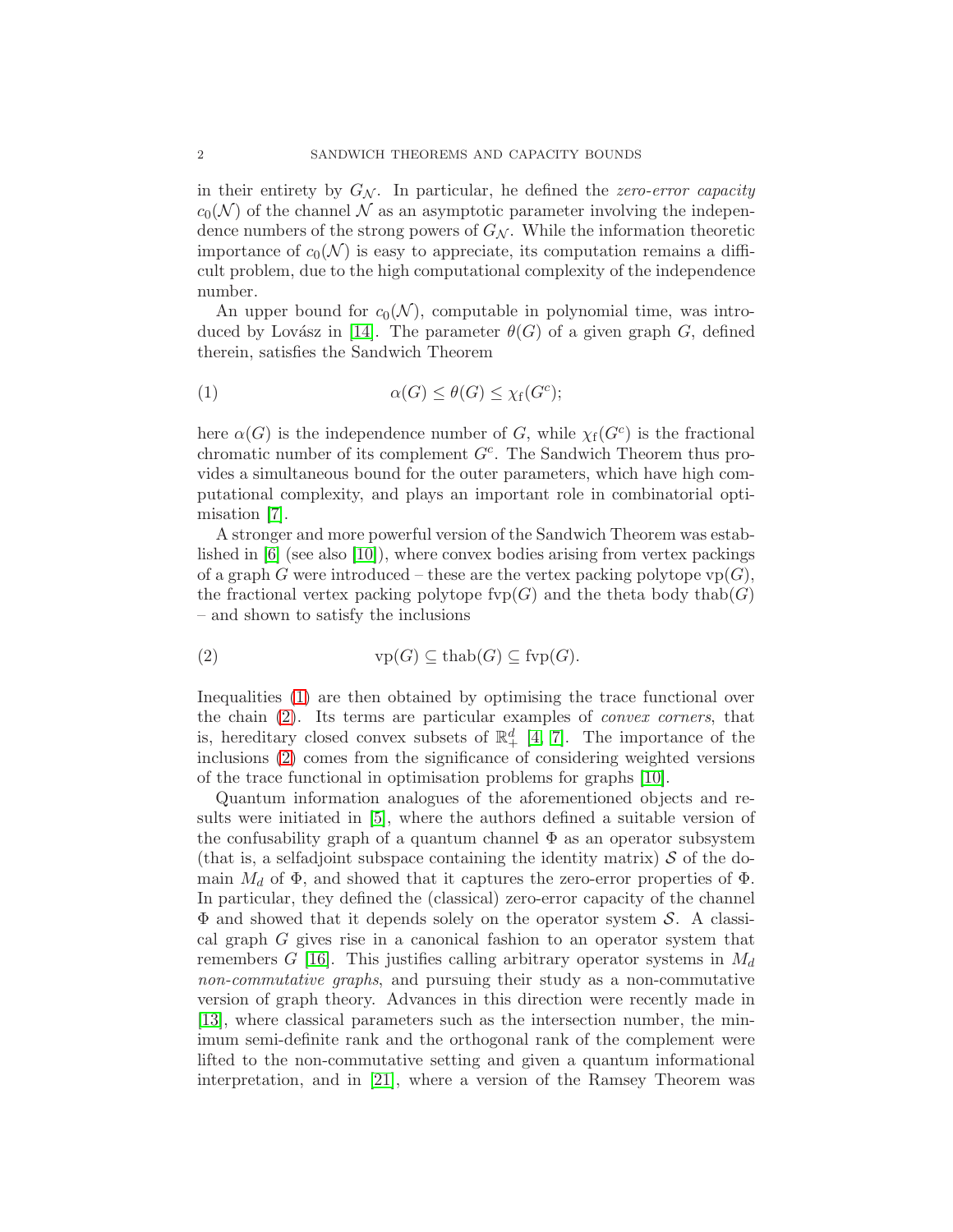in their entirety by $G_{\mathcal{N}}$. In particular, he defined the *zero-error capacity* $c_0(\mathcal{N})$ of the channel $\mathcal{N}$ as an asymptotic parameter involving the independence numbers of the strong powers of $G_{\mathcal{N}}$. While the information theoretic importance of $c_0(\mathcal{N})$ is easy to appreciate, its computation remains a difficult problem, due to the high computational complexity of the independence number.

An upper bound for $c_0(\mathcal{N})$, computable in polynomial time, was introduced by Lovász in [14]. The parameter $\theta(G)$ of a given graph $G$, defined therein, satisfies the Sandwich Theorem

$$\alpha(G) \leq \theta(G) \leq \chi_{\rm f}(G^c); \tag{1}$$

here $\alpha(G)$ is the independence number of $G$, while $\chi_{\rm f}(G^c)$ is the fractional chromatic number of its complement $G^c$. The Sandwich Theorem thus provides a simultaneous bound for the outer parameters, which have high computational complexity, and plays an important role in combinatorial optimisation [7].

A stronger and more powerful version of the Sandwich Theorem was established in [6] (see also [10]), where convex bodies arising from vertex packings of a graph $G$ were introduced – these are the vertex packing polytope ${\rm vp}(G)$, the fractional vertex packing polytope ${\rm fvp}(G)$ and the theta body ${\rm thab}(G)$ – and shown to satisfy the inclusions

$${\rm vp}(G) \subseteq {\rm thab}(G) \subseteq {\rm fvp}(G). \tag{2}$$

Inequalities (1) are then obtained by optimising the trace functional over the chain (2). Its terms are particular examples of *convex corners*, that is, hereditary closed convex subsets of $\mathbb{R}^d_+$ [4, 7]. The importance of the inclusions (2) comes from the significance of considering weighted versions of the trace functional in optimisation problems for graphs [10].

Quantum information analogues of the aforementioned objects and results were initiated in [5], where the authors defined a suitable version of the confusability graph of a quantum channel $\Phi$ as an operator subsystem (that is, a selfadjoint subspace containing the identity matrix) $\mathcal{S}$ of the domain $M_d$ of $\Phi$, and showed that it captures the zero-error properties of $\Phi$. In particular, they defined the (classical) zero-error capacity of the channel $\Phi$ and showed that it depends solely on the operator system $\mathcal{S}$. A classical graph $G$ gives rise in a canonical fashion to an operator system that remembers $G$ [16]. This justifies calling arbitrary operator systems in $M_d$ *non-commutative graphs*, and pursuing their study as a non-commutative version of graph theory. Advances in this direction were recently made in [13], where classical parameters such as the intersection number, the minimum semi-definite rank and the orthogonal rank of the complement were lifted to the non-commutative setting and given a quantum informational interpretation, and in [21], where a version of the Ramsey Theorem was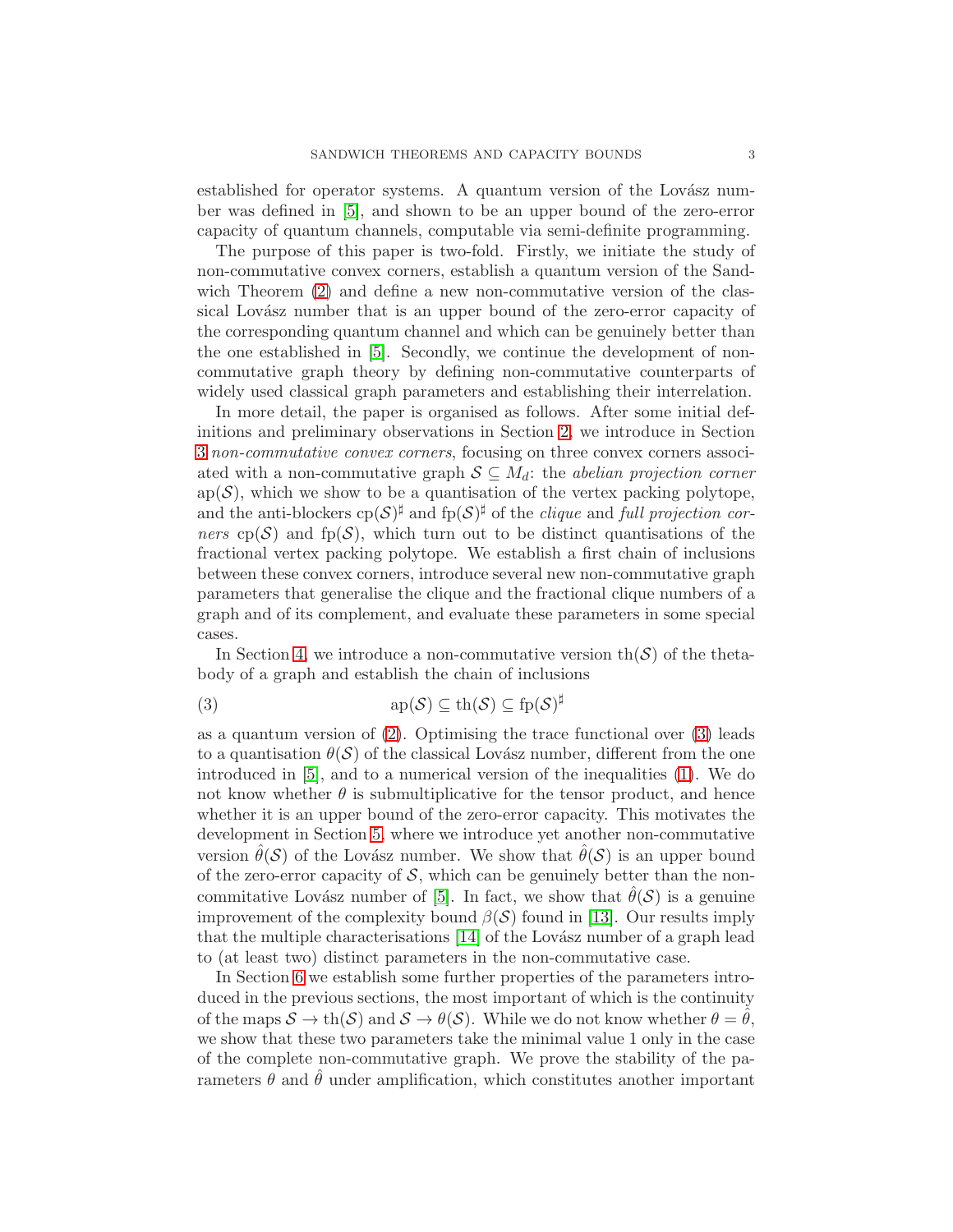established for operator systems. A quantum version of the Lovász number was defined in [5], and shown to be an upper bound of the zero-error capacity of quantum channels, computable via semi-definite programming.

The purpose of this paper is two-fold. Firstly, we initiate the study of non-commutative convex corners, establish a quantum version of the Sandwich Theorem (2) and define a new non-commutative version of the classical Lovász number that is an upper bound of the zero-error capacity of the corresponding quantum channel and which can be genuinely better than the one established in [5]. Secondly, we continue the development of non-commutative graph theory by defining non-commutative counterparts of widely used classical graph parameters and establishing their interrelation.

In more detail, the paper is organised as follows. After some initial definitions and preliminary observations in Section 2, we introduce in Section 3 *non-commutative convex corners*, focusing on three convex corners associated with a non-commutative graph $\mathcal{S} \subseteq M_d$: the *abelian projection corner* $\mathrm{ap}(\mathcal{S})$, which we show to be a quantisation of the vertex packing polytope, and the anti-blockers $\mathrm{cp}(\mathcal{S})^\sharp$ and $\mathrm{fp}(\mathcal{S})^\sharp$ of the *clique* and *full projection corners* $\mathrm{cp}(\mathcal{S})$ and $\mathrm{fp}(\mathcal{S})$, which turn out to be distinct quantisations of the fractional vertex packing polytope. We establish a first chain of inclusions between these convex corners, introduce several new non-commutative graph parameters that generalise the clique and the fractional clique numbers of a graph and of its complement, and evaluate these parameters in some special cases.

In Section 4, we introduce a non-commutative version $\mathrm{th}(\mathcal{S})$ of the theta-body of a graph and establish the chain of inclusions

$$\mathrm{ap}(\mathcal{S}) \subseteq \mathrm{th}(\mathcal{S}) \subseteq \mathrm{fp}(\mathcal{S})^\sharp \tag{3}$$

as a quantum version of (2). Optimising the trace functional over (3) leads to a quantisation $\theta(\mathcal{S})$ of the classical Lovász number, different from the one introduced in [5], and to a numerical version of the inequalities (1). We do not know whether $\theta$ is submultiplicative for the tensor product, and hence whether it is an upper bound of the zero-error capacity. This motivates the development in Section 5, where we introduce yet another non-commutative version $\hat{\theta}(\mathcal{S})$ of the Lovász number. We show that $\hat{\theta}(\mathcal{S})$ is an upper bound of the zero-error capacity of $\mathcal{S}$, which can be genuinely better than the non-commitative Lovász number of [5]. In fact, we show that $\hat{\theta}(\mathcal{S})$ is a genuine improvement of the complexity bound $\beta(\mathcal{S})$ found in [13]. Our results imply that the multiple characterisations [14] of the Lovász number of a graph lead to (at least two) distinct parameters in the non-commutative case.

In Section 6 we establish some further properties of the parameters introduced in the previous sections, the most important of which is the continuity of the maps $\mathcal{S} \to \mathrm{th}(\mathcal{S})$ and $\mathcal{S} \to \theta(\mathcal{S})$. While we do not know whether $\theta = \hat{\theta}$, we show that these two parameters take the minimal value 1 only in the case of the complete non-commutative graph. We prove the stability of the parameters $\theta$ and $\hat{\theta}$ under amplification, which constitutes another important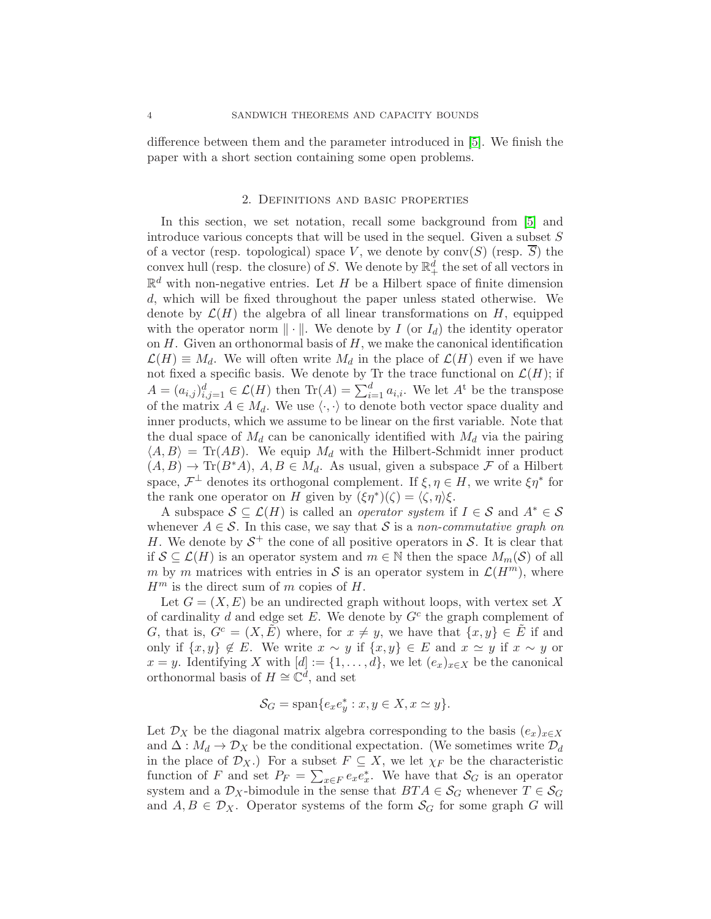difference between them and the parameter introduced in [5]. We finish the paper with a short section containing some open problems.

## 2. Definitions and basic properties

In this section, we set notation, recall some background from [5] and introduce various concepts that will be used in the sequel. Given a subset $S$ of a vector (resp. topological) space $V$, we denote by $\mathrm{conv}(S)$ (resp. $\overline{S}$) the convex hull (resp. the closure) of $S$. We denote by $\mathbb{R}^d_+$ the set of all vectors in $\mathbb{R}^d$ with non-negative entries. Let $H$ be a Hilbert space of finite dimension $d$, which will be fixed throughout the paper unless stated otherwise. We denote by $\mathcal{L}(H)$ the algebra of all linear transformations on $H$, equipped with the operator norm $\|\cdot\|$. We denote by $I$ (or $I_d$) the identity operator on $H$. Given an orthonormal basis of $H$, we make the canonical identification $\mathcal{L}(H) \equiv M_d$. We will often write $M_d$ in the place of $\mathcal{L}(H)$ even if we have not fixed a specific basis. We denote by Tr the trace functional on $\mathcal{L}(H)$; if $A = (a_{i,j})_{i,j=1}^d \in \mathcal{L}(H)$ then $\mathrm{Tr}(A) = \sum_{i=1}^d a_{i,i}$. We let $A^{\mathrm{t}}$ be the transpose of the matrix $A \in M_d$. We use $\langle \cdot, \cdot \rangle$ to denote both vector space duality and inner products, which we assume to be linear on the first variable. Note that the dual space of $M_d$ can be canonically identified with $M_d$ via the pairing $\langle A, B \rangle = \mathrm{Tr}(AB)$. We equip $M_d$ with the Hilbert-Schmidt inner product $(A, B) \to \mathrm{Tr}(B^*A)$, $A, B \in M_d$. As usual, given a subspace $\mathcal{F}$ of a Hilbert space, $\mathcal{F}^\perp$ denotes its orthogonal complement. If $\xi, \eta \in H$, we write $\xi\eta^*$ for the rank one operator on $H$ given by $(\xi\eta^*)(\zeta) = \langle \zeta, \eta \rangle \xi$.

A subspace $\mathcal{S} \subseteq \mathcal{L}(H)$ is called an *operator system* if $I \in \mathcal{S}$ and $A^* \in \mathcal{S}$ whenever $A \in \mathcal{S}$. In this case, we say that $\mathcal{S}$ is a *non-commutative graph on* $H$. We denote by $\mathcal{S}^+$ the cone of all positive operators in $\mathcal{S}$. It is clear that if $\mathcal{S} \subseteq \mathcal{L}(H)$ is an operator system and $m \in \mathbb{N}$ then the space $M_m(\mathcal{S})$ of all $m$ by $m$ matrices with entries in $\mathcal{S}$ is an operator system in $\mathcal{L}(H^m)$, where $H^m$ is the direct sum of $m$ copies of $H$.

Let $G = (X, E)$ be an undirected graph without loops, with vertex set $X$ of cardinality $d$ and edge set $E$. We denote by $G^c$ the graph complement of $G$, that is, $G^c = (X, \tilde{E})$ where, for $x \neq y$, we have that $\{x, y\} \in \tilde{E}$ if and only if $\{x, y\} \notin E$. We write $x \sim y$ if $\{x, y\} \in E$ and $x \simeq y$ if $x \sim y$ or $x = y$. Identifying $X$ with $[d] := \{1, \dots, d\}$, we let $(e_x)_{x \in X}$ be the canonical orthonormal basis of $H \cong \mathbb{C}^d$, and set

$$\mathcal{S}_G = \mathrm{span}\{e_x e_y^* : x, y \in X, x \simeq y\}.$$

Let $\mathcal{D}_X$ be the diagonal matrix algebra corresponding to the basis $(e_x)_{x \in X}$ and $\Delta : M_d \to \mathcal{D}_X$ be the conditional expectation. (We sometimes write $\mathcal{D}_d$ in the place of $\mathcal{D}_X$.) For a subset $F \subseteq X$, we let $\chi_F$ be the characteristic function of $F$ and set $P_F = \sum_{x \in F} e_x e_x^*$. We have that $\mathcal{S}_G$ is an operator system and a $\mathcal{D}_X$-bimodule in the sense that $BTA \in \mathcal{S}_G$ whenever $T \in \mathcal{S}_G$ and $A, B \in \mathcal{D}_X$. Operator systems of the form $\mathcal{S}_G$ for some graph $G$ will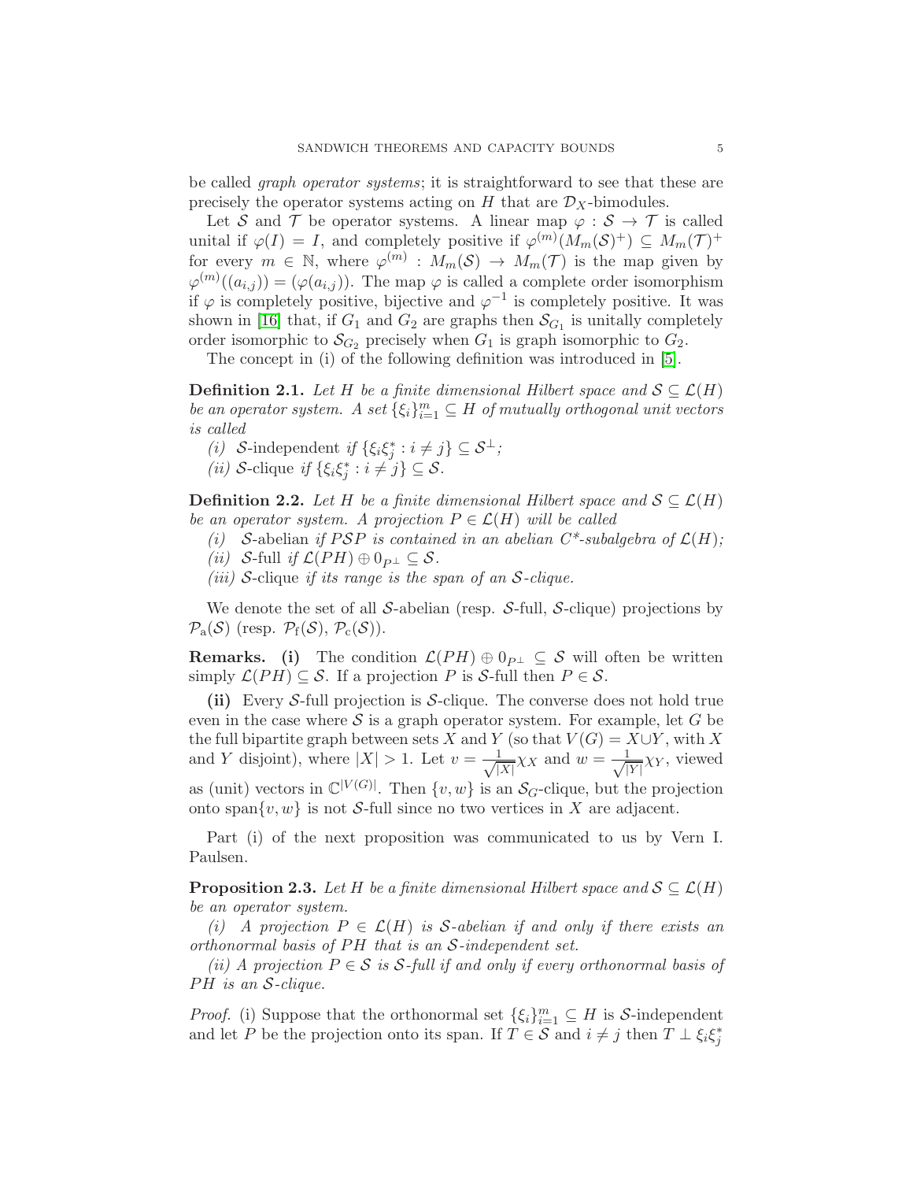be called *graph operator systems*; it is straightforward to see that these are precisely the operator systems acting on $H$ that are $\mathcal{D}_X$-bimodules.

Let $\mathcal{S}$ and $\mathcal{T}$ be operator systems. A linear map $\varphi : \mathcal{S} \to \mathcal{T}$ is called unital if $\varphi(I) = I$, and completely positive if $\varphi^{(m)}(M_m(\mathcal{S})^+) \subseteq M_m(\mathcal{T})^+$ for every $m \in \mathbb{N}$, where $\varphi^{(m)} : M_m(\mathcal{S}) \to M_m(\mathcal{T})$ is the map given by $\varphi^{(m)}((a_{i,j})) = (\varphi(a_{i,j}))$. The map $\varphi$ is called a complete order isomorphism if $\varphi$ is completely positive, bijective and $\varphi^{-1}$ is completely positive. It was shown in [16] that, if $G_1$ and $G_2$ are graphs then $\mathcal{S}_{G_1}$ is unitally completely order isomorphic to $\mathcal{S}_{G_2}$ precisely when $G_1$ is graph isomorphic to $G_2$.

The concept in (i) of the following definition was introduced in [5].

**Definition 2.1.** *Let $H$ be a finite dimensional Hilbert space and $\mathcal{S} \subseteq \mathcal{L}(H)$ be an operator system. A set $\{\xi_i\}_{i=1}^m \subseteq H$ of mutually orthogonal unit vectors is called*

*(i) $\mathcal{S}$-independent if $\{\xi_i\xi_j^* : i \neq j\} \subseteq \mathcal{S}^\perp$;*

*(ii) $\mathcal{S}$-clique if $\{\xi_i\xi_j^* : i \neq j\} \subseteq \mathcal{S}$.*

**Definition 2.2.** *Let $H$ be a finite dimensional Hilbert space and $\mathcal{S} \subseteq \mathcal{L}(H)$ be an operator system. A projection $P \in \mathcal{L}(H)$ will be called*

*(i) $\mathcal{S}$-abelian if $P\mathcal{S}P$ is contained in an abelian C\*-subalgebra of $\mathcal{L}(H)$;*

*(ii) $\mathcal{S}$-full if $\mathcal{L}(PH) \oplus 0_{P^\perp} \subseteq \mathcal{S}$.*

*(iii) $\mathcal{S}$-clique if its range is the span of an $\mathcal{S}$-clique.*

We denote the set of all $\mathcal{S}$-abelian (resp. $\mathcal{S}$-full, $\mathcal{S}$-clique) projections by $\mathcal{P}_{\rm a}(\mathcal{S})$ (resp. $\mathcal{P}_{\rm f}(\mathcal{S})$, $\mathcal{P}_{\rm c}(\mathcal{S})$).

**Remarks. (i)** The condition $\mathcal{L}(PH) \oplus 0_{P^\perp} \subseteq \mathcal{S}$ will often be written simply $\mathcal{L}(PH) \subseteq \mathcal{S}$. If a projection $P$ is $\mathcal{S}$-full then $P \in \mathcal{S}$.

**(ii)** Every $\mathcal{S}$-full projection is $\mathcal{S}$-clique. The converse does not hold true even in the case where $\mathcal{S}$ is a graph operator system. For example, let $G$ be the full bipartite graph between sets $X$ and $Y$ (so that $V(G) = X \cup Y$, with $X$ and $Y$ disjoint), where $|X| > 1$. Let $v = \frac{1}{\sqrt{|X|}}\chi_X$ and $w = \frac{1}{\sqrt{|Y|}}\chi_Y$, viewed as (unit) vectors in $\mathbb{C}^{|V(G)|}$. Then $\{v, w\}$ is an $\mathcal{S}_G$-clique, but the projection onto $\text{span}\{v, w\}$ is not $\mathcal{S}$-full since no two vertices in $X$ are adjacent.

Part (i) of the next proposition was communicated to us by Vern I. Paulsen.

**Proposition 2.3.** *Let $H$ be a finite dimensional Hilbert space and $\mathcal{S} \subseteq \mathcal{L}(H)$ be an operator system.*

*(i) A projection $P \in \mathcal{L}(H)$ is $\mathcal{S}$-abelian if and only if there exists an orthonormal basis of $PH$ that is an $\mathcal{S}$-independent set.*

*(ii) A projection $P \in \mathcal{S}$ is $\mathcal{S}$-full if and only if every orthonormal basis of $PH$ is an $\mathcal{S}$-clique.*

*Proof.* (i) Suppose that the orthonormal set $\{\xi_i\}_{i=1}^m \subseteq H$ is $\mathcal{S}$-independent and let $P$ be the projection onto its span. If $T \in \mathcal{S}$ and $i \neq j$ then $T \perp \xi_i\xi_j^*$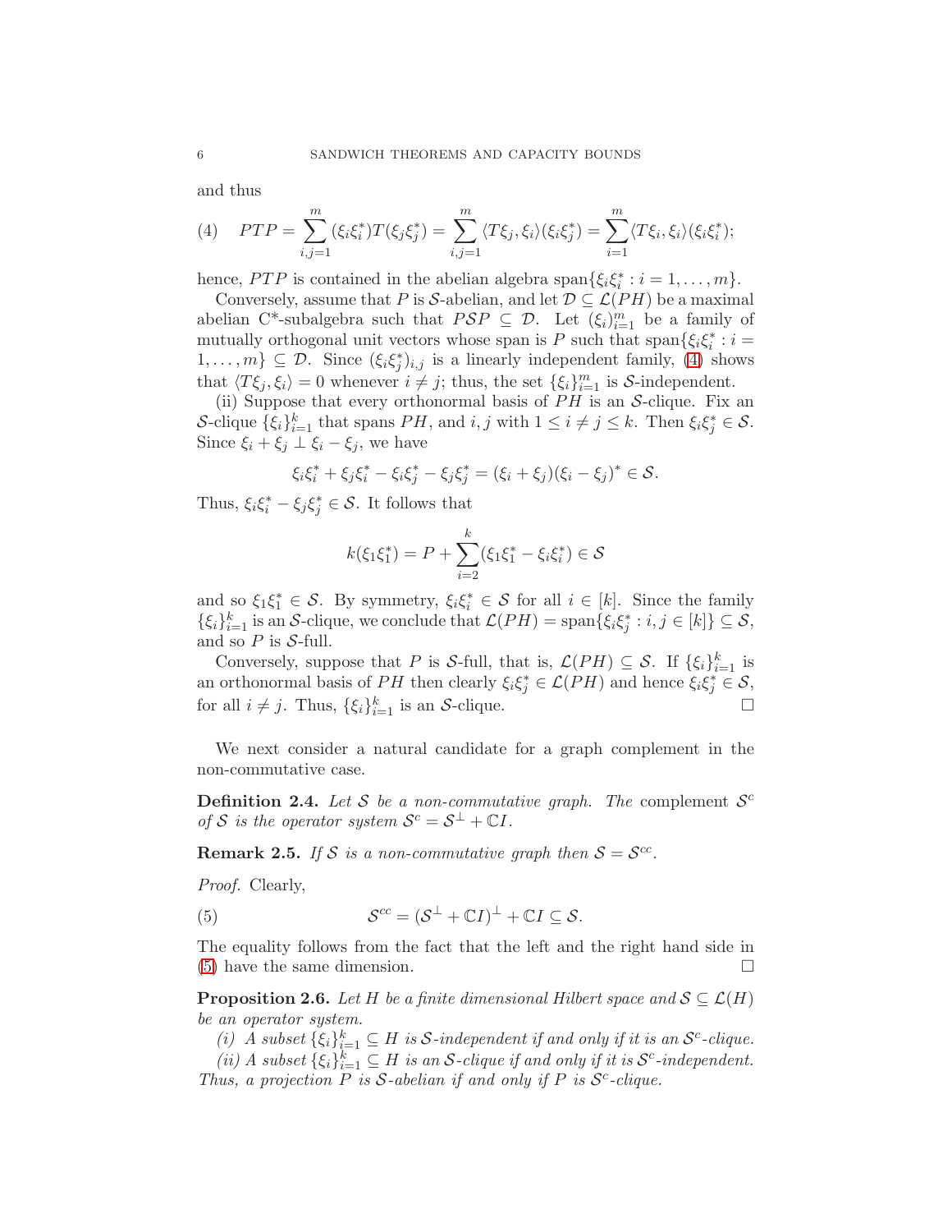and thus

$$(4) \quad PTP = \sum_{i,j=1}^{m} (\xi_i \xi_i^*) T (\xi_j \xi_j^*) = \sum_{i,j=1}^{m} \langle T\xi_j, \xi_i \rangle (\xi_i \xi_j^*) = \sum_{i=1}^{m} \langle T\xi_i, \xi_i \rangle (\xi_i \xi_i^*);$$

hence, $PTP$ is contained in the abelian algebra $\text{span}\{\xi_i \xi_i^* : i = 1, \ldots, m\}$.

Conversely, assume that $P$ is $\mathcal{S}$-abelian, and let $\mathcal{D} \subseteq \mathcal{L}(PH)$ be a maximal abelian C*-subalgebra such that $P\mathcal{S}P \subseteq \mathcal{D}$. Let $(\xi_i)_{i=1}^m$ be a family of mutually orthogonal unit vectors whose span is $P$ such that $\text{span}\{\xi_i \xi_i^* : i = 1, \ldots, m\} \subseteq \mathcal{D}$. Since $(\xi_i \xi_j^*)_{i,j}$ is a linearly independent family, (4) shows that $\langle T\xi_j, \xi_i \rangle = 0$ whenever $i \neq j$; thus, the set $\{\xi_i\}_{i=1}^m$ is $\mathcal{S}$-independent.

(ii) Suppose that every orthonormal basis of $PH$ is an $\mathcal{S}$-clique. Fix an $\mathcal{S}$-clique $\{\xi_i\}_{i=1}^k$ that spans $PH$, and $i, j$ with $1 \leq i \neq j \leq k$. Then $\xi_i \xi_j^* \in \mathcal{S}$. Since $\xi_i + \xi_j \perp \xi_i - \xi_j$, we have

$$\xi_i \xi_i^* + \xi_j \xi_i^* - \xi_i \xi_j^* - \xi_j \xi_j^* = (\xi_i + \xi_j)(\xi_i - \xi_j)^* \in \mathcal{S}.$$

Thus, $\xi_i \xi_i^* - \xi_j \xi_j^* \in \mathcal{S}$. It follows that

$$k(\xi_1 \xi_1^*) = P + \sum_{i=2}^{k} (\xi_1 \xi_1^* - \xi_i \xi_i^*) \in \mathcal{S}$$

and so $\xi_1 \xi_1^* \in \mathcal{S}$. By symmetry, $\xi_i \xi_i^* \in \mathcal{S}$ for all $i \in [k]$. Since the family $\{\xi_i\}_{i=1}^k$ is an $\mathcal{S}$-clique, we conclude that $\mathcal{L}(PH) = \text{span}\{\xi_i \xi_j^* : i, j \in [k]\} \subseteq \mathcal{S}$, and so $P$ is $\mathcal{S}$-full.

Conversely, suppose that $P$ is $\mathcal{S}$-full, that is, $\mathcal{L}(PH) \subseteq \mathcal{S}$. If $\{\xi_i\}_{i=1}^k$ is an orthonormal basis of $PH$ then clearly $\xi_i \xi_j^* \in \mathcal{L}(PH)$ and hence $\xi_i \xi_j^* \in \mathcal{S}$, for all $i \neq j$. Thus, $\{\xi_i\}_{i=1}^k$ is an $\mathcal{S}$-clique. □

We next consider a natural candidate for a graph complement in the non-commutative case.

**Definition 2.4.** *Let $\mathcal{S}$ be a non-commutative graph. The* complement $\mathcal{S}^c$ *of $\mathcal{S}$ is the operator system $\mathcal{S}^c = \mathcal{S}^\perp + \mathbb{C}I$.*

**Remark 2.5.** *If $\mathcal{S}$ is a non-commutative graph then $\mathcal{S} = \mathcal{S}^{cc}$.*

*Proof.* Clearly,

$$(5) \quad \mathcal{S}^{cc} = (\mathcal{S}^\perp + \mathbb{C}I)^\perp + \mathbb{C}I \subseteq \mathcal{S}.$$

The equality follows from the fact that the left and the right hand side in (5) have the same dimension. □

**Proposition 2.6.** *Let $H$ be a finite dimensional Hilbert space and $\mathcal{S} \subseteq \mathcal{L}(H)$ be an operator system.*

*(i) A subset $\{\xi_i\}_{i=1}^k \subseteq H$ is $\mathcal{S}$-independent if and only if it is an $\mathcal{S}^c$-clique.*

*(ii) A subset $\{\xi_i\}_{i=1}^k \subseteq H$ is an $\mathcal{S}$-clique if and only if it is $\mathcal{S}^c$-independent. Thus, a projection $P$ is $\mathcal{S}$-abelian if and only if $P$ is $\mathcal{S}^c$-clique.*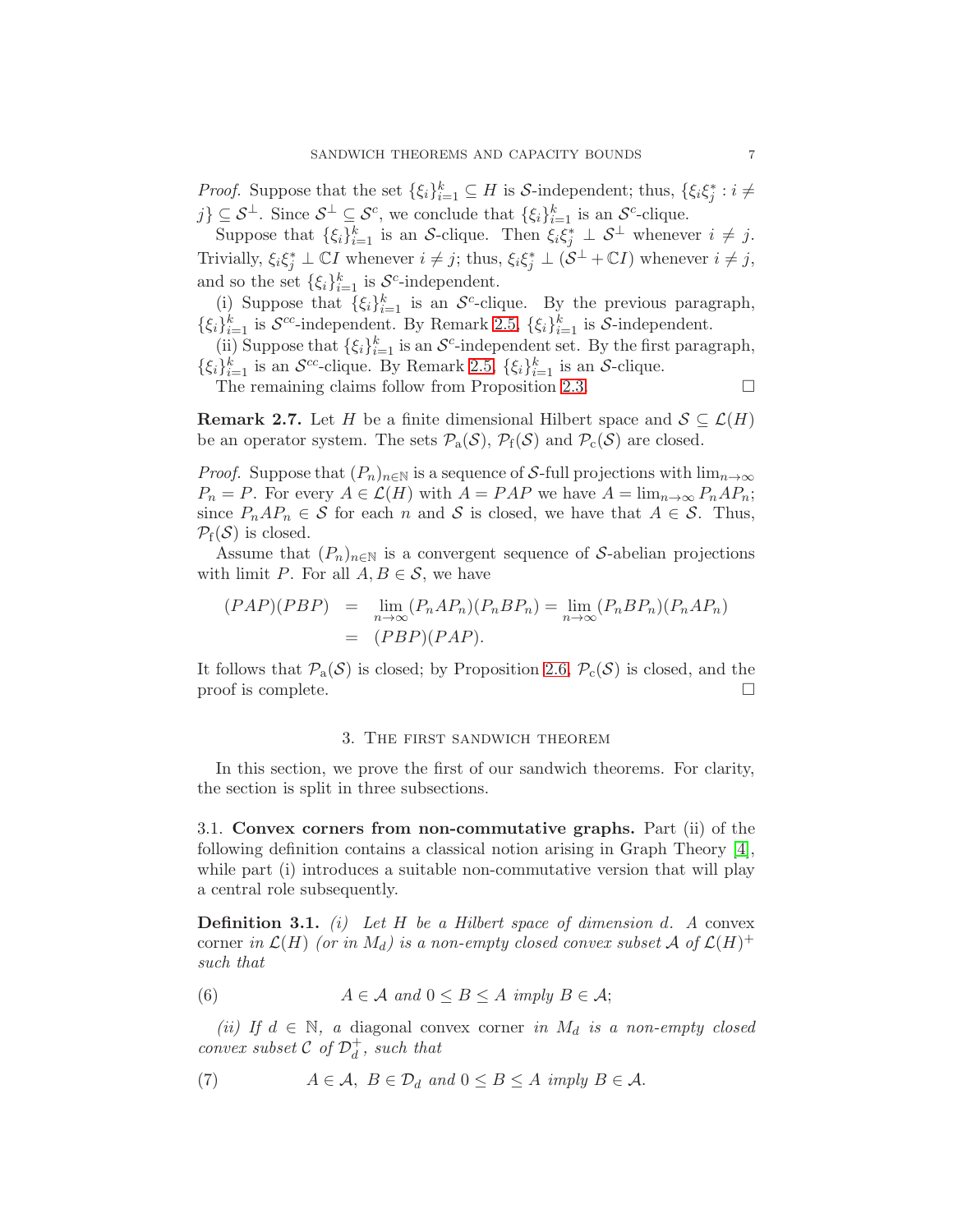*Proof.* Suppose that the set $\{\xi_i\}_{i=1}^k \subseteq H$ is $\mathcal{S}$-independent; thus, $\{\xi_i\xi_j^* : i \neq j\} \subseteq \mathcal{S}^\perp$. Since $\mathcal{S}^\perp \subseteq \mathcal{S}^c$, we conclude that $\{\xi_i\}_{i=1}^k$ is an $\mathcal{S}^c$-clique.

Suppose that $\{\xi_i\}_{i=1}^k$ is an $\mathcal{S}$-clique. Then $\xi_i\xi_j^* \perp \mathcal{S}^\perp$ whenever $i \neq j$. Trivially, $\xi_i\xi_j^* \perp \mathbb{C}I$ whenever $i \neq j$; thus, $\xi_i\xi_j^* \perp (\mathcal{S}^\perp + \mathbb{C}I)$ whenever $i \neq j$, and so the set $\{\xi_i\}_{i=1}^k$ is $\mathcal{S}^c$-independent.

(i) Suppose that $\{\xi_i\}_{i=1}^k$ is an $\mathcal{S}^c$-clique. By the previous paragraph, $\{\xi_i\}_{i=1}^k$ is $\mathcal{S}^{cc}$-independent. By Remark 2.5, $\{\xi_i\}_{i=1}^k$ is $\mathcal{S}$-independent.

(ii) Suppose that $\{\xi_i\}_{i=1}^k$ is an $\mathcal{S}^c$-independent set. By the first paragraph, $\{\xi_i\}_{i=1}^k$ is an $\mathcal{S}^{cc}$-clique. By Remark 2.5, $\{\xi_i\}_{i=1}^k$ is an $\mathcal{S}$-clique.

The remaining claims follow from Proposition 2.3. $\square$

**Remark 2.7.** Let $H$ be a finite dimensional Hilbert space and $\mathcal{S} \subseteq \mathcal{L}(H)$ be an operator system. The sets $\mathcal{P}_{\rm a}(\mathcal{S})$, $\mathcal{P}_{\rm f}(\mathcal{S})$ and $\mathcal{P}_{\rm c}(\mathcal{S})$ are closed.

*Proof.* Suppose that $(P_n)_{n\in\mathbb{N}}$ is a sequence of $\mathcal{S}$-full projections with $\lim_{n\to\infty} P_n = P$. For every $A \in \mathcal{L}(H)$ with $A = PAP$ we have $A = \lim_{n\to\infty} P_nAP_n$; since $P_nAP_n \in \mathcal{S}$ for each $n$ and $\mathcal{S}$ is closed, we have that $A \in \mathcal{S}$. Thus, $\mathcal{P}_{\rm f}(\mathcal{S})$ is closed.

Assume that $(P_n)_{n\in\mathbb{N}}$ is a convergent sequence of $\mathcal{S}$-abelian projections with limit $P$. For all $A, B \in \mathcal{S}$, we have

$$
\begin{aligned}
(PAP)(PBP) &= \lim_{n\to\infty}(P_nAP_n)(P_nBP_n) = \lim_{n\to\infty}(P_nBP_n)(P_nAP_n)\\
&= (PBP)(PAP).
\end{aligned}
$$

It follows that $\mathcal{P}_{\rm a}(\mathcal{S})$ is closed; by Proposition 2.6, $\mathcal{P}_{\rm c}(\mathcal{S})$ is closed, and the proof is complete. $\square$

## 3. The first sandwich theorem

In this section, we prove the first of our sandwich theorems. For clarity, the section is split in three subsections.

### 3.1. Convex corners from non-commutative graphs.

Part (ii) of the following definition contains a classical notion arising in Graph Theory [4], while part (i) introduces a suitable non-commutative version that will play a central role subsequently.

**Definition 3.1.** *(i) Let $H$ be a Hilbert space of dimension $d$. A* convex corner *in $\mathcal{L}(H)$ (or in $M_d$) is a non-empty closed convex subset $\mathcal{A}$ of $\mathcal{L}(H)^+$ such that*

$$
A \in \mathcal{A} \text{ and } 0 \leq B \leq A \text{ imply } B \in \mathcal{A}; \tag{6}
$$

*(ii) If $d \in \mathbb{N}$, a* diagonal convex corner *in $M_d$ is a non-empty closed convex subset $\mathcal{C}$ of $\mathcal{D}_d^+$, such that*

$$
A \in \mathcal{A},\ B \in \mathcal{D}_d \text{ and } 0 \leq B \leq A \text{ imply } B \in \mathcal{A}. \tag{7}
$$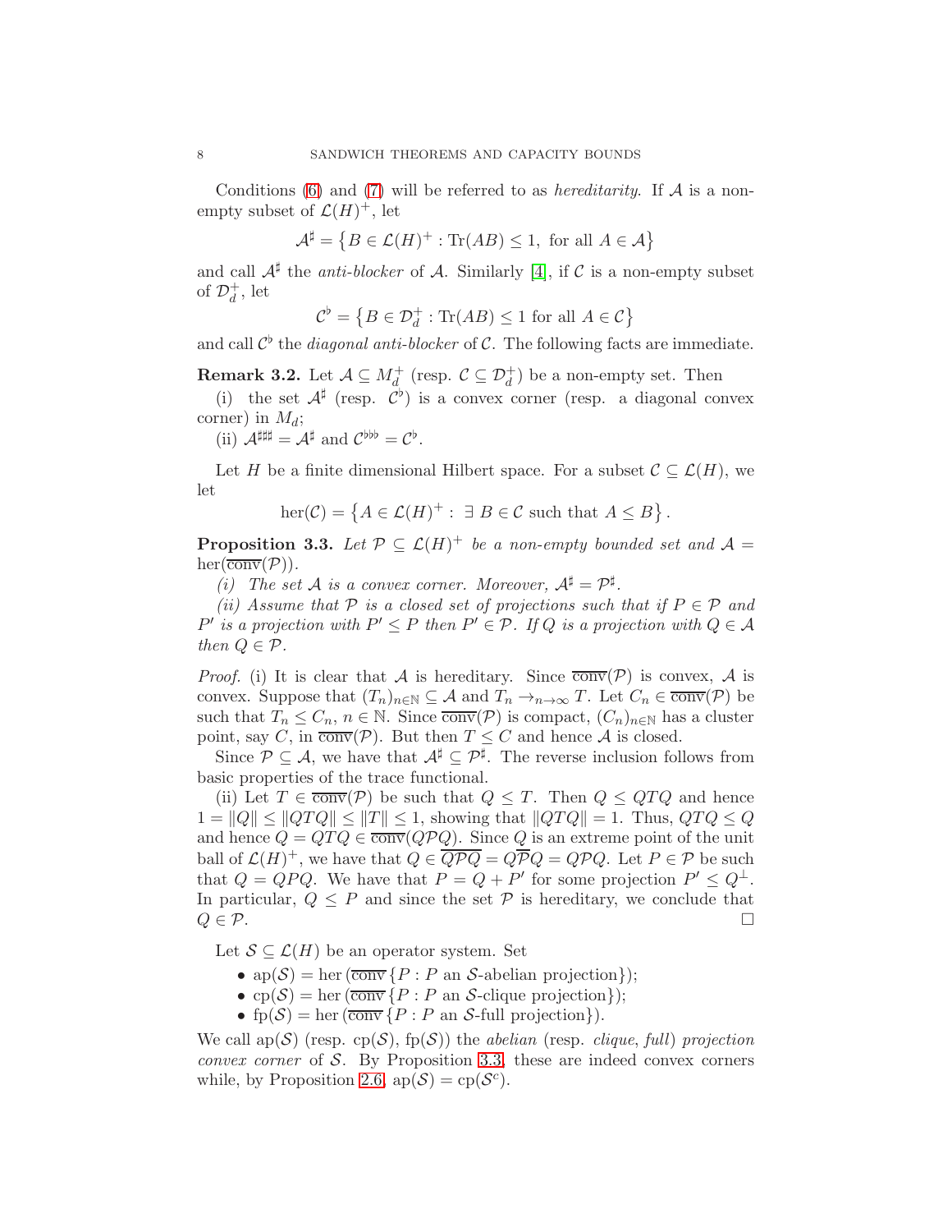Conditions (6) and (7) will be referred to as *hereditarity*. If $\mathcal{A}$ is a non-empty subset of $\mathcal{L}(H)^+$, let

$$\mathcal{A}^\sharp = \left\{B \in \mathcal{L}(H)^+ : \mathrm{Tr}(AB) \le 1, \text{ for all } A \in \mathcal{A}\right\}$$

and call $\mathcal{A}^\sharp$ the *anti-blocker* of $\mathcal{A}$. Similarly [4], if $\mathcal{C}$ is a non-empty subset of $\mathcal{D}_d^+$, let

$$\mathcal{C}^\flat = \left\{B \in \mathcal{D}_d^+ : \mathrm{Tr}(AB) \le 1 \text{ for all } A \in \mathcal{C}\right\}$$

and call $\mathcal{C}^\flat$ the *diagonal anti-blocker* of $\mathcal{C}$. The following facts are immediate.

**Remark 3.2.** Let $\mathcal{A} \subseteq M_d^+$ (resp. $\mathcal{C} \subseteq \mathcal{D}_d^+$) be a non-empty set. Then

(i) the set $\mathcal{A}^\sharp$ (resp. $\mathcal{C}^\flat$) is a convex corner (resp. a diagonal convex corner) in $M_d$;

(ii) $\mathcal{A}^{\sharp\sharp\sharp} = \mathcal{A}^\sharp$ and $\mathcal{C}^{\flat\flat\flat} = \mathcal{C}^\flat$.

Let $H$ be a finite dimensional Hilbert space. For a subset $\mathcal{C} \subseteq \mathcal{L}(H)$, we let

$$\mathrm{her}(\mathcal{C}) = \left\{A \in \mathcal{L}(H)^+ : \exists\, B \in \mathcal{C} \text{ such that } A \le B\right\}.$$

**Proposition 3.3.** *Let $\mathcal{P} \subseteq \mathcal{L}(H)^+$ be a non-empty bounded set and $\mathcal{A} = \mathrm{her}(\overline{\mathrm{conv}}(\mathcal{P}))$.*

*(i) The set $\mathcal{A}$ is a convex corner. Moreover, $\mathcal{A}^\sharp = \mathcal{P}^\sharp$.*

*(ii) Assume that $\mathcal{P}$ is a closed set of projections such that if $P \in \mathcal{P}$ and $P'$ is a projection with $P' \le P$ then $P' \in \mathcal{P}$. If $Q$ is a projection with $Q \in \mathcal{A}$ then $Q \in \mathcal{P}$.*

*Proof.* (i) It is clear that $\mathcal{A}$ is hereditary. Since $\overline{\mathrm{conv}}(\mathcal{P})$ is convex, $\mathcal{A}$ is convex. Suppose that $(T_n)_{n\in\mathbb{N}} \subseteq \mathcal{A}$ and $T_n \to_{n\to\infty} T$. Let $C_n \in \overline{\mathrm{conv}}(\mathcal{P})$ be such that $T_n \le C_n$, $n \in \mathbb{N}$. Since $\overline{\mathrm{conv}}(\mathcal{P})$ is compact, $(C_n)_{n\in\mathbb{N}}$ has a cluster point, say $C$, in $\overline{\mathrm{conv}}(\mathcal{P})$. But then $T \le C$ and hence $\mathcal{A}$ is closed.

Since $\mathcal{P} \subseteq \mathcal{A}$, we have that $\mathcal{A}^\sharp \subseteq \mathcal{P}^\sharp$. The reverse inclusion follows from basic properties of the trace functional.

(ii) Let $T \in \overline{\mathrm{conv}}(\mathcal{P})$ be such that $Q \le T$. Then $Q \le QTQ$ and hence $1 = \|Q\| \le \|QTQ\| \le \|T\| \le 1$, showing that $\|QTQ\| = 1$. Thus, $QTQ \le Q$ and hence $Q = QTQ \in \overline{\mathrm{conv}}(Q\mathcal{P}Q)$. Since $Q$ is an extreme point of the unit ball of $\mathcal{L}(H)^+$, we have that $Q \in \overline{Q\mathcal{P}Q} = Q\overline{\mathcal{P}}Q = Q\mathcal{P}Q$. Let $P \in \mathcal{P}$ be such that $Q = QPQ$. We have that $P = Q + P'$ for some projection $P' \le Q^\perp$. In particular, $Q \le P$ and since the set $\mathcal{P}$ is hereditary, we conclude that $Q \in \mathcal{P}$. $\square$

Let $\mathcal{S} \subseteq \mathcal{L}(H)$ be an operator system. Set

- $\mathrm{ap}(\mathcal{S}) = \mathrm{her}\left(\overline{\mathrm{conv}}\left\{P : P \text{ an } \mathcal{S}\text{-abelian projection}\right\}\right)$;
- $\mathrm{cp}(\mathcal{S}) = \mathrm{her}\left(\overline{\mathrm{conv}}\left\{P : P \text{ an } \mathcal{S}\text{-clique projection}\right\}\right)$;
- $\mathrm{fp}(\mathcal{S}) = \mathrm{her}\left(\overline{\mathrm{conv}}\left\{P : P \text{ an } \mathcal{S}\text{-full projection}\right\}\right)$.

We call $\mathrm{ap}(\mathcal{S})$ (resp. $\mathrm{cp}(\mathcal{S})$, $\mathrm{fp}(\mathcal{S})$) the *abelian* (resp. *clique*, *full*) *projection convex corner* of $\mathcal{S}$. By Proposition 3.3, these are indeed convex corners while, by Proposition 2.6, $\mathrm{ap}(\mathcal{S}) = \mathrm{cp}(\mathcal{S}^c)$.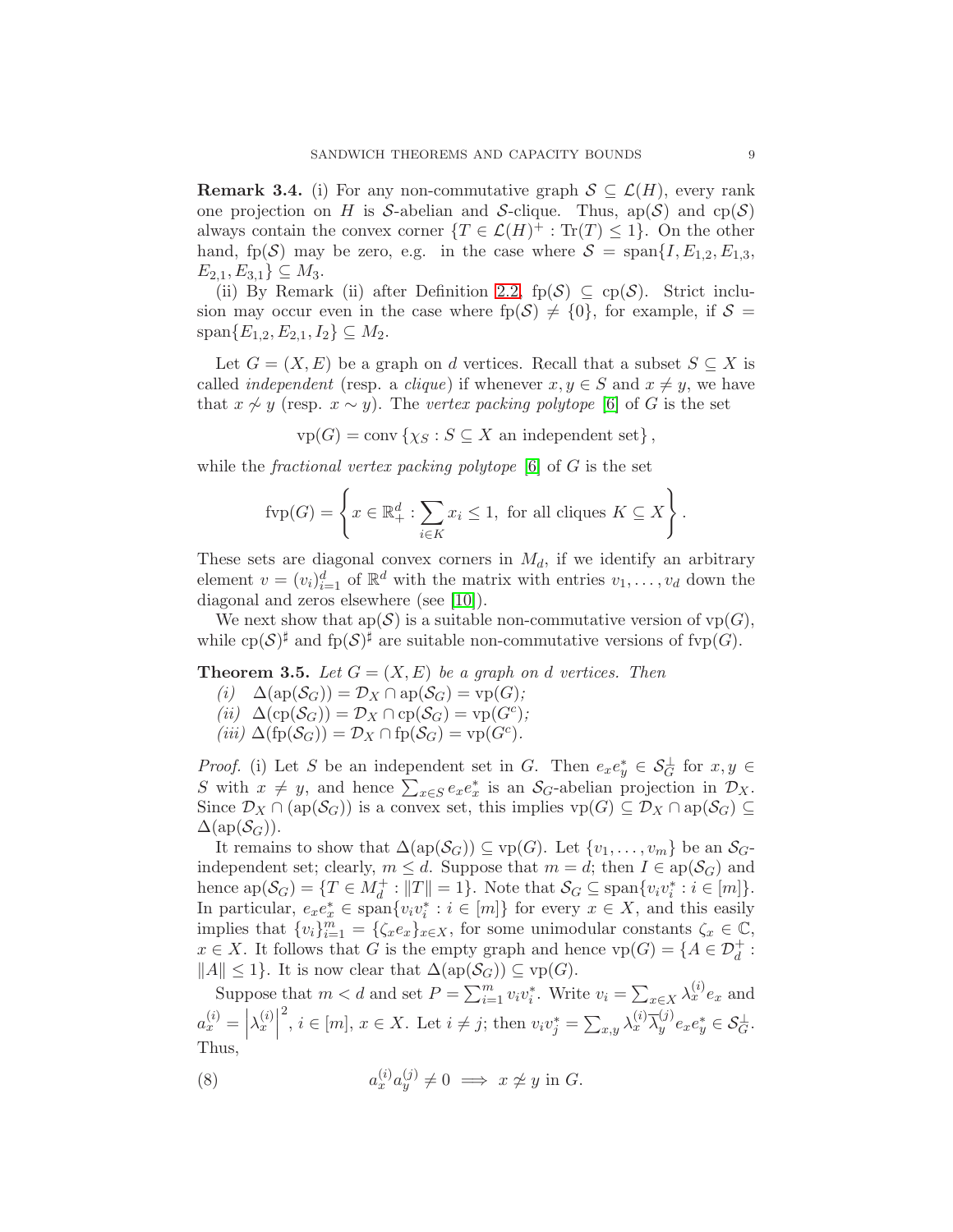**Remark 3.4.** (i) For any non-commutative graph $\mathcal{S} \subseteq \mathcal{L}(H)$, every rank one projection on $H$ is $\mathcal{S}$-abelian and $\mathcal{S}$-clique. Thus, $\mathrm{ap}(\mathcal{S})$ and $\mathrm{cp}(\mathcal{S})$ always contain the convex corner $\{T \in \mathcal{L}(H)^+ : \mathrm{Tr}(T) \leq 1\}$. On the other hand, $\mathrm{fp}(\mathcal{S})$ may be zero, e.g. in the case where $\mathcal{S} = \mathrm{span}\{I, E_{1,2}, E_{1,3}, E_{2,1}, E_{3,1}\} \subseteq M_3$.

(ii) By Remark (ii) after Definition 2.2, $\mathrm{fp}(\mathcal{S}) \subseteq \mathrm{cp}(\mathcal{S})$. Strict inclusion may occur even in the case where $\mathrm{fp}(\mathcal{S}) \neq \{0\}$, for example, if $\mathcal{S} = \mathrm{span}\{E_{1,2}, E_{2,1}, I_2\} \subseteq M_2$.

Let $G = (X, E)$ be a graph on $d$ vertices. Recall that a subset $S \subseteq X$ is called *independent* (resp. a *clique*) if whenever $x, y \in S$ and $x \neq y$, we have that $x \not\sim y$ (resp. $x \sim y$). The *vertex packing polytope* [6] of $G$ is the set

$$\mathrm{vp}(G) = \mathrm{conv}\left\{\chi_S : S \subseteq X \text{ an independent set}\right\},$$

while the *fractional vertex packing polytope* [6] of $G$ is the set

$$\mathrm{fvp}(G) = \left\{x \in \mathbb{R}^d_+ : \sum_{i \in K} x_i \leq 1, \text{ for all cliques } K \subseteq X\right\}.$$

These sets are diagonal convex corners in $M_d$, if we identify an arbitrary element $v = (v_i)_{i=1}^d$ of $\mathbb{R}^d$ with the matrix with entries $v_1, \ldots, v_d$ down the diagonal and zeros elsewhere (see [10]).

We next show that $\mathrm{ap}(\mathcal{S})$ is a suitable non-commutative version of $\mathrm{vp}(G)$, while $\mathrm{cp}(\mathcal{S})^\sharp$ and $\mathrm{fp}(\mathcal{S})^\sharp$ are suitable non-commutative versions of $\mathrm{fvp}(G)$.

**Theorem 3.5.** *Let $G = (X, E)$ be a graph on $d$ vertices. Then*

*(i)* $\Delta(\mathrm{ap}(\mathcal{S}_G)) = \mathcal{D}_X \cap \mathrm{ap}(\mathcal{S}_G) = \mathrm{vp}(G)$;

*(ii)* $\Delta(\mathrm{cp}(\mathcal{S}_G)) = \mathcal{D}_X \cap \mathrm{cp}(\mathcal{S}_G) = \mathrm{vp}(G^c)$;

*(iii)* $\Delta(\mathrm{fp}(\mathcal{S}_G)) = \mathcal{D}_X \cap \mathrm{fp}(\mathcal{S}_G) = \mathrm{vp}(G^c)$.

*Proof.* (i) Let $S$ be an independent set in $G$. Then $e_x e_y^* \in \mathcal{S}_G^\perp$ for $x, y \in S$ with $x \neq y$, and hence $\sum_{x \in S} e_x e_x^*$ is an $\mathcal{S}_G$-abelian projection in $\mathcal{D}_X$. Since $\mathcal{D}_X \cap (\mathrm{ap}(\mathcal{S}_G))$ is a convex set, this implies $\mathrm{vp}(G) \subseteq \mathcal{D}_X \cap \mathrm{ap}(\mathcal{S}_G) \subseteq \Delta(\mathrm{ap}(\mathcal{S}_G))$.

It remains to show that $\Delta(\mathrm{ap}(\mathcal{S}_G)) \subseteq \mathrm{vp}(G)$. Let $\{v_1, \ldots, v_m\}$ be an $\mathcal{S}_G$-independent set; clearly, $m \leq d$. Suppose that $m = d$; then $I \in \mathrm{ap}(\mathcal{S}_G)$ and hence $\mathrm{ap}(\mathcal{S}_G) = \{T \in M_d^+ : \|T\| = 1\}$. Note that $\mathcal{S}_G \subseteq \mathrm{span}\{v_i v_i^* : i \in [m]\}$. In particular, $e_x e_x^* \in \mathrm{span}\{v_i v_i^* : i \in [m]\}$ for every $x \in X$, and this easily implies that $\{v_i\}_{i=1}^m = \{\zeta_x e_x\}_{x \in X}$, for some unimodular constants $\zeta_x \in \mathbb{C}$, $x \in X$. It follows that $G$ is the empty graph and hence $\mathrm{vp}(G) = \{A \in \mathcal{D}_d^+ : \|A\| \leq 1\}$. It is now clear that $\Delta(\mathrm{ap}(\mathcal{S}_G)) \subseteq \mathrm{vp}(G)$.

Suppose that $m < d$ and set $P = \sum_{i=1}^m v_i v_i^*$. Write $v_i = \sum_{x \in X} \lambda_x^{(i)} e_x$ and $a_x^{(i)} = \left|\lambda_x^{(i)}\right|^2$, $i \in [m]$, $x \in X$. Let $i \neq j$; then $v_i v_j^* = \sum_{x,y} \lambda_x^{(i)} \overline{\lambda}_y^{(j)} e_x e_y^* \in \mathcal{S}_G^\perp$. Thus,

$$a_x^{(i)} a_y^{(j)} \neq 0 \implies x \not\simeq y \text{ in } G. \tag{8}$$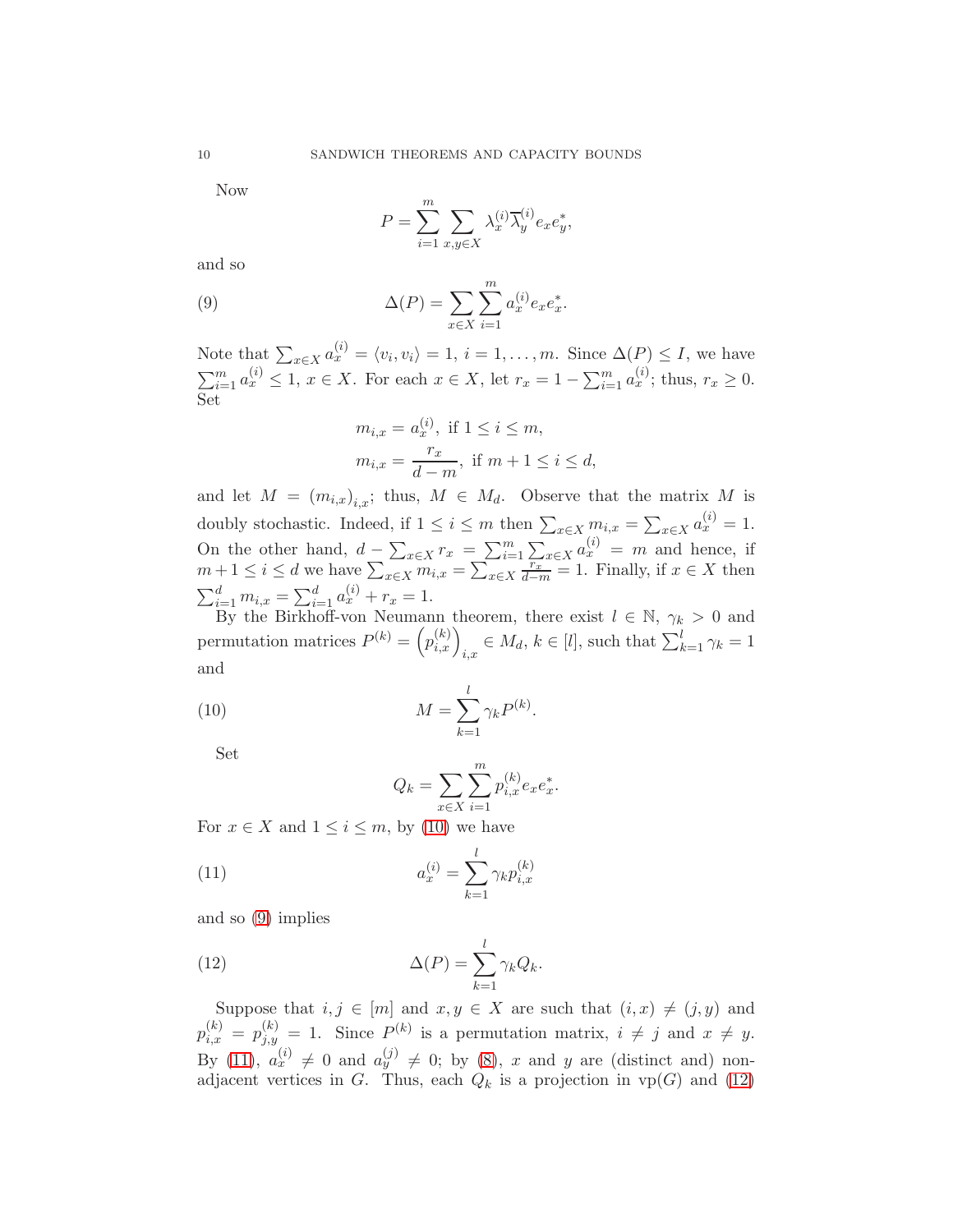Now

$$P = \sum_{i=1}^{m} \sum_{x,y\in X} \lambda_x^{(i)} \overline{\lambda}_y^{(i)} e_x e_y^*,$$

and so

$$\Delta(P) = \sum_{x\in X} \sum_{i=1}^{m} a_x^{(i)} e_x e_x^*. \tag{9}$$

Note that $\sum_{x\in X} a_x^{(i)} = \langle v_i, v_i\rangle = 1$, $i = 1,\dots,m$. Since $\Delta(P) \leq I$, we have $\sum_{i=1}^{m} a_x^{(i)} \leq 1$, $x \in X$. For each $x \in X$, let $r_x = 1 - \sum_{i=1}^{m} a_x^{(i)}$; thus, $r_x \geq 0$. Set

$$m_{i,x} = a_x^{(i)}, \text{ if } 1 \leq i \leq m,$$
$$m_{i,x} = \frac{r_x}{d-m}, \text{ if } m+1 \leq i \leq d,$$

and let $M = (m_{i,x})_{i,x}$; thus, $M \in M_d$. Observe that the matrix $M$ is doubly stochastic. Indeed, if $1 \leq i \leq m$ then $\sum_{x\in X} m_{i,x} = \sum_{x\in X} a_x^{(i)} = 1$. On the other hand, $d - \sum_{x\in X} r_x = \sum_{i=1}^{m}\sum_{x\in X} a_x^{(i)} = m$ and hence, if $m+1 \leq i \leq d$ we have $\sum_{x\in X} m_{i,x} = \sum_{x\in X} \frac{r_x}{d-m} = 1$. Finally, if $x \in X$ then $\sum_{i=1}^{d} m_{i,x} = \sum_{i=1}^{d} a_x^{(i)} + r_x = 1$.

By the Birkhoff-von Neumann theorem, there exist $l \in \mathbb{N}$, $\gamma_k > 0$ and permutation matrices $P^{(k)} = \left(p_{i,x}^{(k)}\right)_{i,x} \in M_d$, $k \in [l]$, such that $\sum_{k=1}^{l} \gamma_k = 1$ and

$$M = \sum_{k=1}^{l} \gamma_k P^{(k)}. \tag{10}$$

Set

$$Q_k = \sum_{x\in X} \sum_{i=1}^{m} p_{i,x}^{(k)} e_x e_x^*.$$

For $x \in X$ and $1 \leq i \leq m$, by (10) we have

$$a_x^{(i)} = \sum_{k=1}^{l} \gamma_k p_{i,x}^{(k)} \tag{11}$$

and so (9) implies

$$\Delta(P) = \sum_{k=1}^{l} \gamma_k Q_k. \tag{12}$$

Suppose that $i, j \in [m]$ and $x, y \in X$ are such that $(i,x) \neq (j,y)$ and $p_{i,x}^{(k)} = p_{j,y}^{(k)} = 1$. Since $P^{(k)}$ is a permutation matrix, $i \neq j$ and $x \neq y$. By (11), $a_x^{(i)} \neq 0$ and $a_y^{(j)} \neq 0$; by (8), $x$ and $y$ are (distinct and) non-adjacent vertices in $G$. Thus, each $Q_k$ is a projection in $\mathrm{vp}(G)$ and (12)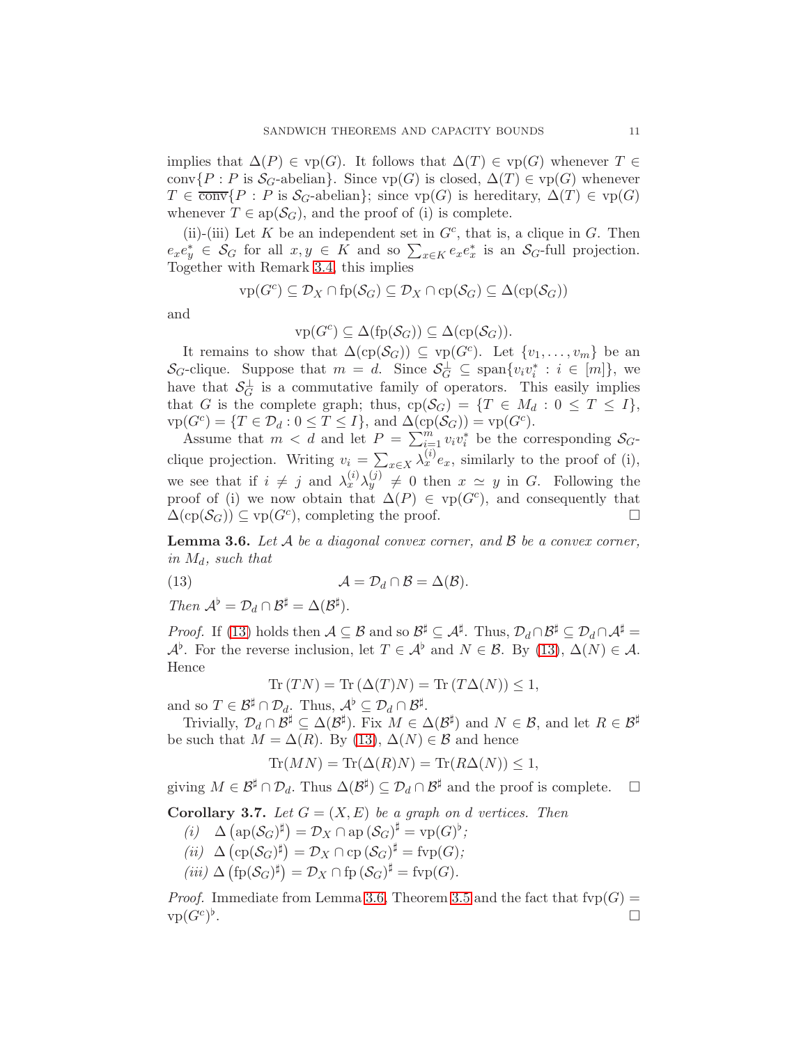implies that $\Delta(P) \in \mathrm{vp}(G)$. It follows that $\Delta(T) \in \mathrm{vp}(G)$ whenever $T \in \mathrm{conv}\{P : P \text{ is } \mathcal{S}_G\text{-abelian}\}$. Since $\mathrm{vp}(G)$ is closed, $\Delta(T) \in \mathrm{vp}(G)$ whenever $T \in \overline{\mathrm{conv}}\{P : P \text{ is } \mathcal{S}_G\text{-abelian}\}$; since $\mathrm{vp}(G)$ is hereditary, $\Delta(T) \in \mathrm{vp}(G)$ whenever $T \in \mathrm{ap}(\mathcal{S}_G)$, and the proof of (i) is complete.

(ii)-(iii) Let $K$ be an independent set in $G^c$, that is, a clique in $G$. Then $e_x e_y^* \in \mathcal{S}_G$ for all $x, y \in K$ and so $\sum_{x\in K} e_x e_x^*$ is an $\mathcal{S}_G$-full projection. Together with Remark 3.4, this implies

$$\mathrm{vp}(G^c) \subseteq \mathcal{D}_X \cap \mathrm{fp}(\mathcal{S}_G) \subseteq \mathcal{D}_X \cap \mathrm{cp}(\mathcal{S}_G) \subseteq \Delta(\mathrm{cp}(\mathcal{S}_G))$$

and

$$\mathrm{vp}(G^c) \subseteq \Delta(\mathrm{fp}(\mathcal{S}_G)) \subseteq \Delta(\mathrm{cp}(\mathcal{S}_G)).$$

It remains to show that $\Delta(\mathrm{cp}(\mathcal{S}_G)) \subseteq \mathrm{vp}(G^c)$. Let $\{v_1, \ldots, v_m\}$ be an $\mathcal{S}_G$-clique. Suppose that $m = d$. Since $\mathcal{S}_G^\perp \subseteq \mathrm{span}\{v_i v_i^* : i \in [m]\}$, we have that $\mathcal{S}_G^\perp$ is a commutative family of operators. This easily implies that $G$ is the complete graph; thus, $\mathrm{cp}(\mathcal{S}_G) = \{T \in M_d : 0 \leq T \leq I\}$, $\mathrm{vp}(G^c) = \{T \in \mathcal{D}_d : 0 \leq T \leq I\}$, and $\Delta(\mathrm{cp}(\mathcal{S}_G)) = \mathrm{vp}(G^c)$.

Assume that $m < d$ and let $P = \sum_{i=1}^m v_i v_i^*$ be the corresponding $\mathcal{S}_G$-clique projection. Writing $v_i = \sum_{x\in X} \lambda_x^{(i)} e_x$, similarly to the proof of (i), we see that if $i \neq j$ and $\lambda_x^{(i)} \lambda_y^{(j)} \neq 0$ then $x \simeq y$ in $G$. Following the proof of (i) we now obtain that $\Delta(P) \in \mathrm{vp}(G^c)$, and consequently that $\Delta(\mathrm{cp}(\mathcal{S}_G)) \subseteq \mathrm{vp}(G^c)$, completing the proof. $\square$

**Lemma 3.6.** *Let $\mathcal{A}$ be a diagonal convex corner, and $\mathcal{B}$ be a convex corner, in $M_d$, such that*

$$\mathcal{A} = \mathcal{D}_d \cap \mathcal{B} = \Delta(\mathcal{B}). \tag{13}$$

*Then $\mathcal{A}^\flat = \mathcal{D}_d \cap \mathcal{B}^\sharp = \Delta(\mathcal{B}^\sharp)$.*

*Proof.* If (13) holds then $\mathcal{A} \subseteq \mathcal{B}$ and so $\mathcal{B}^\sharp \subseteq \mathcal{A}^\sharp$. Thus, $\mathcal{D}_d \cap \mathcal{B}^\sharp \subseteq \mathcal{D}_d \cap \mathcal{A}^\sharp = \mathcal{A}^\flat$. For the reverse inclusion, let $T \in \mathcal{A}^\flat$ and $N \in \mathcal{B}$. By (13), $\Delta(N) \in \mathcal{A}$. Hence

$$\mathrm{Tr}\,(TN) = \mathrm{Tr}\,(\Delta(T)N) = \mathrm{Tr}\,(T\Delta(N)) \leq 1,$$

and so $T \in \mathcal{B}^\sharp \cap \mathcal{D}_d$. Thus, $\mathcal{A}^\flat \subseteq \mathcal{D}_d \cap \mathcal{B}^\sharp$.

Trivially, $\mathcal{D}_d \cap \mathcal{B}^\sharp \subseteq \Delta(\mathcal{B}^\sharp)$. Fix $M \in \Delta(\mathcal{B}^\sharp)$ and $N \in \mathcal{B}$, and let $R \in \mathcal{B}^\sharp$ be such that $M = \Delta(R)$. By (13), $\Delta(N) \in \mathcal{B}$ and hence

$$\mathrm{Tr}(MN) = \mathrm{Tr}(\Delta(R)N) = \mathrm{Tr}(R\Delta(N)) \leq 1,$$

giving $M \in \mathcal{B}^\sharp \cap \mathcal{D}_d$. Thus $\Delta(\mathcal{B}^\sharp) \subseteq \mathcal{D}_d \cap \mathcal{B}^\sharp$ and the proof is complete. $\square$

**Corollary 3.7.** *Let $G = (X, E)$ be a graph on $d$ vertices. Then*

*(i)* $\Delta\left(\mathrm{ap}(\mathcal{S}_G)^\sharp\right) = \mathcal{D}_X \cap \mathrm{ap}\left(\mathcal{S}_G\right)^\sharp = \mathrm{vp}(G)^\flat$*;*

*(ii)* $\Delta\left(\mathrm{cp}(\mathcal{S}_G)^\sharp\right) = \mathcal{D}_X \cap \mathrm{cp}\left(\mathcal{S}_G\right)^\sharp = \mathrm{fvp}(G)$*;*

*(iii)* $\Delta\left(\mathrm{fp}(\mathcal{S}_G)^\sharp\right) = \mathcal{D}_X \cap \mathrm{fp}\left(\mathcal{S}_G\right)^\sharp = \mathrm{fvp}(G)$.

*Proof.* Immediate from Lemma 3.6, Theorem 3.5 and the fact that $\mathrm{fvp}(G) = \mathrm{vp}(G^c)^\flat$. $\square$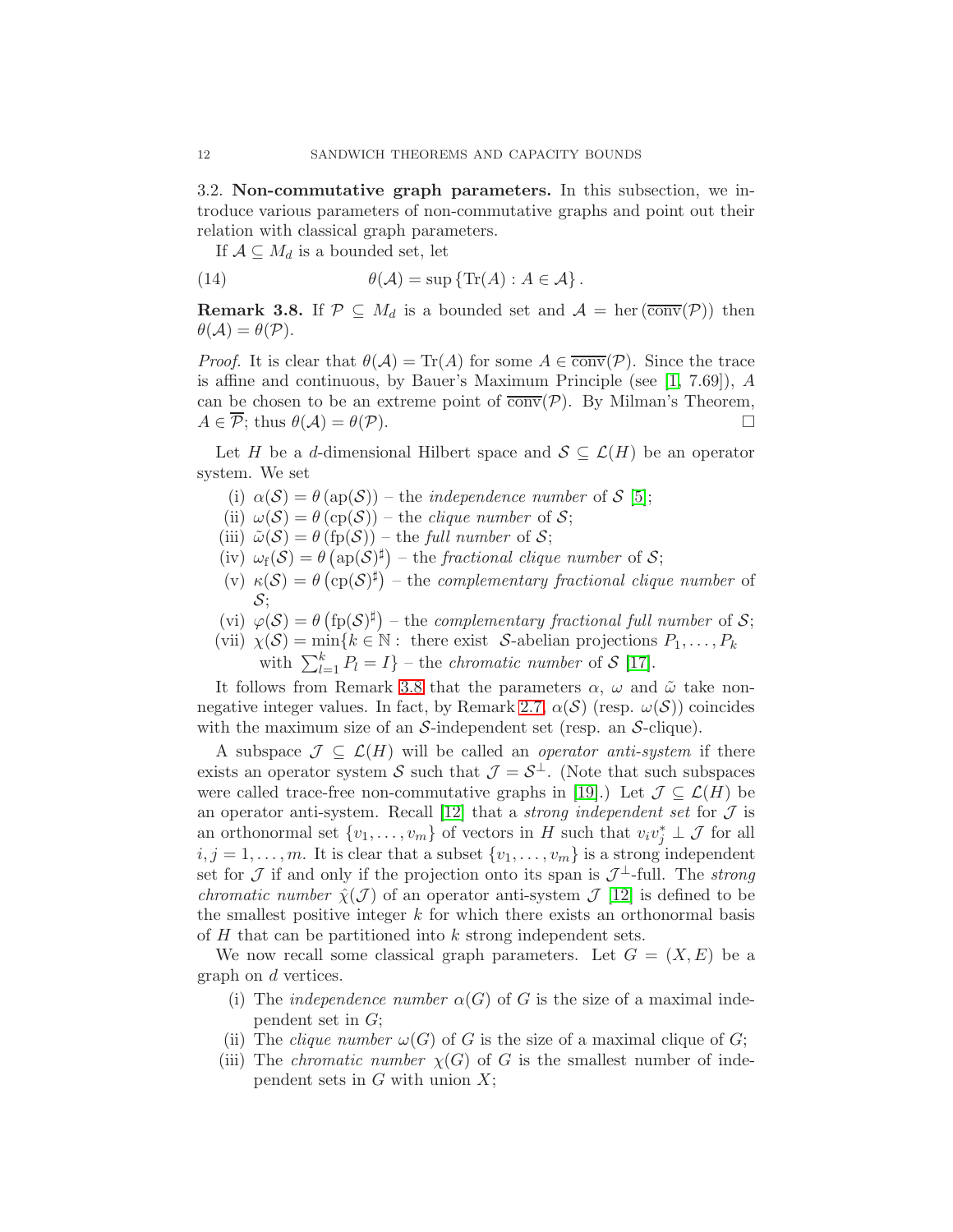### 3.2. Non-commutative graph parameters.

In this subsection, we introduce various parameters of non-commutative graphs and point out their relation with classical graph parameters.

If $\mathcal{A} \subseteq M_d$ is a bounded set, let

$$\theta(\mathcal{A}) = \sup \{\operatorname{Tr}(A) : A \in \mathcal{A}\}. \tag{14}$$

**Remark 3.8.** If $\mathcal{P} \subseteq M_d$ is a bounded set and $\mathcal{A} = \operatorname{her}(\overline{\operatorname{conv}}(\mathcal{P}))$ then $\theta(\mathcal{A}) = \theta(\mathcal{P})$.

*Proof.* It is clear that $\theta(\mathcal{A}) = \operatorname{Tr}(A)$ for some $A \in \overline{\operatorname{conv}}(\mathcal{P})$. Since the trace is affine and continuous, by Bauer's Maximum Principle (see [1, 7.69]), $A$ can be chosen to be an extreme point of $\overline{\operatorname{conv}}(\mathcal{P})$. By Milman's Theorem, $A \in \overline{\mathcal{P}}$; thus $\theta(\mathcal{A}) = \theta(\mathcal{P})$. □

Let $H$ be a $d$-dimensional Hilbert space and $\mathcal{S} \subseteq \mathcal{L}(H)$ be an operator system. We set

- (i) $\alpha(\mathcal{S}) = \theta(\operatorname{ap}(\mathcal{S}))$ – the *independence number* of $\mathcal{S}$ [5];
- (ii) $\omega(\mathcal{S}) = \theta(\operatorname{cp}(\mathcal{S}))$ – the *clique number* of $\mathcal{S}$;
- (iii) $\tilde{\omega}(\mathcal{S}) = \theta(\operatorname{fp}(\mathcal{S}))$ – the *full number* of $\mathcal{S}$;
- (iv) $\omega_{\rm f}(\mathcal{S}) = \theta\left(\operatorname{ap}(\mathcal{S})^\sharp\right)$ – the *fractional clique number* of $\mathcal{S}$;
- (v) $\kappa(\mathcal{S}) = \theta\left(\operatorname{cp}(\mathcal{S})^\sharp\right)$ – the *complementary fractional clique number* of $\mathcal{S}$;
- (vi) $\varphi(\mathcal{S}) = \theta\left(\operatorname{fp}(\mathcal{S})^\sharp\right)$ – the *complementary fractional full number* of $\mathcal{S}$;
- (vii) $\chi(\mathcal{S}) = \min\{k \in \mathbb{N} :$ there exist $\mathcal{S}$-abelian projections $P_1, \dots, P_k$ with $\sum_{l=1}^k P_l = I\}$ – the *chromatic number* of $\mathcal{S}$ [17].

It follows from Remark 3.8 that the parameters $\alpha$, $\omega$ and $\tilde{\omega}$ take non-negative integer values. In fact, by Remark 2.7, $\alpha(\mathcal{S})$ (resp. $\omega(\mathcal{S})$) coincides with the maximum size of an $\mathcal{S}$-independent set (resp. an $\mathcal{S}$-clique).

A subspace $\mathcal{J} \subseteq \mathcal{L}(H)$ will be called an *operator anti-system* if there exists an operator system $\mathcal{S}$ such that $\mathcal{J} = \mathcal{S}^\perp$. (Note that such subspaces were called trace-free non-commutative graphs in [19].) Let $\mathcal{J} \subseteq \mathcal{L}(H)$ be an operator anti-system. Recall [12] that a *strong independent set* for $\mathcal{J}$ is an orthonormal set $\{v_1, \dots, v_m\}$ of vectors in $H$ such that $v_i v_j^* \perp \mathcal{J}$ for all $i, j = 1, \dots, m$. It is clear that a subset $\{v_1, \dots, v_m\}$ is a strong independent set for $\mathcal{J}$ if and only if the projection onto its span is $\mathcal{J}^\perp$-full. The *strong chromatic number* $\hat{\chi}(\mathcal{J})$ of an operator anti-system $\mathcal{J}$ [12] is defined to be the smallest positive integer $k$ for which there exists an orthonormal basis of $H$ that can be partitioned into $k$ strong independent sets.

We now recall some classical graph parameters. Let $G = (X, E)$ be a graph on $d$ vertices.

- (i) The *independence number* $\alpha(G)$ of $G$ is the size of a maximal independent set in $G$;
- (ii) The *clique number* $\omega(G)$ of $G$ is the size of a maximal clique of $G$;
- (iii) The *chromatic number* $\chi(G)$ of $G$ is the smallest number of independent sets in $G$ with union $X$;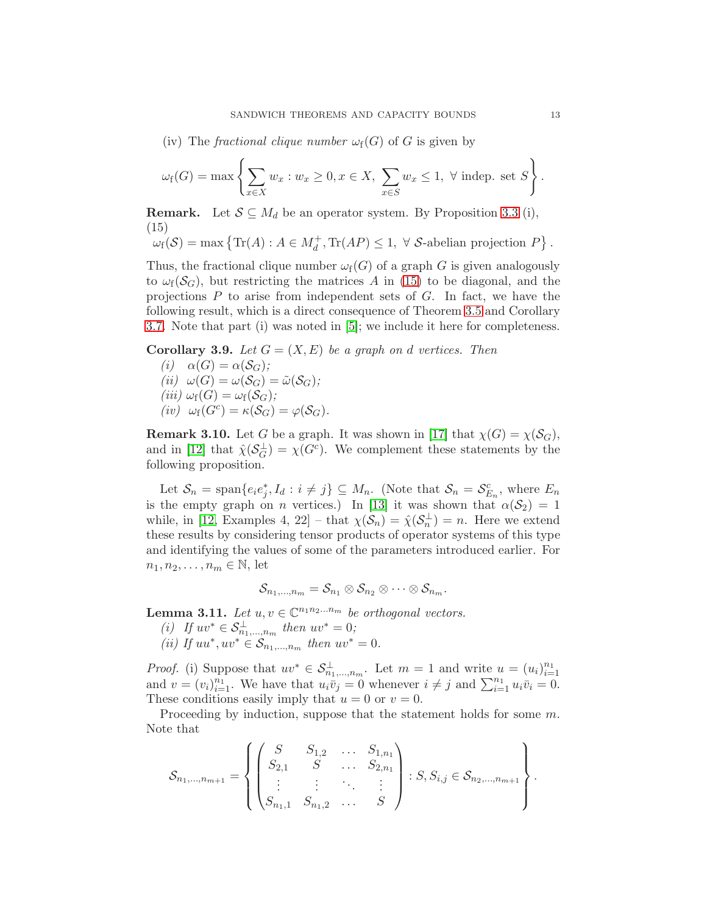(iv) The *fractional clique number* $\omega_{\rm f}(G)$ of $G$ is given by

$$\omega_{\rm f}(G) = \max\left\{\sum_{x\in X} w_x : w_x \geq 0, x \in X, \ \sum_{x\in S} w_x \leq 1, \ \forall \text{ indep. set } S\right\}.$$

**Remark.** Let $\mathcal{S} \subseteq M_d$ be an operator system. By Proposition 3.3 (i),
(15)

$$\omega_{\rm f}(\mathcal{S}) = \max\left\{\text{Tr}(A) : A \in M_d^+, \text{Tr}(AP) \leq 1, \ \forall \ \mathcal{S}\text{-abelian projection } P\right\}.$$

Thus, the fractional clique number $\omega_{\rm f}(G)$ of a graph $G$ is given analogously to $\omega_{\rm f}(\mathcal{S}_G)$, but restricting the matrices $A$ in (15) to be diagonal, and the projections $P$ to arise from independent sets of $G$. In fact, we have the following result, which is a direct consequence of Theorem 3.5 and Corollary 3.7. Note that part (i) was noted in [5]; we include it here for completeness.

**Corollary 3.9.** *Let $G = (X, E)$ be a graph on $d$ vertices. Then*

*(i)* $\alpha(G) = \alpha(\mathcal{S}_G)$;
*(ii)* $\omega(G) = \omega(\mathcal{S}_G) = \tilde{\omega}(\mathcal{S}_G)$;
*(iii)* $\omega_{\rm f}(G) = \omega_{\rm f}(\mathcal{S}_G)$;
*(iv)* $\omega_{\rm f}(G^c) = \kappa(\mathcal{S}_G) = \varphi(\mathcal{S}_G)$.

**Remark 3.10.** Let $G$ be a graph. It was shown in [17] that $\chi(G) = \chi(\mathcal{S}_G)$, and in [12] that $\hat{\chi}(\mathcal{S}_G^\perp) = \chi(G^c)$. We complement these statements by the following proposition.

Let $\mathcal{S}_n = \text{span}\{e_ie_j^*, I_d : i \neq j\} \subseteq M_n$. (Note that $\mathcal{S}_n = \mathcal{S}_{E_n}^c$, where $E_n$ is the empty graph on $n$ vertices.) In [13] it was shown that $\alpha(\mathcal{S}_2) = 1$ while, in [12, Examples 4, 22] – that $\chi(\mathcal{S}_n) = \hat{\chi}(\mathcal{S}_n^\perp) = n$. Here we extend these results by considering tensor products of operator systems of this type and identifying the values of some of the parameters introduced earlier. For $n_1, n_2, \ldots, n_m \in \mathbb{N}$, let

$$\mathcal{S}_{n_1,\ldots,n_m} = \mathcal{S}_{n_1} \otimes \mathcal{S}_{n_2} \otimes \cdots \otimes \mathcal{S}_{n_m}.$$

**Lemma 3.11.** *Let $u, v \in \mathbb{C}^{n_1n_2\ldots n_m}$ be orthogonal vectors.*

*(i) If $uv^* \in \mathcal{S}_{n_1,\ldots,n_m}^\perp$ then $uv^* = 0$;*
*(ii) If $uu^*, uv^* \in \mathcal{S}_{n_1,\ldots,n_m}$ then $uv^* = 0$.*

*Proof.* (i) Suppose that $uv^* \in \mathcal{S}_{n_1,\ldots,n_m}^\perp$. Let $m = 1$ and write $u = (u_i)_{i=1}^{n_1}$ and $v = (v_i)_{i=1}^{n_1}$. We have that $u_i\bar{v}_j = 0$ whenever $i \neq j$ and $\sum_{i=1}^{n_1} u_i\bar{v}_i = 0$. These conditions easily imply that $u = 0$ or $v = 0$.

Proceeding by induction, suppose that the statement holds for some $m$. Note that

$$\mathcal{S}_{n_1,\ldots,n_{m+1}} = \left\{\begin{pmatrix} S & S_{1,2} & \ldots & S_{1,n_1} \\ S_{2,1} & S & \ldots & S_{2,n_1} \\ \vdots & \vdots & \ddots & \vdots \\ S_{n_1,1} & S_{n_1,2} & \ldots & S \end{pmatrix} : S, S_{i,j} \in \mathcal{S}_{n_2,\ldots,n_{m+1}}\right\}.$$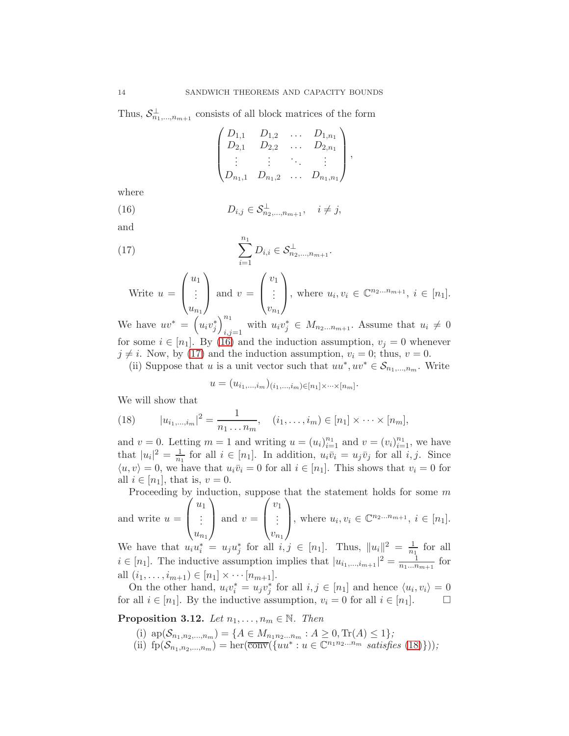Thus, $\mathcal{S}_{n_1,\dots,n_{m+1}}^{\perp}$ consists of all block matrices of the form

$$\begin{pmatrix} D_{1,1} & D_{1,2} & \dots & D_{1,n_1} \\ D_{2,1} & D_{2,2} & \dots & D_{2,n_1} \\ \vdots & \vdots & \ddots & \vdots \\ D_{n_1,1} & D_{n_1,2} & \dots & D_{n_1,n_1} \end{pmatrix},$$

where

$$D_{i,j} \in \mathcal{S}_{n_2,\dots,n_{m+1}}^{\perp}, \quad i \neq j, \tag{16}$$

and

$$\sum_{i=1}^{n_1} D_{i,i} \in \mathcal{S}_{n_2,\dots,n_{m+1}}^{\perp}. \tag{17}$$

Write $u = \begin{pmatrix} u_1 \\ \vdots \\ u_{n_1} \end{pmatrix}$ and $v = \begin{pmatrix} v_1 \\ \vdots \\ v_{n_1} \end{pmatrix}$, where $u_i, v_i \in \mathbb{C}^{n_2 \dots n_{m+1}}$, $i \in [n_1]$. We have $uv^* = \left(u_i v_j^*\right)_{i,j=1}^{n_1}$ with $u_i v_j^* \in M_{n_2 \dots n_{m+1}}$. Assume that $u_i \neq 0$ for some $i \in [n_1]$. By (16) and the induction assumption, $v_j = 0$ whenever $j \neq i$. Now, by (17) and the induction assumption, $v_i = 0$; thus, $v = 0$.

(ii) Suppose that $u$ is a unit vector such that $uu^*, uv^* \in \mathcal{S}_{n_1,\dots,n_m}$. Write

$$u = (u_{i_1,\dots,i_m})_{(i_1,\dots,i_m) \in [n_1] \times \dots \times [n_m]}.$$

We will show that

$$|u_{i_1,\dots,i_m}|^2 = \frac{1}{n_1 \dots n_m}, \quad (i_1,\dots,i_m) \in [n_1] \times \dots \times [n_m], \tag{18}$$

and $v = 0$. Letting $m = 1$ and writing $u = (u_i)_{i=1}^{n_1}$ and $v = (v_i)_{i=1}^{n_1}$, we have that $|u_i|^2 = \frac{1}{n_1}$ for all $i \in [n_1]$. In addition, $u_i \bar{v}_i = u_j \bar{v}_j$ for all $i, j$. Since $\langle u, v \rangle = 0$, we have that $u_i \bar{v}_i = 0$ for all $i \in [n_1]$. This shows that $v_i = 0$ for all $i \in [n_1]$, that is, $v = 0$.

Proceeding by induction, suppose that the statement holds for some $m$ and write $u = \begin{pmatrix} u_1 \\ \vdots \\ u_{n_1} \end{pmatrix}$ and $v = \begin{pmatrix} v_1 \\ \vdots \\ v_{n_1} \end{pmatrix}$, where $u_i, v_i \in \mathbb{C}^{n_2 \dots n_{m+1}}$, $i \in [n_1]$. We have that $u_i u_i^* = u_j u_j^*$ for all $i, j \in [n_1]$. Thus, $\|u_i\|^2 = \frac{1}{n_1}$ for all $i \in [n_1]$. The inductive assumption implies that $|u_{i_1,\dots,i_{m+1}}|^2 = \frac{1}{n_1 \dots n_{m+1}}$ for all $(i_1,\dots,i_{m+1}) \in [n_1] \times \dots [n_{m+1}]$.

On the other hand, $u_i v_i^* = u_j v_j^*$ for all $i, j \in [n_1]$ and hence $\langle u_i, v_i \rangle = 0$ for all $i \in [n_1]$. By the inductive assumption, $v_i = 0$ for all $i \in [n_1]$. $\square$

**Proposition 3.12.** *Let $n_1, \dots, n_m \in \mathbb{N}$. Then*

(i) $\mathrm{ap}(\mathcal{S}_{n_1,n_2,\dots,n_m}) = \{A \in M_{n_1 n_2 \dots n_m} : A \geq 0, \mathrm{Tr}(A) \leq 1\}$;

(ii) $\mathrm{fp}(\mathcal{S}_{n_1,n_2,\dots,n_m}) = \mathrm{her}(\overline{\mathrm{conv}}(\{uu^* : u \in \mathbb{C}^{n_1 n_2 \dots n_m}$ *satisfies* (18)$\}))$;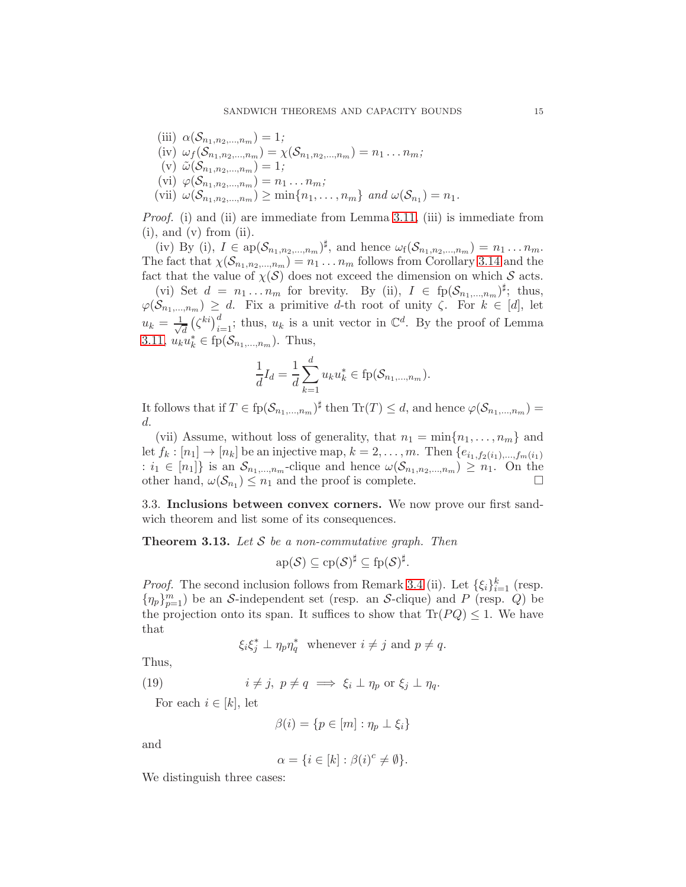(iii) $\alpha(\mathcal{S}_{n_1,n_2,\dots,n_m}) = 1$;

(iv) $\omega_f(\mathcal{S}_{n_1,n_2,\dots,n_m}) = \chi(\mathcal{S}_{n_1,n_2,\dots,n_m}) = n_1 \dots n_m$;

(v) $\tilde{\omega}(\mathcal{S}_{n_1,n_2,\dots,n_m}) = 1$;

(vi) $\varphi(\mathcal{S}_{n_1,n_2,\dots,n_m}) = n_1 \dots n_m$;

(vii) $\omega(\mathcal{S}_{n_1,n_2,\dots,n_m}) \geq \min\{n_1, \dots, n_m\}$ *and* $\omega(\mathcal{S}_{n_1}) = n_1$.

*Proof.* (i) and (ii) are immediate from Lemma 3.11, (iii) is immediate from (i), and (v) from (ii).

(iv) By (i), $I \in \mathrm{ap}(\mathcal{S}_{n_1,n_2,\dots,n_m})^\sharp$, and hence $\omega_{\mathrm{f}}(\mathcal{S}_{n_1,n_2,\dots,n_m}) = n_1 \dots n_m$. The fact that $\chi(\mathcal{S}_{n_1,n_2,\dots,n_m}) = n_1 \dots n_m$ follows from Corollary 3.14 and the fact that the value of $\chi(\mathcal{S})$ does not exceed the dimension on which $\mathcal{S}$ acts.

(vi) Set $d = n_1 \dots n_m$ for brevity. By (ii), $I \in \mathrm{fp}(\mathcal{S}_{n_1,\dots,n_m})^\sharp$; thus, $\varphi(\mathcal{S}_{n_1,\dots,n_m}) \geq d$. Fix a primitive $d$-th root of unity $\zeta$. For $k \in [d]$, let $u_k = \frac{1}{\sqrt{d}} \left(\zeta^{ki}\right)_{i=1}^d$; thus, $u_k$ is a unit vector in $\mathbb{C}^d$. By the proof of Lemma 3.11, $u_k u_k^* \in \mathrm{fp}(\mathcal{S}_{n_1,\dots,n_m})$. Thus,

$$\frac{1}{d} I_d = \frac{1}{d} \sum_{k=1}^d u_k u_k^* \in \mathrm{fp}(\mathcal{S}_{n_1,\dots,n_m}).$$

It follows that if $T \in \mathrm{fp}(\mathcal{S}_{n_1,\dots,n_m})^\sharp$ then $\mathrm{Tr}(T) \leq d$, and hence $\varphi(\mathcal{S}_{n_1,\dots,n_m}) = d$.

(vii) Assume, without loss of generality, that $n_1 = \min\{n_1, \dots, n_m\}$ and let $f_k : [n_1] \to [n_k]$ be an injective map, $k = 2, \dots, m$. Then $\{e_{i_1, f_2(i_1), \dots, f_m(i_1)} : i_1 \in [n_1]\}$ is an $\mathcal{S}_{n_1,\dots,n_m}$-clique and hence $\omega(\mathcal{S}_{n_1,n_2,\dots,n_m}) \geq n_1$. On the other hand, $\omega(\mathcal{S}_{n_1}) \leq n_1$ and the proof is complete. $\square$

3.3. **Inclusions between convex corners.** We now prove our first sandwich theorem and list some of its consequences.

**Theorem 3.13.** *Let $\mathcal{S}$ be a non-commutative graph. Then*

$$\mathrm{ap}(\mathcal{S}) \subseteq \mathrm{cp}(\mathcal{S})^\sharp \subseteq \mathrm{fp}(\mathcal{S})^\sharp.$$

*Proof.* The second inclusion follows from Remark 3.4 (ii). Let $\{\xi_i\}_{i=1}^k$ (resp. $\{\eta_p\}_{p=1}^m$) be an $\mathcal{S}$-independent set (resp. an $\mathcal{S}$-clique) and $P$ (resp. $Q$) be the projection onto its span. It suffices to show that $\mathrm{Tr}(PQ) \leq 1$. We have that

$$\xi_i \xi_j^* \perp \eta_p \eta_q^* \ \text{ whenever } i \neq j \text{ and } p \neq q.$$

Thus,

$$i \neq j, \ p \neq q \implies \xi_i \perp \eta_p \text{ or } \xi_j \perp \eta_q. \tag{19}$$

For each $i \in [k]$, let

$$\beta(i) = \{p \in [m] : \eta_p \perp \xi_i\}$$

and

$$\alpha = \{i \in [k] : \beta(i)^c \neq \emptyset\}.$$

We distinguish three cases: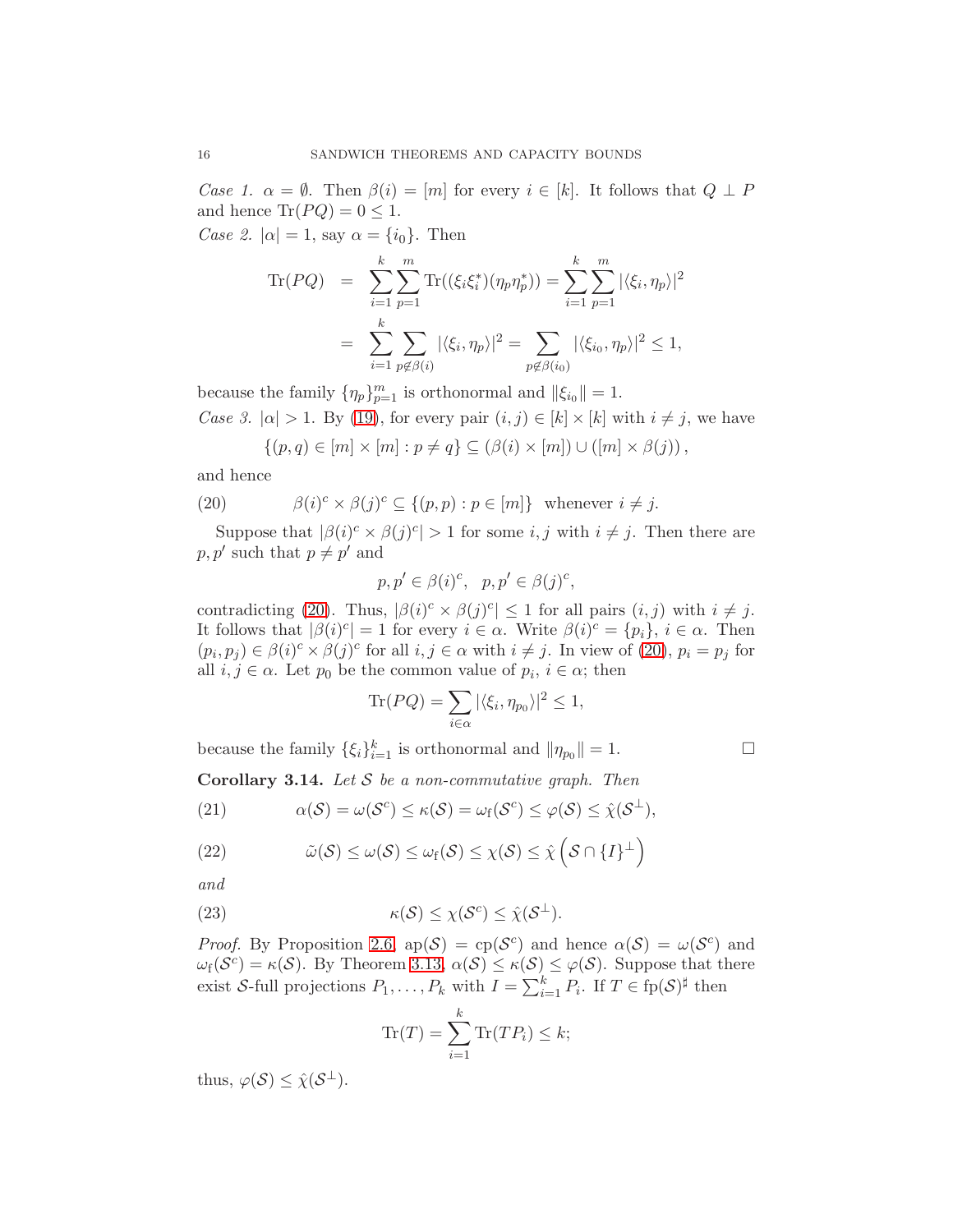*Case 1.* $\alpha = \emptyset$. Then $\beta(i) = [m]$ for every $i \in [k]$. It follows that $Q \perp P$ and hence $\text{Tr}(PQ) = 0 \leq 1$.

*Case 2.* $|\alpha| = 1$, say $\alpha = \{i_0\}$. Then

$$\begin{aligned}\text{Tr}(PQ) &= \sum_{i=1}^{k}\sum_{p=1}^{m}\text{Tr}((\xi_i\xi_i^*)(\eta_p\eta_p^*)) = \sum_{i=1}^{k}\sum_{p=1}^{m}|\langle \xi_i, \eta_p\rangle|^2 \\ &= \sum_{i=1}^{k}\sum_{p\notin\beta(i)}|\langle \xi_i, \eta_p\rangle|^2 = \sum_{p\notin\beta(i_0)}|\langle \xi_{i_0}, \eta_p\rangle|^2 \leq 1,\end{aligned}$$

because the family $\{\eta_p\}_{p=1}^m$ is orthonormal and $\|\xi_{i_0}\| = 1$.

*Case 3.* $|\alpha| > 1$. By (19), for every pair $(i,j) \in [k]\times[k]$ with $i \neq j$, we have

$$\{(p,q) \in [m]\times[m] : p \neq q\} \subseteq (\beta(i)\times[m]) \cup ([m]\times\beta(j)),$$

and hence

$$\beta(i)^c \times \beta(j)^c \subseteq \{(p,p) : p \in [m]\} \quad \text{whenever } i \neq j. \tag{20}$$

Suppose that $|\beta(i)^c \times \beta(j)^c| > 1$ for some $i, j$ with $i \neq j$. Then there are $p, p'$ such that $p \neq p'$ and

$$p, p' \in \beta(i)^c, \quad p, p' \in \beta(j)^c,$$

contradicting (20). Thus, $|\beta(i)^c \times \beta(j)^c| \leq 1$ for all pairs $(i,j)$ with $i \neq j$. It follows that $|\beta(i)^c| = 1$ for every $i \in \alpha$. Write $\beta(i)^c = \{p_i\}$, $i \in \alpha$. Then $(p_i, p_j) \in \beta(i)^c \times \beta(j)^c$ for all $i, j \in \alpha$ with $i \neq j$. In view of (20), $p_i = p_j$ for all $i, j \in \alpha$. Let $p_0$ be the common value of $p_i$, $i \in \alpha$; then

$$\text{Tr}(PQ) = \sum_{i\in\alpha}|\langle \xi_i, \eta_{p_0}\rangle|^2 \leq 1,$$

because the family $\{\xi_i\}_{i=1}^k$ is orthonormal and $\|\eta_{p_0}\| = 1$. $\square$

**Corollary 3.14.** *Let $\mathcal{S}$ be a non-commutative graph. Then*

$$\alpha(\mathcal{S}) = \omega(\mathcal{S}^c) \leq \kappa(\mathcal{S}) = \omega_{\text{f}}(\mathcal{S}^c) \leq \varphi(\mathcal{S}) \leq \hat{\chi}(\mathcal{S}^\perp), \tag{21}$$

$$\tilde{\omega}(\mathcal{S}) \leq \omega(\mathcal{S}) \leq \omega_{\text{f}}(\mathcal{S}) \leq \chi(\mathcal{S}) \leq \hat{\chi}\left(\mathcal{S} \cap \{I\}^\perp\right) \tag{22}$$

*and*

$$\kappa(\mathcal{S}) \leq \chi(\mathcal{S}^c) \leq \hat{\chi}(\mathcal{S}^\perp). \tag{23}$$

*Proof.* By Proposition 2.6, $\text{ap}(\mathcal{S}) = \text{cp}(\mathcal{S}^c)$ and hence $\alpha(\mathcal{S}) = \omega(\mathcal{S}^c)$ and $\omega_{\text{f}}(\mathcal{S}^c) = \kappa(\mathcal{S})$. By Theorem 3.13, $\alpha(\mathcal{S}) \leq \kappa(\mathcal{S}) \leq \varphi(\mathcal{S})$. Suppose that there exist $\mathcal{S}$-full projections $P_1, \dots, P_k$ with $I = \sum_{i=1}^k P_i$. If $T \in \text{fp}(\mathcal{S})^\sharp$ then

$$\text{Tr}(T) = \sum_{i=1}^{k}\text{Tr}(TP_i) \leq k;$$

thus, $\varphi(\mathcal{S}) \leq \hat{\chi}(\mathcal{S}^\perp)$.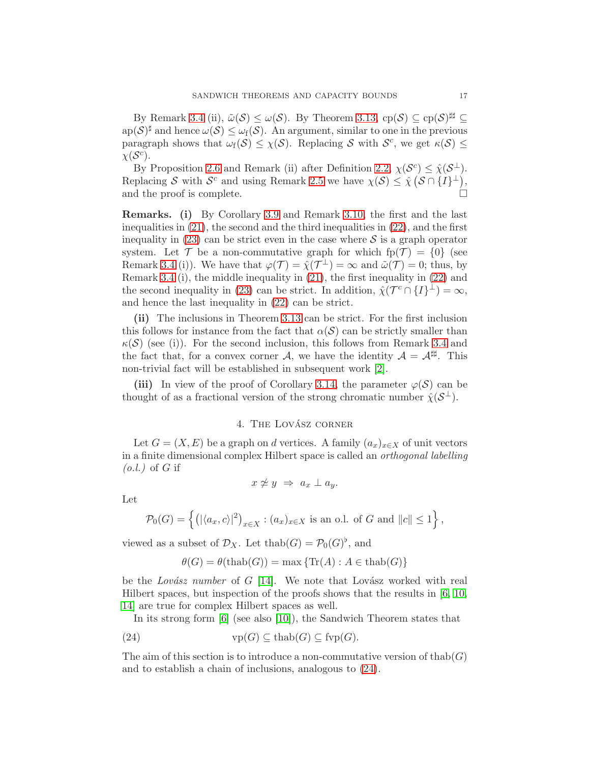By Remark 3.4 (ii), $\tilde{\omega}(\mathcal{S}) \leq \omega(\mathcal{S})$. By Theorem 3.13, $\mathrm{cp}(\mathcal{S}) \subseteq \mathrm{cp}(\mathcal{S})^{\sharp\sharp} \subseteq \mathrm{ap}(\mathcal{S})^{\sharp}$ and hence $\omega(\mathcal{S}) \leq \omega_{\mathrm{f}}(\mathcal{S})$. An argument, similar to one in the previous paragraph shows that $\omega_{\mathrm{f}}(\mathcal{S}) \leq \chi(\mathcal{S})$. Replacing $\mathcal{S}$ with $\mathcal{S}^c$, we get $\kappa(\mathcal{S}) \leq \chi(\mathcal{S}^c)$.

By Proposition 2.6 and Remark (ii) after Definition 2.2, $\chi(\mathcal{S}^c) \leq \hat{\chi}(\mathcal{S}^{\perp})$. Replacing $\mathcal{S}$ with $\mathcal{S}^c$ and using Remark 2.5 we have $\chi(\mathcal{S}) \leq \hat{\chi}\left(\mathcal{S} \cap \{I\}^{\perp}\right)$, and the proof is complete. $\square$

**Remarks. (i)** By Corollary 3.9 and Remark 3.10, the first and the last inequalities in (21), the second and the third inequalities in (22), and the first inequality in (23) can be strict even in the case where $\mathcal{S}$ is a graph operator system. Let $\mathcal{T}$ be a non-commutative graph for which $\mathrm{fp}(\mathcal{T}) = \{0\}$ (see Remark 3.4 (i)). We have that $\varphi(\mathcal{T}) = \hat{\chi}(\mathcal{T}^{\perp}) = \infty$ and $\tilde{\omega}(\mathcal{T}) = 0$; thus, by Remark 3.4 (i), the middle inequality in (21), the first inequality in (22) and the second inequality in (23) can be strict. In addition, $\hat{\chi}(\mathcal{T}^c \cap \{I\}^{\perp}) = \infty$, and hence the last inequality in (22) can be strict.

**(ii)** The inclusions in Theorem 3.13 can be strict. For the first inclusion this follows for instance from the fact that $\alpha(\mathcal{S})$ can be strictly smaller than $\kappa(\mathcal{S})$ (see (i)). For the second inclusion, this follows from Remark 3.4 and the fact that, for a convex corner $\mathcal{A}$, we have the identity $\mathcal{A} = \mathcal{A}^{\sharp\sharp}$. This non-trivial fact will be established in subsequent work [2].

**(iii)** In view of the proof of Corollary 3.14, the parameter $\varphi(\mathcal{S})$ can be thought of as a fractional version of the strong chromatic number $\hat{\chi}(\mathcal{S}^{\perp})$.

## 4. The Lovász corner

Let $G = (X, E)$ be a graph on $d$ vertices. A family $(a_x)_{x \in X}$ of unit vectors in a finite dimensional complex Hilbert space is called an *orthogonal labelling (o.l.)* of $G$ if

$$x \not\simeq y \ \Rightarrow \ a_x \perp a_y.$$

Let

$$\mathcal{P}_0(G) = \left\{ \left(|\langle a_x, c\rangle|^2\right)_{x \in X} : (a_x)_{x \in X} \text{ is an o.l. of } G \text{ and } \|c\| \leq 1 \right\},$$

viewed as a subset of $\mathcal{D}_X$. Let $\mathrm{thab}(G) = \mathcal{P}_0(G)^{\flat}$, and

$$\theta(G) = \theta(\mathrm{thab}(G)) = \max\left\{\mathrm{Tr}(A) : A \in \mathrm{thab}(G)\right\}$$

be the *Lovász number* of $G$ [14]. We note that Lovász worked with real Hilbert spaces, but inspection of the proofs shows that the results in [6, 10, 14] are true for complex Hilbert spaces as well.

In its strong form [6] (see also [10]), the Sandwich Theorem states that

$$\mathrm{vp}(G) \subseteq \mathrm{thab}(G) \subseteq \mathrm{fvp}(G). \tag{24}$$

The aim of this section is to introduce a non-commutative version of $\mathrm{thab}(G)$ and to establish a chain of inclusions, analogous to (24).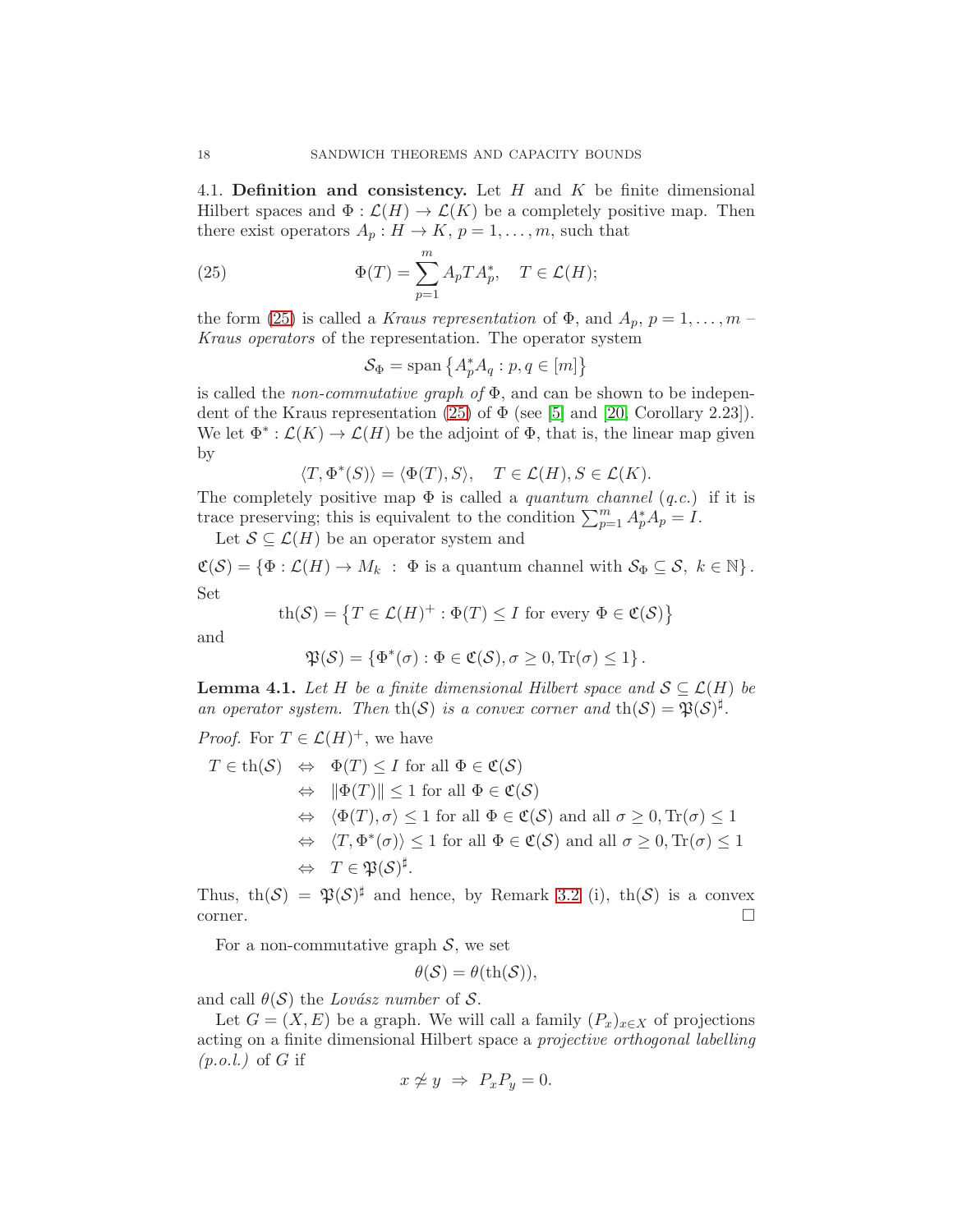4.1. **Definition and consistency.** Let $H$ and $K$ be finite dimensional Hilbert spaces and $\Phi : \mathcal{L}(H) \to \mathcal{L}(K)$ be a completely positive map. Then there exist operators $A_p : H \to K$, $p = 1, \dots, m$, such that

$$\Phi(T) = \sum_{p=1}^{m} A_p T A_p^*, \quad T \in \mathcal{L}(H); \tag{25}$$

the form (25) is called a *Kraus representation* of $\Phi$, and $A_p$, $p = 1, \dots, m$ – *Kraus operators* of the representation. The operator system

$$\mathcal{S}_\Phi = \operatorname{span}\left\{A_p^* A_q : p, q \in [m]\right\}$$

is called the *non-commutative graph of* $\Phi$, and can be shown to be independent of the Kraus representation (25) of $\Phi$ (see [5] and [20, Corollary 2.23]). We let $\Phi^* : \mathcal{L}(K) \to \mathcal{L}(H)$ be the adjoint of $\Phi$, that is, the linear map given by

$$\langle T, \Phi^*(S)\rangle = \langle \Phi(T), S\rangle, \quad T \in \mathcal{L}(H), S \in \mathcal{L}(K).$$

The completely positive map $\Phi$ is called a *quantum channel* (*q.c.*) if it is trace preserving; this is equivalent to the condition $\sum_{p=1}^{m} A_p^* A_p = I$.

Let $\mathcal{S} \subseteq \mathcal{L}(H)$ be an operator system and

$$\mathfrak{C}(\mathcal{S}) = \{\Phi : \mathcal{L}(H) \to M_k \ : \ \Phi \text{ is a quantum channel with } \mathcal{S}_\Phi \subseteq \mathcal{S}, \ k \in \mathbb{N}\}.$$

Set

$$\operatorname{th}(\mathcal{S}) = \left\{T \in \mathcal{L}(H)^+ : \Phi(T) \leq I \text{ for every } \Phi \in \mathfrak{C}(\mathcal{S})\right\}$$

and

$$\mathfrak{P}(\mathcal{S}) = \left\{\Phi^*(\sigma) : \Phi \in \mathfrak{C}(\mathcal{S}), \sigma \geq 0, \operatorname{Tr}(\sigma) \leq 1\right\}.$$

**Lemma 4.1.** *Let $H$ be a finite dimensional Hilbert space and $\mathcal{S} \subseteq \mathcal{L}(H)$ be an operator system. Then $\operatorname{th}(\mathcal{S})$ is a convex corner and $\operatorname{th}(\mathcal{S}) = \mathfrak{P}(\mathcal{S})^\sharp$.*

*Proof.* For $T \in \mathcal{L}(H)^+$, we have

$$\begin{aligned}
T \in \operatorname{th}(\mathcal{S}) \ &\Leftrightarrow \ \Phi(T) \leq I \text{ for all } \Phi \in \mathfrak{C}(\mathcal{S}) \\
&\Leftrightarrow \ \|\Phi(T)\| \leq 1 \text{ for all } \Phi \in \mathfrak{C}(\mathcal{S}) \\
&\Leftrightarrow \ \langle \Phi(T), \sigma\rangle \leq 1 \text{ for all } \Phi \in \mathfrak{C}(\mathcal{S}) \text{ and all } \sigma \geq 0, \operatorname{Tr}(\sigma) \leq 1 \\
&\Leftrightarrow \ \langle T, \Phi^*(\sigma)\rangle \leq 1 \text{ for all } \Phi \in \mathfrak{C}(\mathcal{S}) \text{ and all } \sigma \geq 0, \operatorname{Tr}(\sigma) \leq 1 \\
&\Leftrightarrow \ T \in \mathfrak{P}(\mathcal{S})^\sharp.
\end{aligned}$$

Thus, $\operatorname{th}(\mathcal{S}) = \mathfrak{P}(\mathcal{S})^\sharp$ and hence, by Remark 3.2 (i), $\operatorname{th}(\mathcal{S})$ is a convex corner. $\square$

For a non-commutative graph $\mathcal{S}$, we set

$$\theta(\mathcal{S}) = \theta(\operatorname{th}(\mathcal{S})),$$

and call $\theta(\mathcal{S})$ the *Lovász number* of $\mathcal{S}$.

Let $G = (X, E)$ be a graph. We will call a family $(P_x)_{x \in X}$ of projections acting on a finite dimensional Hilbert space a *projective orthogonal labelling (p.o.l.)* of $G$ if

$$x \not\simeq y \ \Rightarrow \ P_x P_y = 0.$$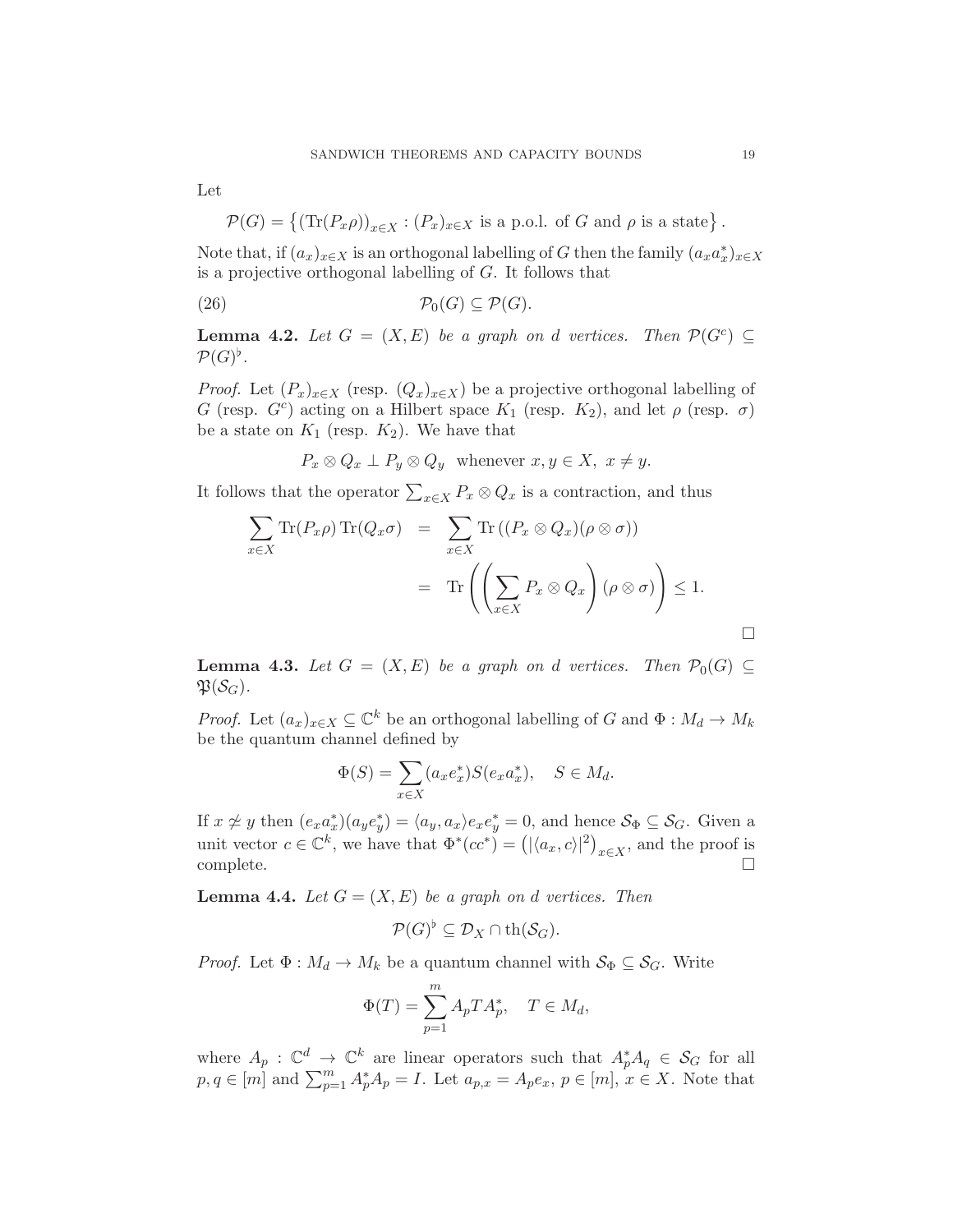Let

$$\mathcal{P}(G) = \left\{ (\mathrm{Tr}(P_x \rho))_{x \in X} : (P_x)_{x \in X} \text{ is a p.o.l. of } G \text{ and } \rho \text{ is a state} \right\}.$$

Note that, if $(a_x)_{x \in X}$ is an orthogonal labelling of $G$ then the family $(a_x a_x^*)_{x \in X}$ is a projective orthogonal labelling of $G$. It follows that

$$\mathcal{P}_0(G) \subseteq \mathcal{P}(G). \tag{26}$$

**Lemma 4.2.** *Let $G = (X, E)$ be a graph on $d$ vertices. Then $\mathcal{P}(G^c) \subseteq \mathcal{P}(G)^\flat$.*

*Proof.* Let $(P_x)_{x \in X}$ (resp. $(Q_x)_{x \in X}$) be a projective orthogonal labelling of $G$ (resp. $G^c$) acting on a Hilbert space $K_1$ (resp. $K_2$), and let $\rho$ (resp. $\sigma$) be a state on $K_1$ (resp. $K_2$). We have that

$$P_x \otimes Q_x \perp P_y \otimes Q_y \quad \text{whenever } x, y \in X, \ x \neq y.$$

It follows that the operator $\sum_{x \in X} P_x \otimes Q_x$ is a contraction, and thus

$$\begin{aligned}
\sum_{x \in X} \mathrm{Tr}(P_x \rho) \,\mathrm{Tr}(Q_x \sigma) &= \sum_{x \in X} \mathrm{Tr}\left((P_x \otimes Q_x)(\rho \otimes \sigma)\right) \\
&= \mathrm{Tr}\left( \left( \sum_{x \in X} P_x \otimes Q_x \right) (\rho \otimes \sigma) \right) \leq 1.
\end{aligned}$$

$\square$

**Lemma 4.3.** *Let $G = (X, E)$ be a graph on $d$ vertices. Then $\mathcal{P}_0(G) \subseteq \mathfrak{P}(\mathcal{S}_G)$.*

*Proof.* Let $(a_x)_{x \in X} \subseteq \mathbb{C}^k$ be an orthogonal labelling of $G$ and $\Phi : M_d \to M_k$ be the quantum channel defined by

$$\Phi(S) = \sum_{x \in X} (a_x e_x^*) S (e_x a_x^*), \quad S \in M_d.$$

If $x \not\simeq y$ then $(e_x a_x^*)(a_y e_y^*) = \langle a_y, a_x \rangle e_x e_y^* = 0$, and hence $\mathcal{S}_\Phi \subseteq \mathcal{S}_G$. Given a unit vector $c \in \mathbb{C}^k$, we have that $\Phi^*(cc^*) = \left( |\langle a_x, c \rangle|^2 \right)_{x \in X}$, and the proof is complete. $\square$

**Lemma 4.4.** *Let $G = (X, E)$ be a graph on $d$ vertices. Then*

$$\mathcal{P}(G)^\flat \subseteq \mathcal{D}_X \cap \mathrm{th}(\mathcal{S}_G).$$

*Proof.* Let $\Phi : M_d \to M_k$ be a quantum channel with $\mathcal{S}_\Phi \subseteq \mathcal{S}_G$. Write

$$\Phi(T) = \sum_{p=1}^{m} A_p T A_p^*, \quad T \in M_d,$$

where $A_p : \mathbb{C}^d \to \mathbb{C}^k$ are linear operators such that $A_p^* A_q \in \mathcal{S}_G$ for all $p, q \in [m]$ and $\sum_{p=1}^m A_p^* A_p = I$. Let $a_{p,x} = A_p e_x$, $p \in [m]$, $x \in X$. Note that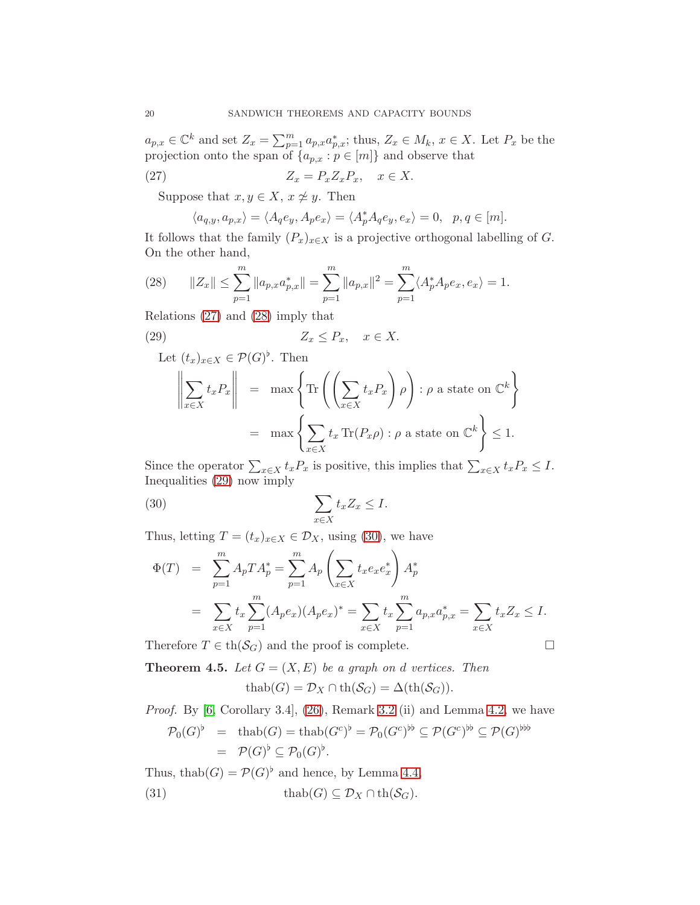$a_{p,x} \in \mathbb{C}^k$ and set $Z_x = \sum_{p=1}^m a_{p,x} a_{p,x}^*$; thus, $Z_x \in M_k$, $x \in X$. Let $P_x$ be the projection onto the span of $\{a_{p,x} : p \in [m]\}$ and observe that

$$Z_x = P_x Z_x P_x, \quad x \in X. \tag{27}$$

Suppose that $x, y \in X$, $x \not\simeq y$. Then

$$\langle a_{q,y}, a_{p,x}\rangle = \langle A_q e_y, A_p e_x\rangle = \langle A_p^* A_q e_y, e_x\rangle = 0, \quad p, q \in [m].$$

It follows that the family $(P_x)_{x\in X}$ is a projective orthogonal labelling of $G$. On the other hand,

$$\|Z_x\| \leq \sum_{p=1}^m \|a_{p,x} a_{p,x}^*\| = \sum_{p=1}^m \|a_{p,x}\|^2 = \sum_{p=1}^m \langle A_p^* A_p e_x, e_x\rangle = 1. \tag{28}$$

Relations (27) and (28) imply that

$$Z_x \leq P_x, \quad x \in X. \tag{29}$$

Let $(t_x)_{x\in X} \in \mathcal{P}(G)^\flat$. Then

$$\begin{aligned}
\left\| \sum_{x\in X} t_x P_x \right\| &= \max\left\{ \operatorname{Tr}\left( \left(\sum_{x\in X} t_x P_x\right) \rho \right) : \rho \text{ a state on } \mathbb{C}^k \right\} \\
&= \max\left\{ \sum_{x\in X} t_x \operatorname{Tr}(P_x \rho) : \rho \text{ a state on } \mathbb{C}^k \right\} \leq 1.
\end{aligned}$$

Since the operator $\sum_{x\in X} t_x P_x$ is positive, this implies that $\sum_{x\in X} t_x P_x \leq I$. Inequalities (29) now imply

$$\sum_{x\in X} t_x Z_x \leq I. \tag{30}$$

Thus, letting $T = (t_x)_{x\in X} \in \mathcal{D}_X$, using (30), we have

$$\begin{aligned}
\Phi(T) &= \sum_{p=1}^m A_p T A_p^* = \sum_{p=1}^m A_p \left( \sum_{x\in X} t_x e_x e_x^* \right) A_p^* \\
&= \sum_{x\in X} t_x \sum_{p=1}^m (A_p e_x)(A_p e_x)^* = \sum_{x\in X} t_x \sum_{p=1}^m a_{p,x} a_{p,x}^* = \sum_{x\in X} t_x Z_x \leq I.
\end{aligned}$$

Therefore $T \in \operatorname{th}(\mathcal{S}_G)$ and the proof is complete. $\square$

**Theorem 4.5.** *Let $G = (X, E)$ be a graph on $d$ vertices. Then*

$$\operatorname{thab}(G) = \mathcal{D}_X \cap \operatorname{th}(\mathcal{S}_G) = \Delta(\operatorname{th}(\mathcal{S}_G)).$$

*Proof.* By [6, Corollary 3.4], (26), Remark 3.2 (ii) and Lemma 4.2, we have

$$\begin{aligned}
\mathcal{P}_0(G)^\flat &= \operatorname{thab}(G) = \operatorname{thab}(G^c)^\flat = \mathcal{P}_0(G^c)^{\flat\flat} \subseteq \mathcal{P}(G^c)^{\flat\flat} \subseteq \mathcal{P}(G)^{\flat\flat\flat} \\
&= \mathcal{P}(G)^\flat \subseteq \mathcal{P}_0(G)^\flat.
\end{aligned}$$

Thus, $\operatorname{thab}(G) = \mathcal{P}(G)^\flat$ and hence, by Lemma 4.4,

$$\operatorname{thab}(G) \subseteq \mathcal{D}_X \cap \operatorname{th}(\mathcal{S}_G). \tag{31}$$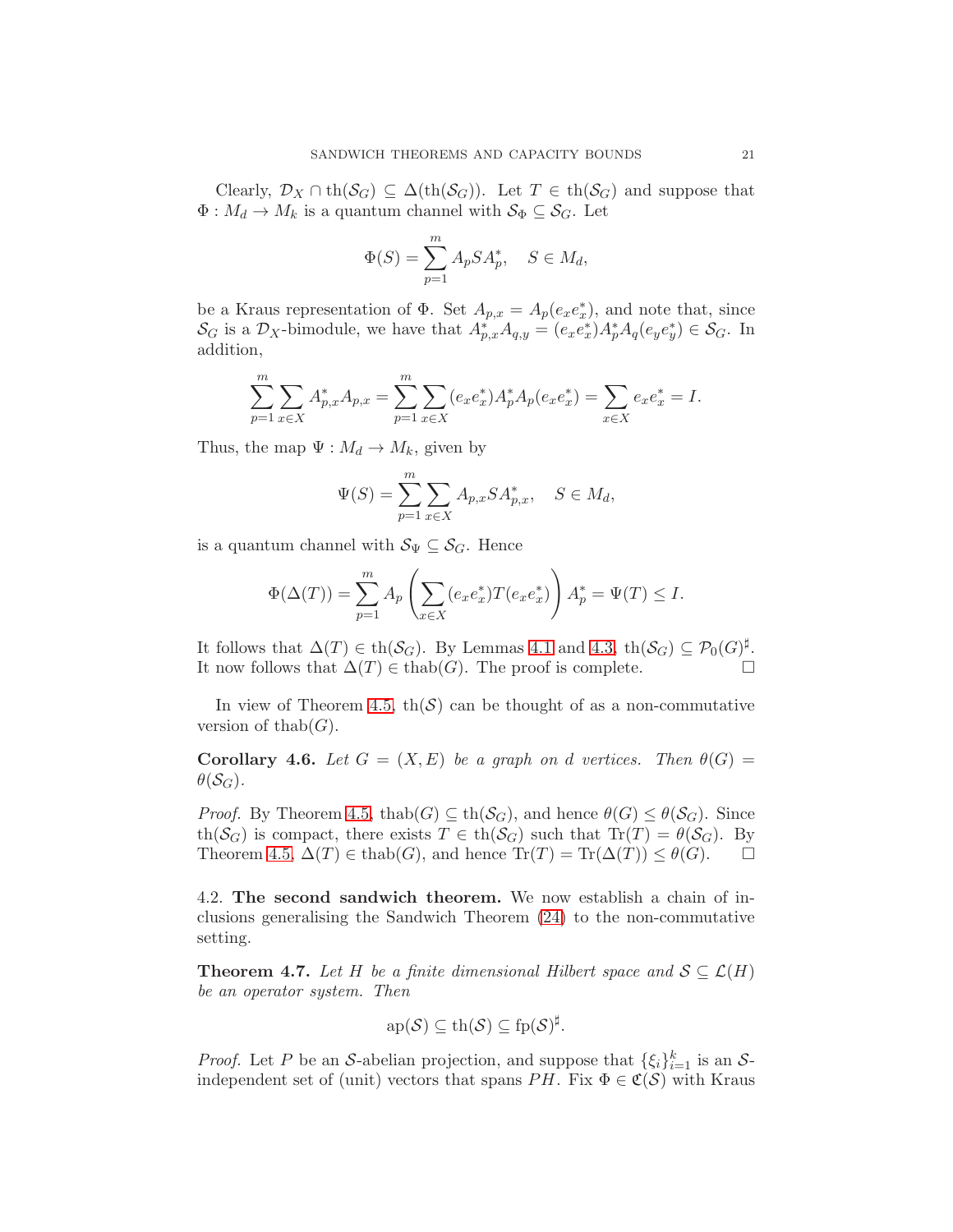Clearly, $\mathcal{D}_X \cap \text{th}(\mathcal{S}_G) \subseteq \Delta(\text{th}(\mathcal{S}_G))$. Let $T \in \text{th}(\mathcal{S}_G)$ and suppose that $\Phi : M_d \to M_k$ is a quantum channel with $\mathcal{S}_\Phi \subseteq \mathcal{S}_G$. Let

$$\Phi(S) = \sum_{p=1}^{m} A_p S A_p^*, \quad S \in M_d,$$

be a Kraus representation of $\Phi$. Set $A_{p,x} = A_p(e_x e_x^*)$, and note that, since $\mathcal{S}_G$ is a $\mathcal{D}_X$-bimodule, we have that $A_{p,x}^* A_{q,y} = (e_x e_x^*) A_p^* A_q (e_y e_y^*) \in \mathcal{S}_G$. In addition,

$$\sum_{p=1}^{m} \sum_{x \in X} A_{p,x}^* A_{p,x} = \sum_{p=1}^{m} \sum_{x \in X} (e_x e_x^*) A_p^* A_p (e_x e_x^*) = \sum_{x \in X} e_x e_x^* = I.$$

Thus, the map $\Psi : M_d \to M_k$, given by

$$\Psi(S) = \sum_{p=1}^{m} \sum_{x \in X} A_{p,x} S A_{p,x}^*, \quad S \in M_d,$$

is a quantum channel with $\mathcal{S}_\Psi \subseteq \mathcal{S}_G$. Hence

$$\Phi(\Delta(T)) = \sum_{p=1}^{m} A_p \left( \sum_{x \in X} (e_x e_x^*) T (e_x e_x^*) \right) A_p^* = \Psi(T) \leq I.$$

It follows that $\Delta(T) \in \text{th}(\mathcal{S}_G)$. By Lemmas 4.1 and 4.3, $\text{th}(\mathcal{S}_G) \subseteq \mathcal{P}_0(G)^\sharp$. It now follows that $\Delta(T) \in \text{thab}(G)$. The proof is complete. $\square$

In view of Theorem 4.5, $\text{th}(\mathcal{S})$ can be thought of as a non-commutative version of $\text{thab}(G)$.

**Corollary 4.6.** *Let $G = (X, E)$ be a graph on $d$ vertices. Then $\theta(G) = \theta(\mathcal{S}_G)$.*

*Proof.* By Theorem 4.5, $\text{thab}(G) \subseteq \text{th}(\mathcal{S}_G)$, and hence $\theta(G) \leq \theta(\mathcal{S}_G)$. Since $\text{th}(\mathcal{S}_G)$ is compact, there exists $T \in \text{th}(\mathcal{S}_G)$ such that $\text{Tr}(T) = \theta(\mathcal{S}_G)$. By Theorem 4.5, $\Delta(T) \in \text{thab}(G)$, and hence $\text{Tr}(T) = \text{Tr}(\Delta(T)) \leq \theta(G)$. $\square$

### 4.2. The second sandwich theorem.

We now establish a chain of inclusions generalising the Sandwich Theorem (24) to the non-commutative setting.

**Theorem 4.7.** *Let $H$ be a finite dimensional Hilbert space and $\mathcal{S} \subseteq \mathcal{L}(H)$ be an operator system. Then*

$$\text{ap}(\mathcal{S}) \subseteq \text{th}(\mathcal{S}) \subseteq \text{fp}(\mathcal{S})^\sharp.$$

*Proof.* Let $P$ be an $\mathcal{S}$-abelian projection, and suppose that $\{\xi_i\}_{i=1}^k$ is an $\mathcal{S}$-independent set of (unit) vectors that spans $PH$. Fix $\Phi \in \mathfrak{C}(\mathcal{S})$ with Kraus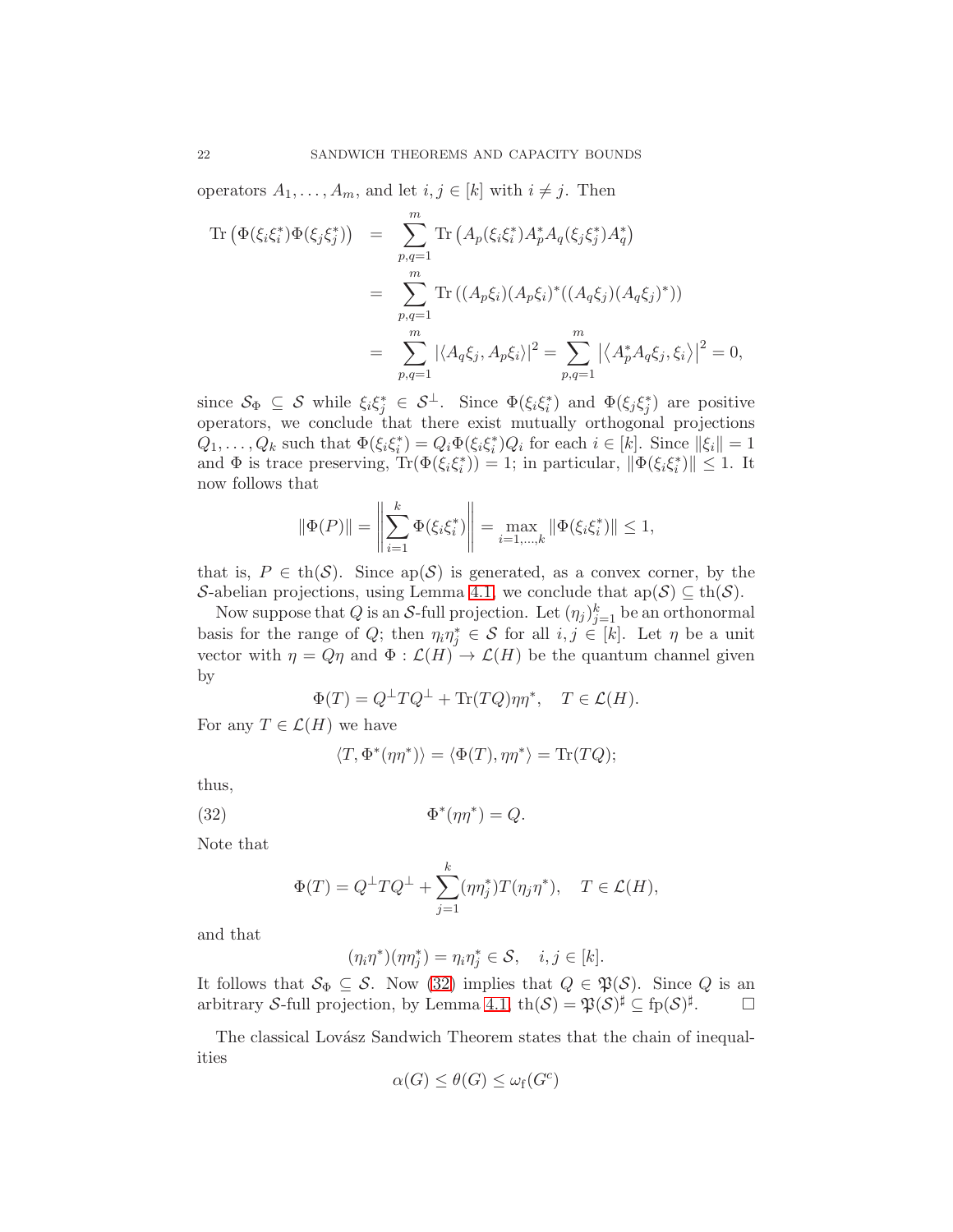operators $A_1, \dots, A_m$, and let $i, j \in [k]$ with $i \neq j$. Then

$$
\begin{aligned}
\mathrm{Tr}\left(\Phi(\xi_i\xi_i^*)\Phi(\xi_j\xi_j^*)\right) &= \sum_{p,q=1}^{m} \mathrm{Tr}\left(A_p(\xi_i\xi_i^*)A_p^*A_q(\xi_j\xi_j^*)A_q^*\right) \\
&= \sum_{p,q=1}^{m} \mathrm{Tr}\left((A_p\xi_i)(A_p\xi_i)^*((A_q\xi_j)(A_q\xi_j)^*)\right) \\
&= \sum_{p,q=1}^{m} |\langle A_q\xi_j, A_p\xi_i\rangle|^2 = \sum_{p,q=1}^{m} \left|\langle A_p^*A_q\xi_j, \xi_i\rangle\right|^2 = 0,
\end{aligned}
$$

since $\mathcal{S}_\Phi \subseteq \mathcal{S}$ while $\xi_i\xi_j^* \in \mathcal{S}^\perp$. Since $\Phi(\xi_i\xi_i^*)$ and $\Phi(\xi_j\xi_j^*)$ are positive operators, we conclude that there exist mutually orthogonal projections $Q_1, \dots, Q_k$ such that $\Phi(\xi_i\xi_i^*) = Q_i\Phi(\xi_i\xi_i^*)Q_i$ for each $i \in [k]$. Since $\|\xi_i\| = 1$ and $\Phi$ is trace preserving, $\mathrm{Tr}(\Phi(\xi_i\xi_i^*)) = 1$; in particular, $\|\Phi(\xi_i\xi_i^*)\| \leq 1$. It now follows that

$$
\|\Phi(P)\| = \left\|\sum_{i=1}^{k} \Phi(\xi_i\xi_i^*)\right\| = \max_{i=1,\dots,k} \|\Phi(\xi_i\xi_i^*)\| \leq 1,
$$

that is, $P \in \mathrm{th}(\mathcal{S})$. Since $\mathrm{ap}(\mathcal{S})$ is generated, as a convex corner, by the $\mathcal{S}$-abelian projections, using Lemma 4.1, we conclude that $\mathrm{ap}(\mathcal{S}) \subseteq \mathrm{th}(\mathcal{S})$.

Now suppose that $Q$ is an $\mathcal{S}$-full projection. Let $(\eta_j)_{j=1}^k$ be an orthonormal basis for the range of $Q$; then $\eta_i\eta_j^* \in \mathcal{S}$ for all $i, j \in [k]$. Let $\eta$ be a unit vector with $\eta = Q\eta$ and $\Phi : \mathcal{L}(H) \to \mathcal{L}(H)$ be the quantum channel given by

$$
\Phi(T) = Q^\perp T Q^\perp + \mathrm{Tr}(TQ)\eta\eta^*, \quad T \in \mathcal{L}(H).
$$

For any $T \in \mathcal{L}(H)$ we have

$$
\langle T, \Phi^*(\eta\eta^*)\rangle = \langle \Phi(T), \eta\eta^*\rangle = \mathrm{Tr}(TQ);
$$

thus,

$$
\Phi^*(\eta\eta^*) = Q. \tag{32}
$$

Note that

$$
\Phi(T) = Q^\perp T Q^\perp + \sum_{j=1}^{k} (\eta\eta_j^*)T(\eta_j\eta^*), \quad T \in \mathcal{L}(H),
$$

and that

$$
(\eta_i\eta^*)(\eta\eta_j^*) = \eta_i\eta_j^* \in \mathcal{S}, \quad i, j \in [k].
$$

It follows that $\mathcal{S}_\Phi \subseteq \mathcal{S}$. Now (32) implies that $Q \in \mathfrak{P}(\mathcal{S})$. Since $Q$ is an arbitrary $\mathcal{S}$-full projection, by Lemma 4.1, $\mathrm{th}(\mathcal{S}) = \mathfrak{P}(\mathcal{S})^\sharp \subseteq \mathrm{fp}(\mathcal{S})^\sharp$. $\square$

The classical Lovász Sandwich Theorem states that the chain of inequalities

$$
\alpha(G) \leq \theta(G) \leq \omega_{\mathrm{f}}(G^c)
$$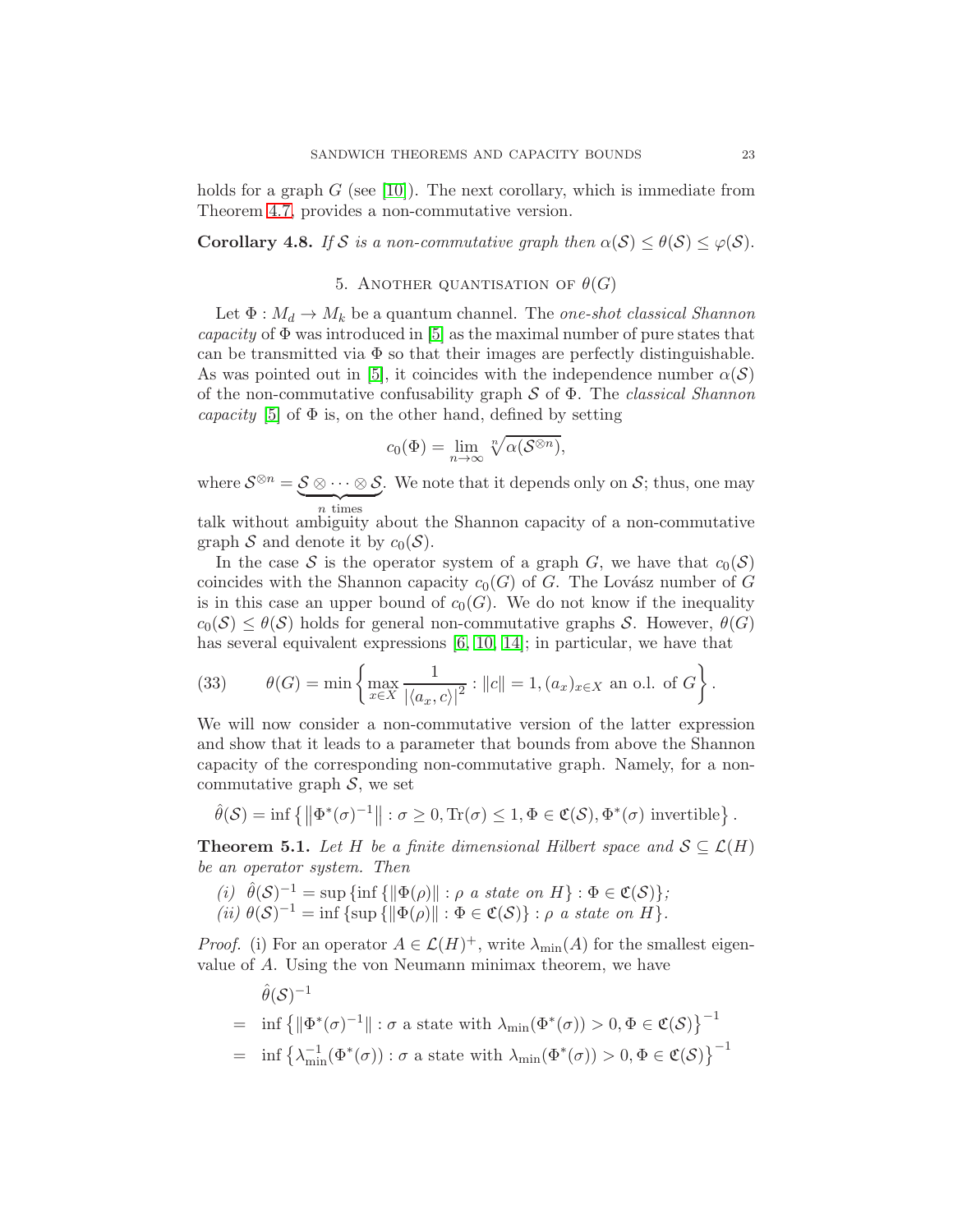holds for a graph $G$ (see [10]). The next corollary, which is immediate from Theorem 4.7, provides a non-commutative version.

**Corollary 4.8.** *If $\mathcal{S}$ is a non-commutative graph then $\alpha(\mathcal{S}) \leq \theta(\mathcal{S}) \leq \varphi(\mathcal{S})$.*

## 5. Another quantisation of $\theta(G)$

Let $\Phi : M_d \to M_k$ be a quantum channel. The *one-shot classical Shannon capacity* of $\Phi$ was introduced in [5] as the maximal number of pure states that can be transmitted via $\Phi$ so that their images are perfectly distinguishable. As was pointed out in [5], it coincides with the independence number $\alpha(\mathcal{S})$ of the non-commutative confusability graph $\mathcal{S}$ of $\Phi$. The *classical Shannon capacity* [5] of $\Phi$ is, on the other hand, defined by setting

$$c_0(\Phi) = \lim_{n\to\infty} \sqrt[n]{\alpha(\mathcal{S}^{\otimes n})},$$

where $\mathcal{S}^{\otimes n} = \underbrace{\mathcal{S} \otimes \cdots \otimes \mathcal{S}}_{n \text{ times}}$. We note that it depends only on $\mathcal{S}$; thus, one may talk without ambiguity about the Shannon capacity of a non-commutative graph $\mathcal{S}$ and denote it by $c_0(\mathcal{S})$.

In the case $\mathcal{S}$ is the operator system of a graph $G$, we have that $c_0(\mathcal{S})$ coincides with the Shannon capacity $c_0(G)$ of $G$. The Lovász number of $G$ is in this case an upper bound of $c_0(G)$. We do not know if the inequality $c_0(\mathcal{S}) \leq \theta(\mathcal{S})$ holds for general non-commutative graphs $\mathcal{S}$. However, $\theta(G)$ has several equivalent expressions [6, 10, 14]; in particular, we have that

$$\theta(G) = \min\left\{\max_{x\in X} \frac{1}{|\langle a_x, c\rangle|^2} : \|c\| = 1, (a_x)_{x\in X} \text{ an o.l. of } G\right\}. \tag{33}$$

We will now consider a non-commutative version of the latter expression and show that it leads to a parameter that bounds from above the Shannon capacity of the corresponding non-commutative graph. Namely, for a non-commutative graph $\mathcal{S}$, we set

$$\hat{\theta}(\mathcal{S}) = \inf\left\{\left\|\Phi^*(\sigma)^{-1}\right\| : \sigma \geq 0, \operatorname{Tr}(\sigma) \leq 1, \Phi \in \mathfrak{C}(\mathcal{S}), \Phi^*(\sigma) \text{ invertible}\right\}.$$

**Theorem 5.1.** *Let $H$ be a finite dimensional Hilbert space and $\mathcal{S} \subseteq \mathcal{L}(H)$ be an operator system. Then*

*(i) $\hat{\theta}(\mathcal{S})^{-1} = \sup\{\inf\{\|\Phi(\rho)\| : \rho \text{ a state on } H\} : \Phi \in \mathfrak{C}(\mathcal{S})\}$;*
*(ii) $\theta(\mathcal{S})^{-1} = \inf\{\sup\{\|\Phi(\rho)\| : \Phi \in \mathfrak{C}(\mathcal{S})\} : \rho \text{ a state on } H\}$.*

*Proof.* (i) For an operator $A \in \mathcal{L}(H)^+$, write $\lambda_{\min}(A)$ for the smallest eigenvalue of $A$. Using the von Neumann minimax theorem, we have

$$\begin{aligned}
&\hat{\theta}(\mathcal{S})^{-1} \\
&= \inf\left\{\|\Phi^*(\sigma)^{-1}\| : \sigma \text{ a state with } \lambda_{\min}(\Phi^*(\sigma)) > 0, \Phi \in \mathfrak{C}(\mathcal{S})\right\}^{-1} \\
&= \inf\left\{\lambda_{\min}^{-1}(\Phi^*(\sigma)) : \sigma \text{ a state with } \lambda_{\min}(\Phi^*(\sigma)) > 0, \Phi \in \mathfrak{C}(\mathcal{S})\right\}^{-1}
\end{aligned}$$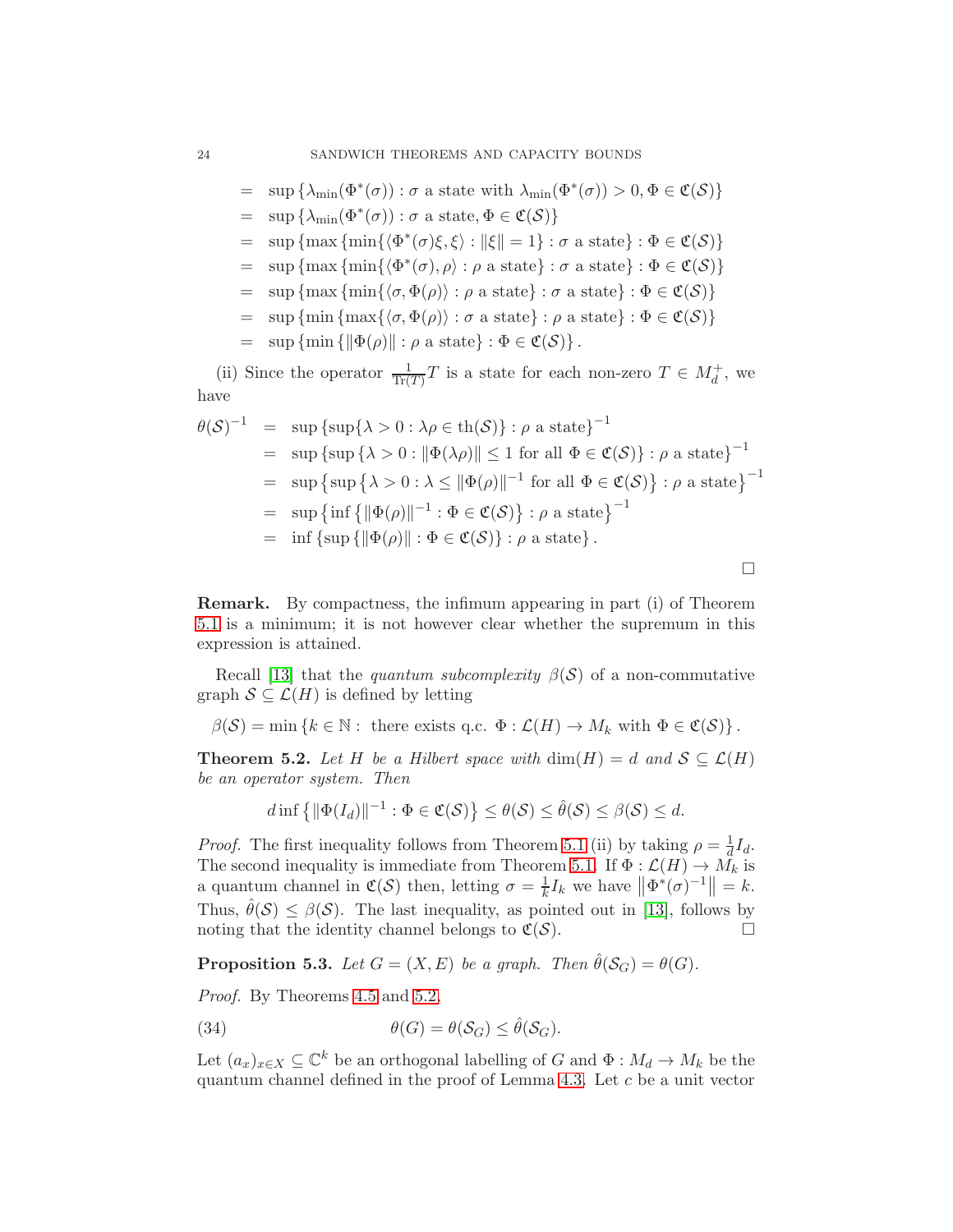$$
\begin{aligned}
&= \sup\{\lambda_{\min}(\Phi^*(\sigma)) : \sigma \text{ a state with } \lambda_{\min}(\Phi^*(\sigma)) > 0, \Phi \in \mathfrak{C}(\mathcal{S})\} \\
&= \sup\{\lambda_{\min}(\Phi^*(\sigma)) : \sigma \text{ a state}, \Phi \in \mathfrak{C}(\mathcal{S})\} \\
&= \sup\{\max\{\min\{\langle \Phi^*(\sigma)\xi, \xi\rangle : \|\xi\| = 1\} : \sigma \text{ a state}\} : \Phi \in \mathfrak{C}(\mathcal{S})\} \\
&= \sup\{\max\{\min\{\langle \Phi^*(\sigma), \rho\rangle : \rho \text{ a state}\} : \sigma \text{ a state}\} : \Phi \in \mathfrak{C}(\mathcal{S})\} \\
&= \sup\{\max\{\min\{\langle \sigma, \Phi(\rho)\rangle : \rho \text{ a state}\} : \sigma \text{ a state}\} : \Phi \in \mathfrak{C}(\mathcal{S})\} \\
&= \sup\{\min\{\max\{\langle \sigma, \Phi(\rho)\rangle : \sigma \text{ a state}\} : \rho \text{ a state}\} : \Phi \in \mathfrak{C}(\mathcal{S})\} \\
&= \sup\{\min\{\|\Phi(\rho)\| : \rho \text{ a state}\} : \Phi \in \mathfrak{C}(\mathcal{S})\}.
\end{aligned}
$$

(ii) Since the operator $\frac{1}{\operatorname{Tr}(T)}T$ is a state for each non-zero $T \in M_d^+$, we have

$$
\begin{aligned}
\theta(\mathcal{S})^{-1} &= \sup\{\sup\{\lambda > 0 : \lambda\rho \in \operatorname{th}(\mathcal{S})\} : \rho \text{ a state}\}^{-1} \\
&= \sup\{\sup\{\lambda > 0 : \|\Phi(\lambda\rho)\| \leq 1 \text{ for all } \Phi \in \mathfrak{C}(\mathcal{S})\} : \rho \text{ a state}\}^{-1} \\
&= \sup\left\{\sup\left\{\lambda > 0 : \lambda \leq \|\Phi(\rho)\|^{-1} \text{ for all } \Phi \in \mathfrak{C}(\mathcal{S})\right\} : \rho \text{ a state}\right\}^{-1} \\
&= \sup\left\{\inf\left\{\|\Phi(\rho)\|^{-1} : \Phi \in \mathfrak{C}(\mathcal{S})\right\} : \rho \text{ a state}\right\}^{-1} \\
&= \inf\{\sup\{\|\Phi(\rho)\| : \Phi \in \mathfrak{C}(\mathcal{S})\} : \rho \text{ a state}\}.
\end{aligned}
$$

□

**Remark.** By compactness, the infimum appearing in part (i) of Theorem 5.1 is a minimum; it is not however clear whether the supremum in this expression is attained.

Recall [13] that the *quantum subcomplexity* $\beta(\mathcal{S})$ of a non-commutative graph $\mathcal{S} \subseteq \mathcal{L}(H)$ is defined by letting

$$\beta(\mathcal{S}) = \min\{k \in \mathbb{N} : \text{ there exists q.c. } \Phi : \mathcal{L}(H) \to M_k \text{ with } \Phi \in \mathfrak{C}(\mathcal{S})\}.$$

**Theorem 5.2.** *Let $H$ be a Hilbert space with $\dim(H) = d$ and $\mathcal{S} \subseteq \mathcal{L}(H)$ be an operator system. Then*

$$d \inf\left\{\|\Phi(I_d)\|^{-1} : \Phi \in \mathfrak{C}(\mathcal{S})\right\} \leq \theta(\mathcal{S}) \leq \hat{\theta}(\mathcal{S}) \leq \beta(\mathcal{S}) \leq d.$$

*Proof.* The first inequality follows from Theorem 5.1 (ii) by taking $\rho = \frac{1}{d}I_d$. The second inequality is immediate from Theorem 5.1. If $\Phi : \mathcal{L}(H) \to M_k$ is a quantum channel in $\mathfrak{C}(\mathcal{S})$ then, letting $\sigma = \frac{1}{k}I_k$ we have $\left\|\Phi^*(\sigma)^{-1}\right\| = k$. Thus, $\hat{\theta}(\mathcal{S}) \leq \beta(\mathcal{S})$. The last inequality, as pointed out in [13], follows by noting that the identity channel belongs to $\mathfrak{C}(\mathcal{S})$. □

**Proposition 5.3.** *Let $G = (X, E)$ be a graph. Then $\hat{\theta}(\mathcal{S}_G) = \theta(G)$.*

*Proof.* By Theorems 4.5 and 5.2,

$$\theta(G) = \theta(\mathcal{S}_G) \leq \hat{\theta}(\mathcal{S}_G). \tag{34}$$

Let $(a_x)_{x \in X} \subseteq \mathbb{C}^k$ be an orthogonal labelling of $G$ and $\Phi : M_d \to M_k$ be the quantum channel defined in the proof of Lemma 4.3. Let $c$ be a unit vector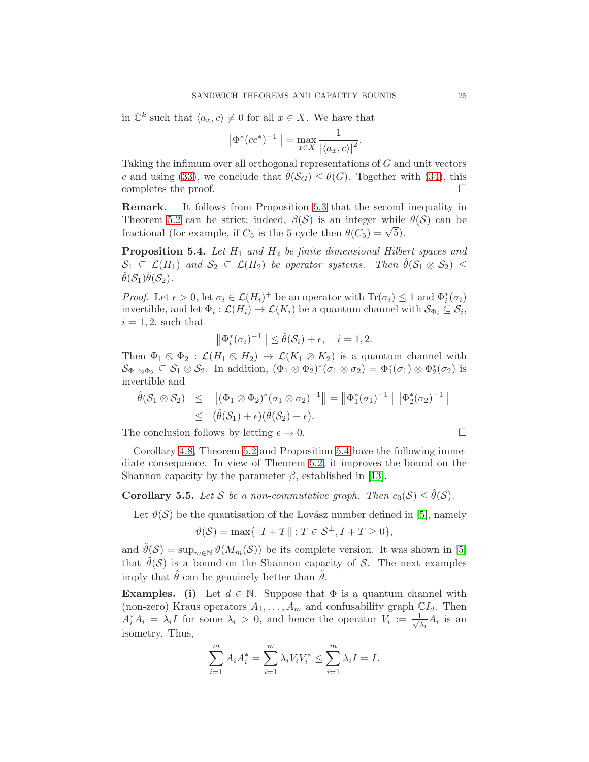in $\mathbb{C}^k$ such that $\langle a_x, c\rangle \neq 0$ for all $x \in X$. We have that

$$\left\|\Phi^*(cc^*)^{-1}\right\| = \max_{x\in X} \frac{1}{|\langle a_x, c\rangle|^2}.$$

Taking the infimum over all orthogonal representations of $G$ and unit vectors $c$ and using (33), we conclude that $\hat{\theta}(\mathcal{S}_G) \leq \theta(G)$. Together with (34), this completes the proof. $\square$

**Remark.** It follows from Proposition 5.3 that the second inequality in Theorem 5.2 can be strict; indeed, $\beta(\mathcal{S})$ is an integer while $\theta(\mathcal{S})$ can be fractional (for example, if $C_5$ is the 5-cycle then $\theta(C_5) = \sqrt{5}$).

**Proposition 5.4.** *Let $H_1$ and $H_2$ be finite dimensional Hilbert spaces and $\mathcal{S}_1 \subseteq \mathcal{L}(H_1)$ and $\mathcal{S}_2 \subseteq \mathcal{L}(H_2)$ be operator systems. Then $\hat{\theta}(\mathcal{S}_1 \otimes \mathcal{S}_2) \leq \hat{\theta}(\mathcal{S}_1)\hat{\theta}(\mathcal{S}_2)$.*

*Proof.* Let $\epsilon > 0$, let $\sigma_i \in \mathcal{L}(H_i)^+$ be an operator with $\mathrm{Tr}(\sigma_i) \leq 1$ and $\Phi_i^*(\sigma_i)$ invertible, and let $\Phi_i : \mathcal{L}(H_i) \to \mathcal{L}(K_i)$ be a quantum channel with $\mathcal{S}_{\Phi_i} \subseteq \mathcal{S}_i$, $i = 1, 2$, such that

$$\left\|\Phi_i^*(\sigma_i)^{-1}\right\| \leq \hat{\theta}(\mathcal{S}_i) + \epsilon, \quad i = 1, 2.$$

Then $\Phi_1 \otimes \Phi_2 : \mathcal{L}(H_1 \otimes H_2) \to \mathcal{L}(K_1 \otimes K_2)$ is a quantum channel with $\mathcal{S}_{\Phi_1\otimes\Phi_2} \subseteq \mathcal{S}_1 \otimes \mathcal{S}_2$. In addition, $(\Phi_1 \otimes \Phi_2)^*(\sigma_1 \otimes \sigma_2) = \Phi_1^*(\sigma_1) \otimes \Phi_2^*(\sigma_2)$ is invertible and

$$\begin{aligned}
\hat{\theta}(\mathcal{S}_1 \otimes \mathcal{S}_2) &\leq \left\|(\Phi_1 \otimes \Phi_2)^*(\sigma_1 \otimes \sigma_2)^{-1}\right\| = \left\|\Phi_1^*(\sigma_1)^{-1}\right\| \left\|\Phi_2^*(\sigma_2)^{-1}\right\| \\
&\leq (\hat{\theta}(\mathcal{S}_1) + \epsilon)(\hat{\theta}(\mathcal{S}_2) + \epsilon).
\end{aligned}$$

The conclusion follows by letting $\epsilon \to 0$. $\square$

Corollary 4.8, Theorem 5.2 and Proposition 5.4 have the following immediate consequence. In view of Theorem 5.2, it improves the bound on the Shannon capacity by the parameter $\beta$, established in [13].

**Corollary 5.5.** *Let $\mathcal{S}$ be a non-commutative graph. Then $c_0(\mathcal{S}) \leq \hat{\theta}(\mathcal{S})$.*

Let $\vartheta(\mathcal{S})$ be the quantisation of the Lovász number defined in [5], namely

$$\vartheta(\mathcal{S}) = \max\{\|I + T\| : T \in \mathcal{S}^\perp, I + T \geq 0\},$$

and $\tilde{\vartheta}(\mathcal{S}) = \sup_{m\in\mathbb{N}} \vartheta(M_m(\mathcal{S}))$ be its complete version. It was shown in [5] that $\tilde{\vartheta}(\mathcal{S})$ is a bound on the Shannon capacity of $\mathcal{S}$. The next examples imply that $\hat{\theta}$ can be genuinely better than $\tilde{\vartheta}$.

**Examples.** **(i)** Let $d \in \mathbb{N}$. Suppose that $\Phi$ is a quantum channel with (non-zero) Kraus operators $A_1, \dots, A_m$ and confusability graph $\mathbb{C}I_d$. Then $A_i^*A_i = \lambda_i I$ for some $\lambda_i > 0$, and hence the operator $V_i := \frac{1}{\sqrt{\lambda_i}}A_i$ is an isometry. Thus,

$$\sum_{i=1}^m A_iA_i^* = \sum_{i=1}^m \lambda_i V_iV_i^* \leq \sum_{i=1}^m \lambda_i I = I.$$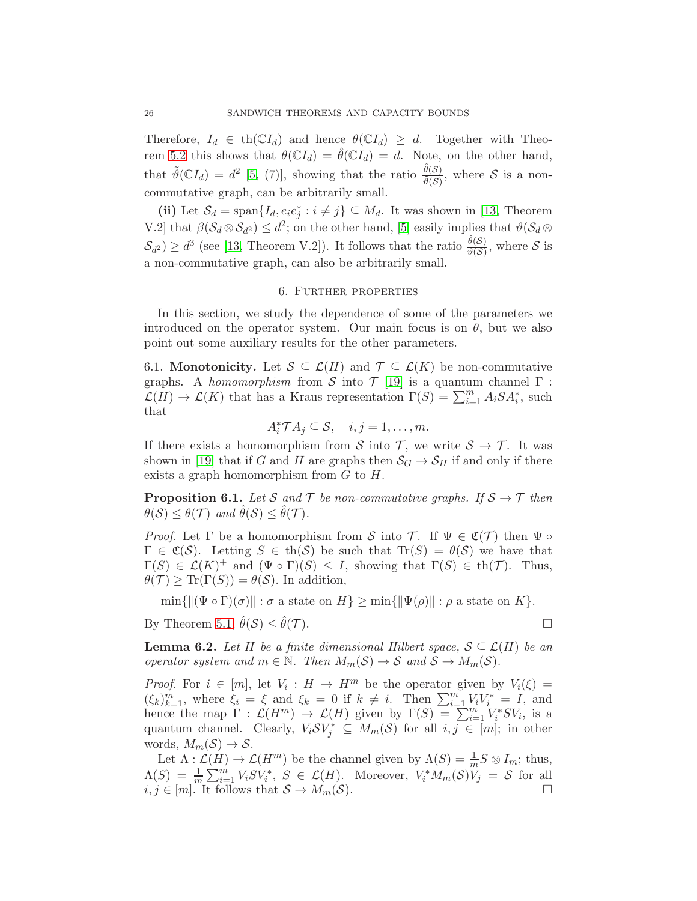Therefore, $I_d \in \text{th}(\mathbb{C}I_d)$ and hence $\theta(\mathbb{C}I_d) \geq d$. Together with Theorem 5.2 this shows that $\theta(\mathbb{C}I_d) = \hat{\theta}(\mathbb{C}I_d) = d$. Note, on the other hand, that $\tilde{\vartheta}(\mathbb{C}I_d) = d^2$ [5, (7)], showing that the ratio $\frac{\hat{\theta}(\mathcal{S})}{\tilde{\vartheta}(\mathcal{S})}$, where $\mathcal{S}$ is a non-commutative graph, can be arbitrarily small.

**(ii)** Let $\mathcal{S}_d = \text{span}\{I_d, e_i e_j^* : i \neq j\} \subseteq M_d$. It was shown in [13, Theorem V.2] that $\beta(\mathcal{S}_d \otimes \mathcal{S}_{d^2}) \leq d^2$; on the other hand, [5] easily implies that $\vartheta(\mathcal{S}_d \otimes \mathcal{S}_{d^2}) \geq d^3$ (see [13, Theorem V.2]). It follows that the ratio $\frac{\hat{\theta}(\mathcal{S})}{\vartheta(\mathcal{S})}$, where $\mathcal{S}$ is a non-commutative graph, can also be arbitrarily small.

## 6. Further properties

In this section, we study the dependence of some of the parameters we introduced on the operator system. Our main focus is on $\theta$, but we also point out some auxiliary results for the other parameters.

6.1. **Monotonicity.** Let $\mathcal{S} \subseteq \mathcal{L}(H)$ and $\mathcal{T} \subseteq \mathcal{L}(K)$ be non-commutative graphs. A *homomorphism* from $\mathcal{S}$ into $\mathcal{T}$ [19] is a quantum channel $\Gamma : \mathcal{L}(H) \to \mathcal{L}(K)$ that has a Kraus representation $\Gamma(S) = \sum_{i=1}^m A_i S A_i^*$, such that

$$A_i^* \mathcal{T} A_j \subseteq \mathcal{S}, \quad i, j = 1, \dots, m.$$

If there exists a homomorphism from $\mathcal{S}$ into $\mathcal{T}$, we write $\mathcal{S} \to \mathcal{T}$. It was shown in [19] that if $G$ and $H$ are graphs then $\mathcal{S}_G \to \mathcal{S}_H$ if and only if there exists a graph homomorphism from $G$ to $H$.

**Proposition 6.1.** *Let $\mathcal{S}$ and $\mathcal{T}$ be non-commutative graphs. If $\mathcal{S} \to \mathcal{T}$ then $\theta(\mathcal{S}) \leq \theta(\mathcal{T})$ and $\hat{\theta}(\mathcal{S}) \leq \hat{\theta}(\mathcal{T})$.*

*Proof.* Let $\Gamma$ be a homomorphism from $\mathcal{S}$ into $\mathcal{T}$. If $\Psi \in \mathfrak{C}(\mathcal{T})$ then $\Psi \circ \Gamma \in \mathfrak{C}(\mathcal{S})$. Letting $S \in \text{th}(\mathcal{S})$ be such that $\text{Tr}(S) = \theta(\mathcal{S})$ we have that $\Gamma(S) \in \mathcal{L}(K)^+$ and $(\Psi \circ \Gamma)(S) \leq I$, showing that $\Gamma(S) \in \text{th}(\mathcal{T})$. Thus, $\theta(\mathcal{T}) \geq \text{Tr}(\Gamma(S)) = \theta(\mathcal{S})$. In addition,

$$\min\{\|(\Psi \circ \Gamma)(\sigma)\| : \sigma \text{ a state on } H\} \geq \min\{\|\Psi(\rho)\| : \rho \text{ a state on } K\}.$$

By Theorem 5.1, $\hat{\theta}(\mathcal{S}) \leq \hat{\theta}(\mathcal{T})$. $\square$

**Lemma 6.2.** *Let $H$ be a finite dimensional Hilbert space, $\mathcal{S} \subseteq \mathcal{L}(H)$ be an operator system and $m \in \mathbb{N}$. Then $M_m(\mathcal{S}) \to \mathcal{S}$ and $\mathcal{S} \to M_m(\mathcal{S})$.*

*Proof.* For $i \in [m]$, let $V_i : H \to H^m$ be the operator given by $V_i(\xi) = (\xi_k)_{k=1}^m$, where $\xi_i = \xi$ and $\xi_k = 0$ if $k \neq i$. Then $\sum_{i=1}^m V_i V_i^* = I$, and hence the map $\Gamma : \mathcal{L}(H^m) \to \mathcal{L}(H)$ given by $\Gamma(S) = \sum_{i=1}^m V_i^* S V_i$, is a quantum channel. Clearly, $V_i \mathcal{S} V_j^* \subseteq M_m(\mathcal{S})$ for all $i, j \in [m]$; in other words, $M_m(\mathcal{S}) \to \mathcal{S}$.

Let $\Lambda : \mathcal{L}(H) \to \mathcal{L}(H^m)$ be the channel given by $\Lambda(S) = \frac{1}{m} S \otimes I_m$; thus, $\Lambda(S) = \frac{1}{m} \sum_{i=1}^m V_i S V_i^*$, $S \in \mathcal{L}(H)$. Moreover, $V_i^* M_m(\mathcal{S}) V_j = \mathcal{S}$ for all $i, j \in [m]$. It follows that $\mathcal{S} \to M_m(\mathcal{S})$. $\square$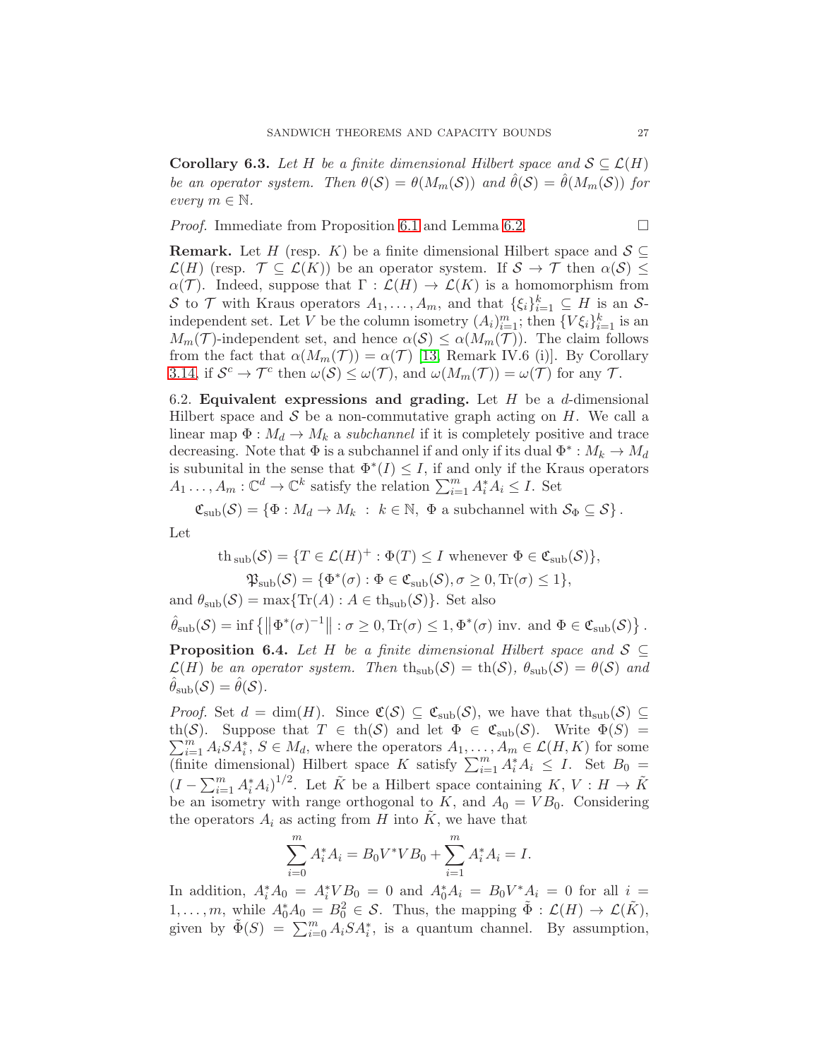**Corollary 6.3.** *Let $H$ be a finite dimensional Hilbert space and $\mathcal{S} \subseteq \mathcal{L}(H)$ be an operator system. Then $\theta(\mathcal{S}) = \theta(M_m(\mathcal{S}))$ and $\hat{\theta}(\mathcal{S}) = \hat{\theta}(M_m(\mathcal{S}))$ for every $m \in \mathbb{N}$.*

*Proof.* Immediate from Proposition 6.1 and Lemma 6.2. $\square$

**Remark.** Let $H$ (resp. $K$) be a finite dimensional Hilbert space and $\mathcal{S} \subseteq \mathcal{L}(H)$ (resp. $\mathcal{T} \subseteq \mathcal{L}(K)$) be an operator system. If $\mathcal{S} \to \mathcal{T}$ then $\alpha(\mathcal{S}) \leq \alpha(\mathcal{T})$. Indeed, suppose that $\Gamma : \mathcal{L}(H) \to \mathcal{L}(K)$ is a homomorphism from $\mathcal{S}$ to $\mathcal{T}$ with Kraus operators $A_1, \dots, A_m$, and that $\{\xi_i\}_{i=1}^k \subseteq H$ is an $\mathcal{S}$-independent set. Let $V$ be the column isometry $(A_i)_{i=1}^m$; then $\{V\xi_i\}_{i=1}^k$ is an $M_m(\mathcal{T})$-independent set, and hence $\alpha(\mathcal{S}) \leq \alpha(M_m(\mathcal{T}))$. The claim follows from the fact that $\alpha(M_m(\mathcal{T})) = \alpha(\mathcal{T})$ [13, Remark IV.6 (i)]. By Corollary 3.14, if $\mathcal{S}^c \to \mathcal{T}^c$ then $\omega(\mathcal{S}) \leq \omega(\mathcal{T})$, and $\omega(M_m(\mathcal{T})) = \omega(\mathcal{T})$ for any $\mathcal{T}$.

6.2. **Equivalent expressions and grading.** Let $H$ be a $d$-dimensional Hilbert space and $\mathcal{S}$ be a non-commutative graph acting on $H$. We call a linear map $\Phi : M_d \to M_k$ a *subchannel* if it is completely positive and trace decreasing. Note that $\Phi$ is a subchannel if and only if its dual $\Phi^* : M_k \to M_d$ is subunital in the sense that $\Phi^*(I) \leq I$, if and only if the Kraus operators $A_1 \dots, A_m : \mathbb{C}^d \to \mathbb{C}^k$ satisfy the relation $\sum_{i=1}^m A_i^* A_i \leq I$. Set

$$\mathfrak{C}_{\rm sub}(\mathcal{S}) = \{\Phi : M_d \to M_k \ : \ k \in \mathbb{N}, \ \Phi \text{ a subchannel with } \mathcal{S}_\Phi \subseteq \mathcal{S}\}.$$

Let

$$\operatorname{th}_{\rm sub}(\mathcal{S}) = \{T \in \mathcal{L}(H)^+ : \Phi(T) \leq I \text{ whenever } \Phi \in \mathfrak{C}_{\rm sub}(\mathcal{S})\},$$

$$\mathfrak{P}_{\rm sub}(\mathcal{S}) = \{\Phi^*(\sigma) : \Phi \in \mathfrak{C}_{\rm sub}(\mathcal{S}), \sigma \geq 0, \operatorname{Tr}(\sigma) \leq 1\},$$

and $\theta_{\rm sub}(\mathcal{S}) = \max\{\operatorname{Tr}(A) : A \in \operatorname{th}_{\rm sub}(\mathcal{S})\}$. Set also

$$\hat{\theta}_{\rm sub}(\mathcal{S}) = \inf\left\{\left\|\Phi^*(\sigma)^{-1}\right\| : \sigma \geq 0, \operatorname{Tr}(\sigma) \leq 1, \Phi^*(\sigma) \text{ inv. and } \Phi \in \mathfrak{C}_{\rm sub}(\mathcal{S})\right\}.$$

**Proposition 6.4.** *Let $H$ be a finite dimensional Hilbert space and $\mathcal{S} \subseteq \mathcal{L}(H)$ be an operator system. Then $\operatorname{th}_{\rm sub}(\mathcal{S}) = \operatorname{th}(\mathcal{S})$, $\theta_{\rm sub}(\mathcal{S}) = \theta(\mathcal{S})$ and $\hat{\theta}_{\rm sub}(\mathcal{S}) = \hat{\theta}(\mathcal{S})$.*

*Proof.* Set $d = \dim(H)$. Since $\mathfrak{C}(\mathcal{S}) \subseteq \mathfrak{C}_{\rm sub}(\mathcal{S})$, we have that $\operatorname{th}_{\rm sub}(\mathcal{S}) \subseteq \operatorname{th}(\mathcal{S})$. Suppose that $T \in \operatorname{th}(\mathcal{S})$ and let $\Phi \in \mathfrak{C}_{\rm sub}(\mathcal{S})$. Write $\Phi(S) = \sum_{i=1}^m A_i S A_i^*$, $S \in M_d$, where the operators $A_1, \dots, A_m \in \mathcal{L}(H, K)$ for some (finite dimensional) Hilbert space $K$ satisfy $\sum_{i=1}^m A_i^* A_i \leq I$. Set $B_0 = (I - \sum_{i=1}^m A_i^* A_i)^{1/2}$. Let $\tilde{K}$ be a Hilbert space containing $K$, $V : H \to \tilde{K}$ be an isometry with range orthogonal to $K$, and $A_0 = VB_0$. Considering the operators $A_i$ as acting from $H$ into $\tilde{K}$, we have that

$$\sum_{i=0}^m A_i^* A_i = B_0 V^* V B_0 + \sum_{i=1}^m A_i^* A_i = I.$$

In addition, $A_i^* A_0 = A_i^* V B_0 = 0$ and $A_0^* A_i = B_0 V^* A_i = 0$ for all $i = 1, \dots, m$, while $A_0^* A_0 = B_0^2 \in \mathcal{S}$. Thus, the mapping $\tilde{\Phi} : \mathcal{L}(H) \to \mathcal{L}(\tilde{K})$, given by $\tilde{\Phi}(S) = \sum_{i=0}^m A_i S A_i^*$, is a quantum channel. By assumption,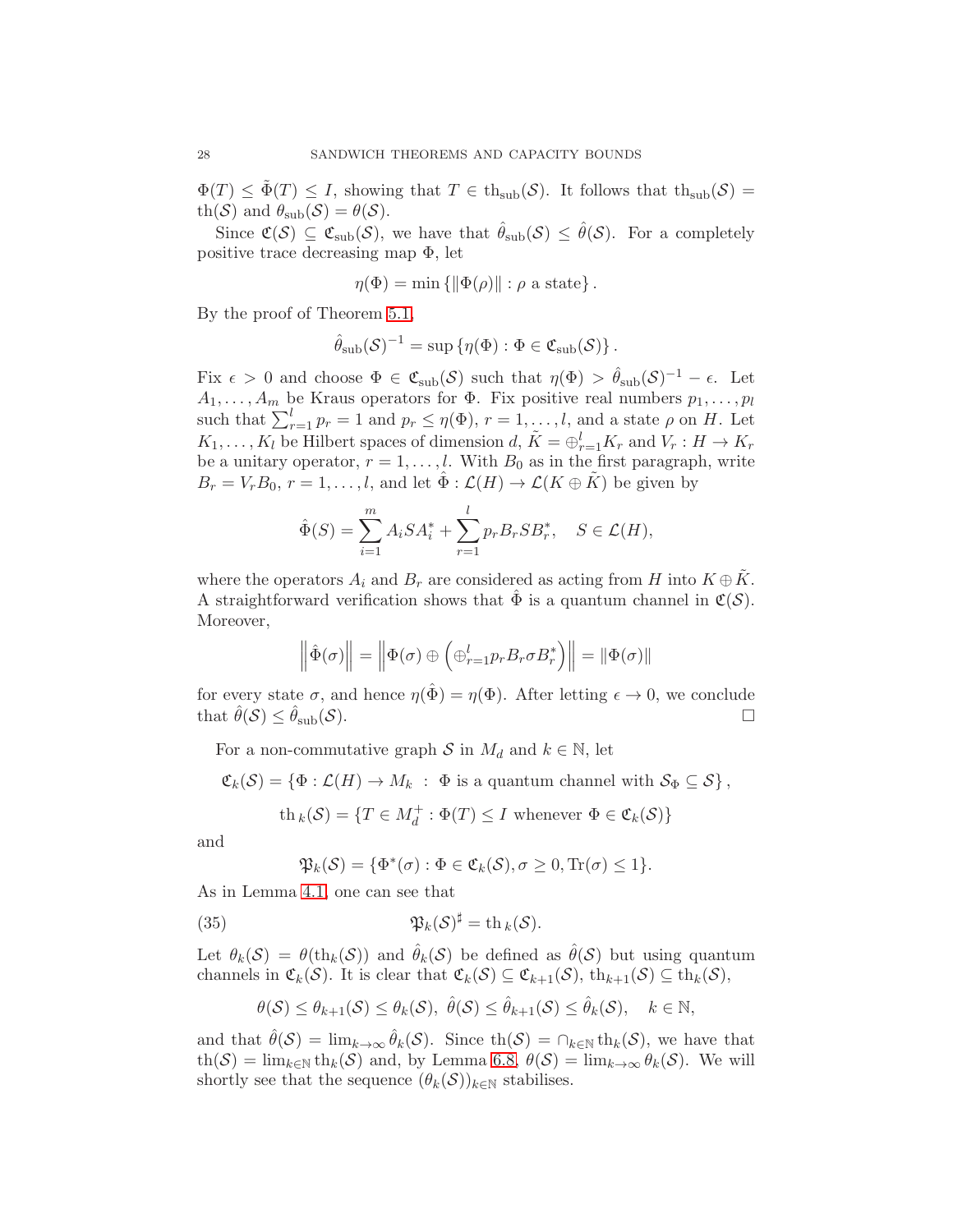$\Phi(T) \leq \tilde{\Phi}(T) \leq I$, showing that $T \in \mathrm{th}_{\mathrm{sub}}(\mathcal{S})$. It follows that $\mathrm{th}_{\mathrm{sub}}(\mathcal{S}) = \mathrm{th}(\mathcal{S})$ and $\theta_{\mathrm{sub}}(\mathcal{S}) = \theta(\mathcal{S})$.

Since $\mathfrak{C}(\mathcal{S}) \subseteq \mathfrak{C}_{\mathrm{sub}}(\mathcal{S})$, we have that $\hat{\theta}_{\mathrm{sub}}(\mathcal{S}) \leq \hat{\theta}(\mathcal{S})$. For a completely positive trace decreasing map $\Phi$, let

$$\eta(\Phi) = \min \{\|\Phi(\rho)\| : \rho \text{ a state}\}.$$

By the proof of Theorem 5.1,

$$\hat{\theta}_{\mathrm{sub}}(\mathcal{S})^{-1} = \sup \{\eta(\Phi) : \Phi \in \mathfrak{C}_{\mathrm{sub}}(\mathcal{S})\}.$$

Fix $\epsilon > 0$ and choose $\Phi \in \mathfrak{C}_{\mathrm{sub}}(\mathcal{S})$ such that $\eta(\Phi) > \hat{\theta}_{\mathrm{sub}}(\mathcal{S})^{-1} - \epsilon$. Let $A_1, \ldots, A_m$ be Kraus operators for $\Phi$. Fix positive real numbers $p_1, \ldots, p_l$ such that $\sum_{r=1}^{l} p_r = 1$ and $p_r \leq \eta(\Phi)$, $r = 1, \ldots, l$, and a state $\rho$ on $H$. Let $K_1, \ldots, K_l$ be Hilbert spaces of dimension $d$, $\tilde{K} = \oplus_{r=1}^{l} K_r$ and $V_r : H \to K_r$ be a unitary operator, $r = 1, \ldots, l$. With $B_0$ as in the first paragraph, write $B_r = V_r B_0$, $r = 1, \ldots, l$, and let $\hat{\Phi} : \mathcal{L}(H) \to \mathcal{L}(K \oplus \tilde{K})$ be given by

$$\hat{\Phi}(S) = \sum_{i=1}^{m} A_i S A_i^* + \sum_{r=1}^{l} p_r B_r S B_r^*, \quad S \in \mathcal{L}(H),$$

where the operators $A_i$ and $B_r$ are considered as acting from $H$ into $K \oplus \tilde{K}$. A straightforward verification shows that $\hat{\Phi}$ is a quantum channel in $\mathfrak{C}(\mathcal{S})$. Moreover,

$$\left\|\hat{\Phi}(\sigma)\right\| = \left\|\Phi(\sigma) \oplus \left(\oplus_{r=1}^{l} p_r B_r \sigma B_r^*\right)\right\| = \|\Phi(\sigma)\|$$

for every state $\sigma$, and hence $\eta(\hat{\Phi}) = \eta(\Phi)$. After letting $\epsilon \to 0$, we conclude that $\hat{\theta}(\mathcal{S}) \leq \hat{\theta}_{\mathrm{sub}}(\mathcal{S})$. $\square$

For a non-commutative graph $\mathcal{S}$ in $M_d$ and $k \in \mathbb{N}$, let

$$\mathfrak{C}_k(\mathcal{S}) = \{\Phi : \mathcal{L}(H) \to M_k \ : \ \Phi \text{ is a quantum channel with } \mathcal{S}_\Phi \subseteq \mathcal{S}\},$$

$$\mathrm{th}_k(\mathcal{S}) = \{T \in M_d^+ : \Phi(T) \leq I \text{ whenever } \Phi \in \mathfrak{C}_k(\mathcal{S})\}$$

and

$$\mathfrak{P}_k(\mathcal{S}) = \{\Phi^*(\sigma) : \Phi \in \mathfrak{C}_k(\mathcal{S}), \sigma \geq 0, \mathrm{Tr}(\sigma) \leq 1\}.$$

As in Lemma 4.1, one can see that

$$\mathfrak{P}_k(\mathcal{S})^\sharp = \mathrm{th}_k(\mathcal{S}). \tag{35}$$

Let $\theta_k(\mathcal{S}) = \theta(\mathrm{th}_k(\mathcal{S}))$ and $\hat{\theta}_k(\mathcal{S})$ be defined as $\hat{\theta}(\mathcal{S})$ but using quantum channels in $\mathfrak{C}_k(\mathcal{S})$. It is clear that $\mathfrak{C}_k(\mathcal{S}) \subseteq \mathfrak{C}_{k+1}(\mathcal{S})$, $\mathrm{th}_{k+1}(\mathcal{S}) \subseteq \mathrm{th}_k(\mathcal{S})$,

$$\theta(\mathcal{S}) \leq \theta_{k+1}(\mathcal{S}) \leq \theta_k(\mathcal{S}), \ \hat{\theta}(\mathcal{S}) \leq \hat{\theta}_{k+1}(\mathcal{S}) \leq \hat{\theta}_k(\mathcal{S}), \quad k \in \mathbb{N},$$

and that $\hat{\theta}(\mathcal{S}) = \lim_{k\to\infty} \hat{\theta}_k(\mathcal{S})$. Since $\mathrm{th}(\mathcal{S}) = \cap_{k\in\mathbb{N}} \mathrm{th}_k(\mathcal{S})$, we have that $\mathrm{th}(\mathcal{S}) = \lim_{k\in\mathbb{N}} \mathrm{th}_k(\mathcal{S})$ and, by Lemma 6.8, $\theta(\mathcal{S}) = \lim_{k\to\infty} \theta_k(\mathcal{S})$. We will shortly see that the sequence $(\theta_k(\mathcal{S}))_{k\in\mathbb{N}}$ stabilises.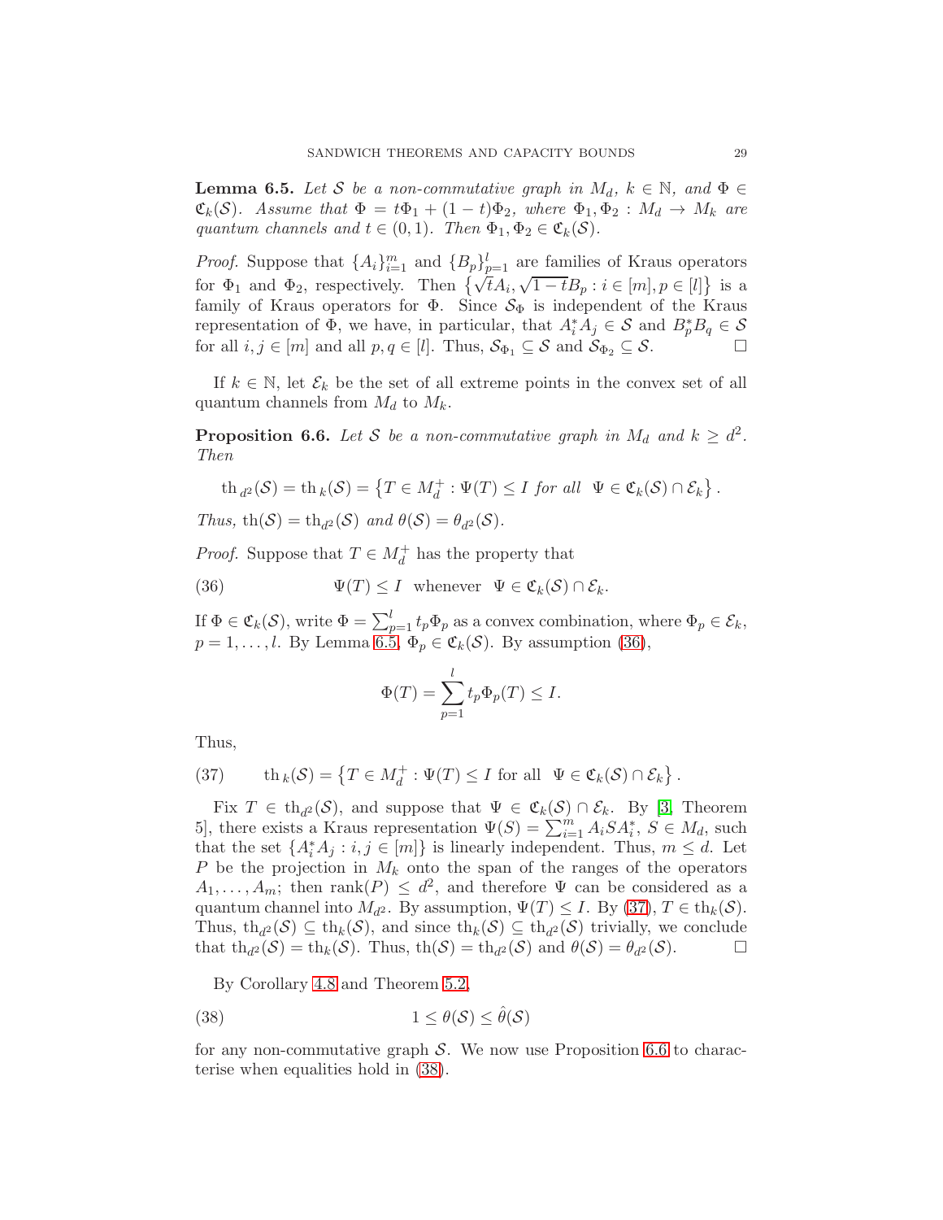**Lemma 6.5.** *Let $\mathcal{S}$ be a non-commutative graph in $M_d$, $k \in \mathbb{N}$, and $\Phi \in \mathfrak{C}_k(\mathcal{S})$. Assume that $\Phi = t\Phi_1 + (1-t)\Phi_2$, where $\Phi_1, \Phi_2 : M_d \to M_k$ are quantum channels and $t \in (0,1)$. Then $\Phi_1, \Phi_2 \in \mathfrak{C}_k(\mathcal{S})$.*

*Proof.* Suppose that $\{A_i\}_{i=1}^m$ and $\{B_p\}_{p=1}^l$ are families of Kraus operators for $\Phi_1$ and $\Phi_2$, respectively. Then $\left\{\sqrt{t}A_i, \sqrt{1-t}B_p : i \in [m], p \in [l]\right\}$ is a family of Kraus operators for $\Phi$. Since $\mathcal{S}_\Phi$ is independent of the Kraus representation of $\Phi$, we have, in particular, that $A_i^* A_j \in \mathcal{S}$ and $B_p^* B_q \in \mathcal{S}$ for all $i, j \in [m]$ and all $p, q \in [l]$. Thus, $\mathcal{S}_{\Phi_1} \subseteq \mathcal{S}$ and $\mathcal{S}_{\Phi_2} \subseteq \mathcal{S}$. □

If $k \in \mathbb{N}$, let $\mathcal{E}_k$ be the set of all extreme points in the convex set of all quantum channels from $M_d$ to $M_k$.

**Proposition 6.6.** *Let $\mathcal{S}$ be a non-commutative graph in $M_d$ and $k \geq d^2$. Then*

$$\operatorname{th}_{d^2}(\mathcal{S}) = \operatorname{th}_k(\mathcal{S}) = \left\{T \in M_d^+ : \Psi(T) \leq I \text{ for all } \Psi \in \mathfrak{C}_k(\mathcal{S}) \cap \mathcal{E}_k\right\}.$$

*Thus,* $\operatorname{th}(\mathcal{S}) = \operatorname{th}_{d^2}(\mathcal{S})$ *and* $\theta(\mathcal{S}) = \theta_{d^2}(\mathcal{S})$.

*Proof.* Suppose that $T \in M_d^+$ has the property that

$$\Psi(T) \leq I \quad \text{whenever} \quad \Psi \in \mathfrak{C}_k(\mathcal{S}) \cap \mathcal{E}_k. \tag{36}$$

If $\Phi \in \mathfrak{C}_k(\mathcal{S})$, write $\Phi = \sum_{p=1}^l t_p \Phi_p$ as a convex combination, where $\Phi_p \in \mathcal{E}_k$, $p = 1, \ldots, l$. By Lemma 6.5, $\Phi_p \in \mathfrak{C}_k(\mathcal{S})$. By assumption (36),

$$\Phi(T) = \sum_{p=1}^l t_p \Phi_p(T) \leq I.$$

Thus,

$$\operatorname{th}_k(\mathcal{S}) = \left\{T \in M_d^+ : \Psi(T) \leq I \text{ for all } \Psi \in \mathfrak{C}_k(\mathcal{S}) \cap \mathcal{E}_k\right\}. \tag{37}$$

Fix $T \in \operatorname{th}_{d^2}(\mathcal{S})$, and suppose that $\Psi \in \mathfrak{C}_k(\mathcal{S}) \cap \mathcal{E}_k$. By [3, Theorem 5], there exists a Kraus representation $\Psi(S) = \sum_{i=1}^m A_i S A_i^*$, $S \in M_d$, such that the set $\{A_i^* A_j : i, j \in [m]\}$ is linearly independent. Thus, $m \leq d$. Let $P$ be the projection in $M_k$ onto the span of the ranges of the operators $A_1, \ldots, A_m$; then $\operatorname{rank}(P) \leq d^2$, and therefore $\Psi$ can be considered as a quantum channel into $M_{d^2}$. By assumption, $\Psi(T) \leq I$. By (37), $T \in \operatorname{th}_k(\mathcal{S})$. Thus, $\operatorname{th}_{d^2}(\mathcal{S}) \subseteq \operatorname{th}_k(\mathcal{S})$, and since $\operatorname{th}_k(\mathcal{S}) \subseteq \operatorname{th}_{d^2}(\mathcal{S})$ trivially, we conclude that $\operatorname{th}_{d^2}(\mathcal{S}) = \operatorname{th}_k(\mathcal{S})$. Thus, $\operatorname{th}(\mathcal{S}) = \operatorname{th}_{d^2}(\mathcal{S})$ and $\theta(\mathcal{S}) = \theta_{d^2}(\mathcal{S})$. □

By Corollary 4.8 and Theorem 5.2,

$$1 \leq \theta(\mathcal{S}) \leq \hat{\theta}(\mathcal{S}) \tag{38}$$

for any non-commutative graph $\mathcal{S}$. We now use Proposition 6.6 to characterise when equalities hold in (38).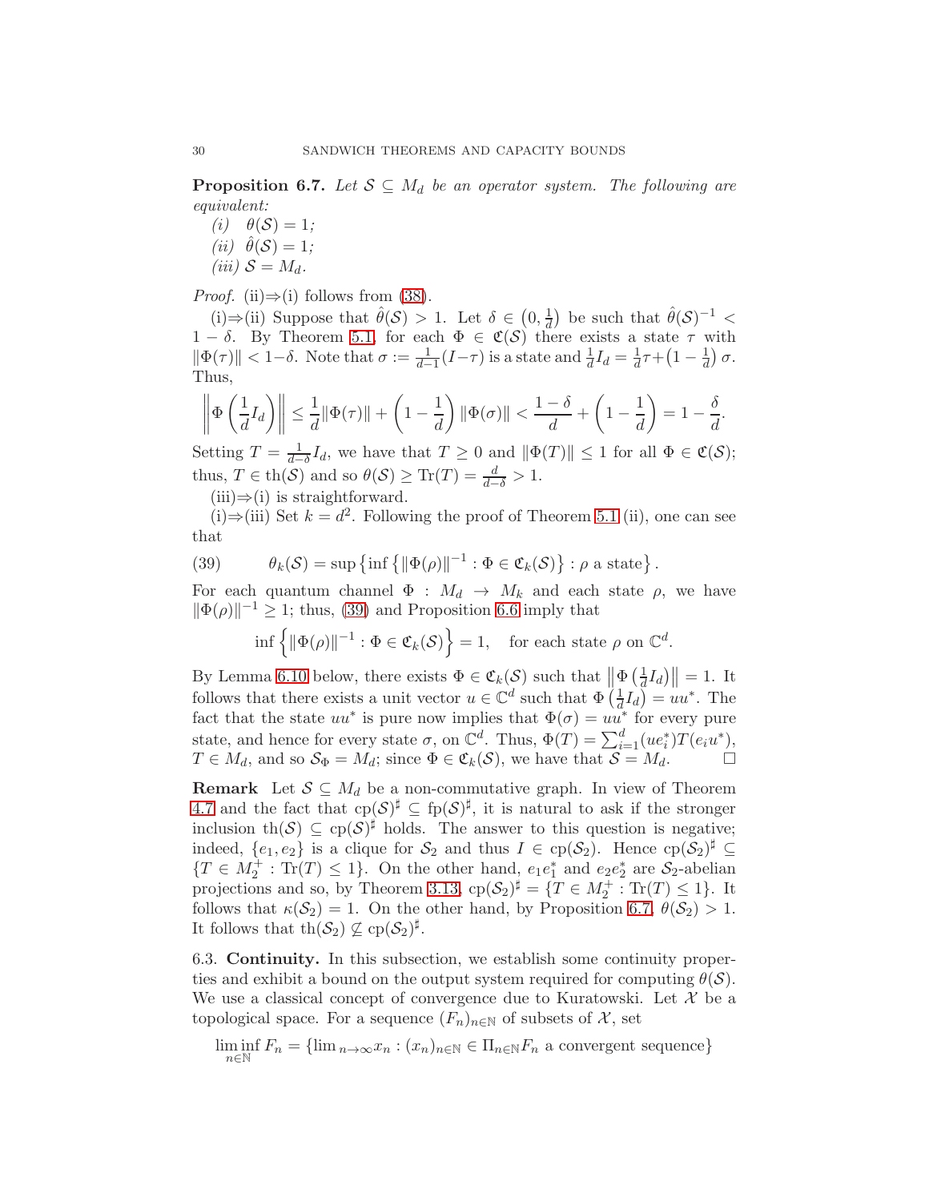**Proposition 6.7.** *Let $\mathcal{S} \subseteq M_d$ be an operator system. The following are equivalent:*

*(i)* $\theta(\mathcal{S}) = 1$*;*

*(ii)* $\hat{\theta}(\mathcal{S}) = 1$*;*

*(iii)* $\mathcal{S} = M_d$*.*

*Proof.* (ii)⇒(i) follows from (38).

(i)⇒(ii) Suppose that $\hat{\theta}(\mathcal{S}) > 1$. Let $\delta \in \left(0, \frac{1}{d}\right)$ be such that $\hat{\theta}(\mathcal{S})^{-1} < 1 - \delta$. By Theorem 5.1, for each $\Phi \in \mathfrak{C}(\mathcal{S})$ there exists a state $\tau$ with $\|\Phi(\tau)\| < 1 - \delta$. Note that $\sigma := \frac{1}{d-1}(I - \tau)$ is a state and $\frac{1}{d} I_d = \frac{1}{d}\tau + \left(1 - \frac{1}{d}\right)\sigma$. Thus,

$$\left\| \Phi\left(\frac{1}{d} I_d\right) \right\| \leq \frac{1}{d}\|\Phi(\tau)\| + \left(1 - \frac{1}{d}\right)\|\Phi(\sigma)\| < \frac{1-\delta}{d} + \left(1 - \frac{1}{d}\right) = 1 - \frac{\delta}{d}.$$

Setting $T = \frac{1}{d-\delta} I_d$, we have that $T \geq 0$ and $\|\Phi(T)\| \leq 1$ for all $\Phi \in \mathfrak{C}(\mathcal{S})$; thus, $T \in \mathrm{th}(\mathcal{S})$ and so $\theta(\mathcal{S}) \geq \mathrm{Tr}(T) = \frac{d}{d-\delta} > 1$.

(iii)⇒(i) is straightforward.

(i)⇒(iii) Set $k = d^2$. Following the proof of Theorem 5.1 (ii), one can see that

$$\theta_k(\mathcal{S}) = \sup\left\{\inf\left\{\|\Phi(\rho)\|^{-1} : \Phi \in \mathfrak{C}_k(\mathcal{S})\right\} : \rho \text{ a state}\right\}. \tag{39}$$

For each quantum channel $\Phi : M_d \to M_k$ and each state $\rho$, we have $\|\Phi(\rho)\|^{-1} \geq 1$; thus, (39) and Proposition 6.6 imply that

$$\inf\left\{\|\Phi(\rho)\|^{-1} : \Phi \in \mathfrak{C}_k(\mathcal{S})\right\} = 1, \quad \text{for each state } \rho \text{ on } \mathbb{C}^d.$$

By Lemma 6.10 below, there exists $\Phi \in \mathfrak{C}_k(\mathcal{S})$ such that $\left\|\Phi\left(\frac{1}{d} I_d\right)\right\| = 1$. It follows that there exists a unit vector $u \in \mathbb{C}^d$ such that $\Phi\left(\frac{1}{d} I_d\right) = uu^*$. The fact that the state $uu^*$ is pure now implies that $\Phi(\sigma) = uu^*$ for every pure state, and hence for every state $\sigma$, on $\mathbb{C}^d$. Thus, $\Phi(T) = \sum_{i=1}^d (ue_i^*) T (e_i u^*)$, $T \in M_d$, and so $\mathcal{S}_\Phi = M_d$; since $\Phi \in \mathfrak{C}_k(\mathcal{S})$, we have that $\mathcal{S} = M_d$. □

**Remark** Let $\mathcal{S} \subseteq M_d$ be a non-commutative graph. In view of Theorem 4.7 and the fact that $\mathrm{cp}(\mathcal{S})^\sharp \subseteq \mathrm{fp}(\mathcal{S})^\sharp$, it is natural to ask if the stronger inclusion $\mathrm{th}(\mathcal{S}) \subseteq \mathrm{cp}(\mathcal{S})^\sharp$ holds. The answer to this question is negative; indeed, $\{e_1, e_2\}$ is a clique for $\mathcal{S}_2$ and thus $I \in \mathrm{cp}(\mathcal{S}_2)$. Hence $\mathrm{cp}(\mathcal{S}_2)^\sharp \subseteq \{T \in M_2^+ : \mathrm{Tr}(T) \leq 1\}$. On the other hand, $e_1 e_1^*$ and $e_2 e_2^*$ are $\mathcal{S}_2$-abelian projections and so, by Theorem 3.13, $\mathrm{cp}(\mathcal{S}_2)^\sharp = \{T \in M_2^+ : \mathrm{Tr}(T) \leq 1\}$. It follows that $\kappa(\mathcal{S}_2) = 1$. On the other hand, by Proposition 6.7, $\theta(\mathcal{S}_2) > 1$. It follows that $\mathrm{th}(\mathcal{S}_2) \not\subseteq \mathrm{cp}(\mathcal{S}_2)^\sharp$.

6.3. **Continuity.** In this subsection, we establish some continuity properties and exhibit a bound on the output system required for computing $\theta(\mathcal{S})$. We use a classical concept of convergence due to Kuratowski. Let $\mathcal{X}$ be a topological space. For a sequence $(F_n)_{n\in\mathbb{N}}$ of subsets of $\mathcal{X}$, set

$$\liminf_{n\in\mathbb{N}} F_n = \{\lim{}_{n\to\infty} x_n : (x_n)_{n\in\mathbb{N}} \in \Pi_{n\in\mathbb{N}} F_n \text{ a convergent sequence}\}$$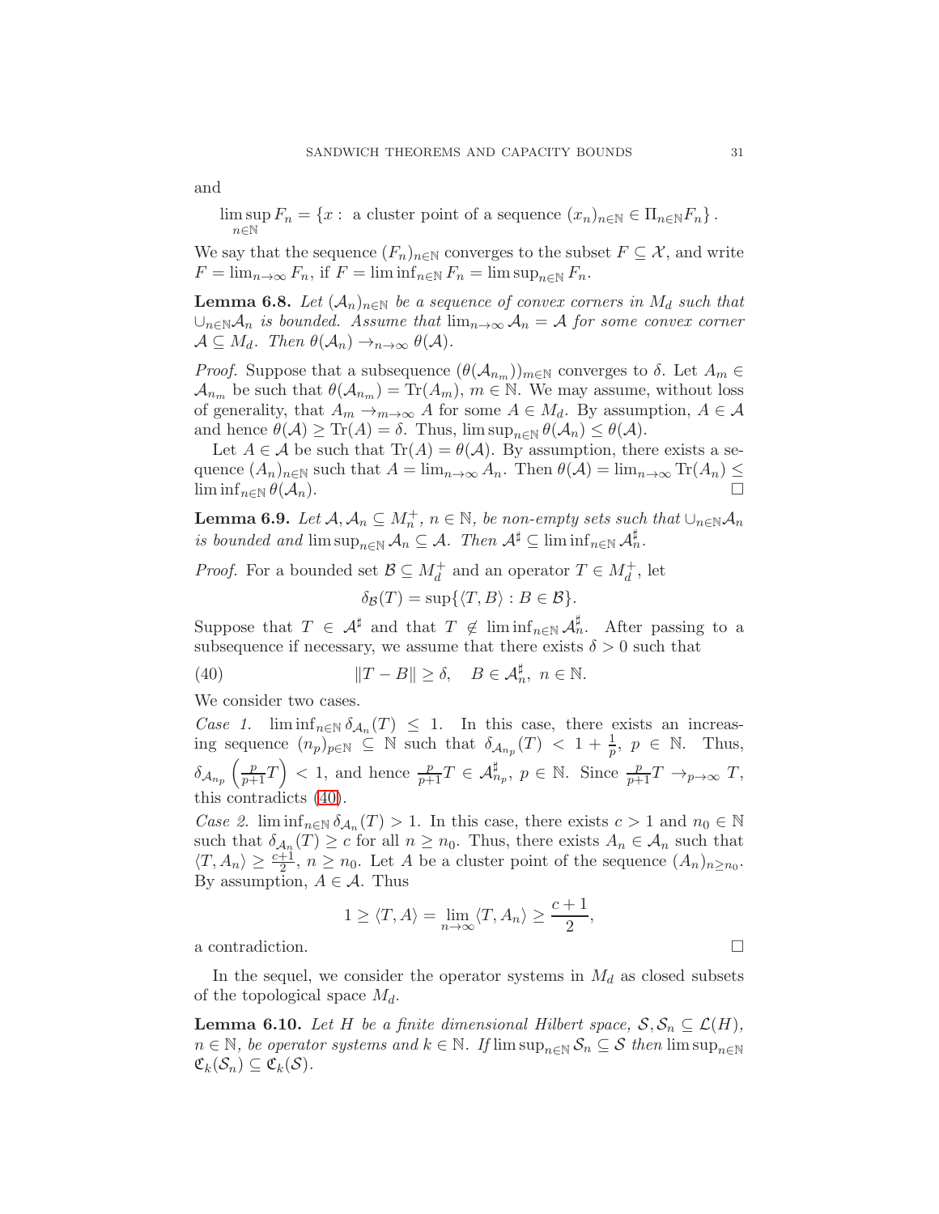and

$$\limsup_{n\in\mathbb{N}} F_n = \{x : \text{ a cluster point of a sequence } (x_n)_{n\in\mathbb{N}} \in \Pi_{n\in\mathbb{N}} F_n\}.$$

We say that the sequence $(F_n)_{n\in\mathbb{N}}$ converges to the subset $F \subseteq \mathcal{X}$, and write $F = \lim_{n\to\infty} F_n$, if $F = \liminf_{n\in\mathbb{N}} F_n = \limsup_{n\in\mathbb{N}} F_n$.

**Lemma 6.8.** *Let $(\mathcal{A}_n)_{n\in\mathbb{N}}$ be a sequence of convex corners in $M_d$ such that $\cup_{n\in\mathbb{N}}\mathcal{A}_n$ is bounded. Assume that $\lim_{n\to\infty}\mathcal{A}_n = \mathcal{A}$ for some convex corner $\mathcal{A} \subseteq M_d$. Then $\theta(\mathcal{A}_n) \to_{n\to\infty} \theta(\mathcal{A})$.*

*Proof.* Suppose that a subsequence $(\theta(\mathcal{A}_{n_m}))_{m\in\mathbb{N}}$ converges to $\delta$. Let $A_m \in \mathcal{A}_{n_m}$ be such that $\theta(\mathcal{A}_{n_m}) = \text{Tr}(A_m)$, $m \in \mathbb{N}$. We may assume, without loss of generality, that $A_m \to_{m\to\infty} A$ for some $A \in M_d$. By assumption, $A \in \mathcal{A}$ and hence $\theta(\mathcal{A}) \geq \text{Tr}(A) = \delta$. Thus, $\limsup_{n\in\mathbb{N}} \theta(\mathcal{A}_n) \leq \theta(\mathcal{A})$.

Let $A \in \mathcal{A}$ be such that $\text{Tr}(A) = \theta(\mathcal{A})$. By assumption, there exists a sequence $(A_n)_{n\in\mathbb{N}}$ such that $A = \lim_{n\to\infty} A_n$. Then $\theta(\mathcal{A}) = \lim_{n\to\infty}\text{Tr}(A_n) \leq \liminf_{n\in\mathbb{N}}\theta(\mathcal{A}_n)$. $\square$

**Lemma 6.9.** *Let $\mathcal{A}, \mathcal{A}_n \subseteq M_n^+$, $n \in \mathbb{N}$, be non-empty sets such that $\cup_{n\in\mathbb{N}}\mathcal{A}_n$ is bounded and $\limsup_{n\in\mathbb{N}}\mathcal{A}_n \subseteq \mathcal{A}$. Then $\mathcal{A}^\sharp \subseteq \liminf_{n\in\mathbb{N}}\mathcal{A}_n^\sharp$.*

*Proof.* For a bounded set $\mathcal{B} \subseteq M_d^+$ and an operator $T \in M_d^+$, let

$$\delta_{\mathcal{B}}(T) = \sup\{\langle T, B\rangle : B \in \mathcal{B}\}.$$

Suppose that $T \in \mathcal{A}^\sharp$ and that $T \notin \liminf_{n\in\mathbb{N}}\mathcal{A}_n^\sharp$. After passing to a subsequence if necessary, we assume that there exists $\delta > 0$ such that

$$\|T - B\| \geq \delta, \quad B \in \mathcal{A}_n^\sharp,\ n \in \mathbb{N}. \tag{40}$$

We consider two cases.

*Case 1.* $\liminf_{n\in\mathbb{N}}\delta_{\mathcal{A}_n}(T) \leq 1$. In this case, there exists an increasing sequence $(n_p)_{p\in\mathbb{N}} \subseteq \mathbb{N}$ such that $\delta_{\mathcal{A}_{n_p}}(T) < 1 + \frac{1}{p}$, $p \in \mathbb{N}$. Thus, $\delta_{\mathcal{A}_{n_p}}\left(\frac{p}{p+1}T\right) < 1$, and hence $\frac{p}{p+1}T \in \mathcal{A}_{n_p}^\sharp$, $p \in \mathbb{N}$. Since $\frac{p}{p+1}T \to_{p\to\infty} T$, this contradicts (40).

*Case 2.* $\liminf_{n\in\mathbb{N}}\delta_{\mathcal{A}_n}(T) > 1$. In this case, there exists $c > 1$ and $n_0 \in \mathbb{N}$ such that $\delta_{\mathcal{A}_n}(T) \geq c$ for all $n \geq n_0$. Thus, there exists $A_n \in \mathcal{A}_n$ such that $\langle T, A_n\rangle \geq \frac{c+1}{2}$, $n \geq n_0$. Let $A$ be a cluster point of the sequence $(A_n)_{n\geq n_0}$. By assumption, $A \in \mathcal{A}$. Thus

$$1 \geq \langle T, A\rangle = \lim_{n\to\infty}\langle T, A_n\rangle \geq \frac{c+1}{2},$$

a contradiction. $\square$

In the sequel, we consider the operator systems in $M_d$ as closed subsets of the topological space $M_d$.

**Lemma 6.10.** *Let $H$ be a finite dimensional Hilbert space, $\mathcal{S}, \mathcal{S}_n \subseteq \mathcal{L}(H)$, $n \in \mathbb{N}$, be operator systems and $k \in \mathbb{N}$. If $\limsup_{n\in\mathbb{N}}\mathcal{S}_n \subseteq \mathcal{S}$ then $\limsup_{n\in\mathbb{N}} \mathfrak{C}_k(\mathcal{S}_n) \subseteq \mathfrak{C}_k(\mathcal{S})$.*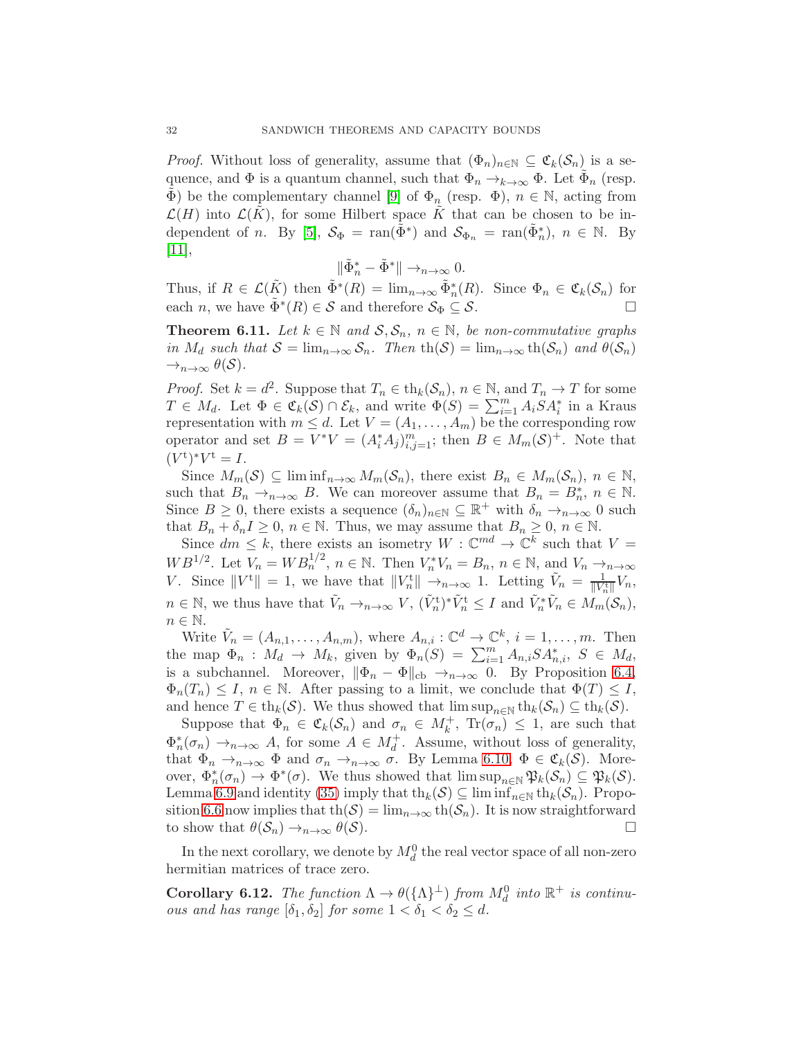*Proof.* Without loss of generality, assume that $(\Phi_n)_{n\in\mathbb{N}} \subseteq \mathfrak{C}_k(\mathcal{S}_n)$ is a sequence, and $\Phi$ is a quantum channel, such that $\Phi_n \to_{k\to\infty} \Phi$. Let $\tilde{\Phi}_n$ (resp. $\tilde{\Phi}$) be the complementary channel [9] of $\Phi_n$ (resp. $\Phi$), $n \in \mathbb{N}$, acting from $\mathcal{L}(H)$ into $\mathcal{L}(\tilde{K})$, for some Hilbert space $\tilde{K}$ that can be chosen to be independent of $n$. By [5], $\mathcal{S}_\Phi = \operatorname{ran}(\tilde{\Phi}^*)$ and $\mathcal{S}_{\Phi_n} = \operatorname{ran}(\tilde{\Phi}_n^*)$, $n \in \mathbb{N}$. By [11],

$$\|\tilde{\Phi}_n^* - \tilde{\Phi}^*\| \to_{n\to\infty} 0.$$

Thus, if $R \in \mathcal{L}(\tilde{K})$ then $\tilde{\Phi}^*(R) = \lim_{n\to\infty} \tilde{\Phi}_n^*(R)$. Since $\Phi_n \in \mathfrak{C}_k(\mathcal{S}_n)$ for each $n$, we have $\tilde{\Phi}^*(R) \in \mathcal{S}$ and therefore $\mathcal{S}_\Phi \subseteq \mathcal{S}$. $\square$

**Theorem 6.11.** *Let $k \in \mathbb{N}$ and $\mathcal{S}, \mathcal{S}_n$, $n \in \mathbb{N}$, be non-commutative graphs in $M_d$ such that $\mathcal{S} = \lim_{n\to\infty} \mathcal{S}_n$. Then $\operatorname{th}(\mathcal{S}) = \lim_{n\to\infty} \operatorname{th}(\mathcal{S}_n)$ and $\theta(\mathcal{S}_n) \to_{n\to\infty} \theta(\mathcal{S})$.*

*Proof.* Set $k = d^2$. Suppose that $T_n \in \operatorname{th}_k(\mathcal{S}_n)$, $n \in \mathbb{N}$, and $T_n \to T$ for some $T \in M_d$. Let $\Phi \in \mathfrak{C}_k(\mathcal{S}) \cap \mathcal{E}_k$, and write $\Phi(S) = \sum_{i=1}^m A_i S A_i^*$ in a Kraus representation with $m \le d$. Let $V = (A_1, \dots, A_m)$ be the corresponding row operator and set $B = V^*V = (A_i^*A_j)_{i,j=1}^m$; then $B \in M_m(\mathcal{S})^+$. Note that $(V^{\mathrm{t}})^* V^{\mathrm{t}} = I$.

Since $M_m(\mathcal{S}) \subseteq \liminf_{n\to\infty} M_m(\mathcal{S}_n)$, there exist $B_n \in M_m(\mathcal{S}_n)$, $n \in \mathbb{N}$, such that $B_n \to_{n\to\infty} B$. We can moreover assume that $B_n = B_n^*$, $n \in \mathbb{N}$. Since $B \ge 0$, there exists a sequence $(\delta_n)_{n\in\mathbb{N}} \subseteq \mathbb{R}^+$ with $\delta_n \to_{n\to\infty} 0$ such that $B_n + \delta_n I \ge 0$, $n \in \mathbb{N}$. Thus, we may assume that $B_n \ge 0$, $n \in \mathbb{N}$.

Since $dm \le k$, there exists an isometry $W : \mathbb{C}^{md} \to \mathbb{C}^k$ such that $V = WB^{1/2}$. Let $V_n = WB_n^{1/2}$, $n \in \mathbb{N}$. Then $V_n^* V_n = B_n$, $n \in \mathbb{N}$, and $V_n \to_{n\to\infty} V$. Since $\|V^{\mathrm{t}}\| = 1$, we have that $\|V_n^{\mathrm{t}}\| \to_{n\to\infty} 1$. Letting $\tilde{V}_n = \frac{1}{\|V_n^{\mathrm{t}}\|} V_n$, $n \in \mathbb{N}$, we thus have that $\tilde{V}_n \to_{n\to\infty} V$, $(\tilde{V}_n^{\mathrm{t}})^* \tilde{V}_n^{\mathrm{t}} \le I$ and $\tilde{V}_n^* \tilde{V}_n \in M_m(\mathcal{S}_n)$, $n \in \mathbb{N}$.

Write $\tilde{V}_n = (A_{n,1}, \dots, A_{n,m})$, where $A_{n,i} : \mathbb{C}^d \to \mathbb{C}^k$, $i = 1, \dots, m$. Then the map $\Phi_n : M_d \to M_k$, given by $\Phi_n(S) = \sum_{i=1}^m A_{n,i} S A_{n,i}^*$, $S \in M_d$, is a subchannel. Moreover, $\|\Phi_n - \Phi\|_{\mathrm{cb}} \to_{n\to\infty} 0$. By Proposition 6.4, $\Phi_n(T_n) \le I$, $n \in \mathbb{N}$. After passing to a limit, we conclude that $\Phi(T) \le I$, and hence $T \in \operatorname{th}_k(\mathcal{S})$. We thus showed that $\limsup_{n\in\mathbb{N}} \operatorname{th}_k(\mathcal{S}_n) \subseteq \operatorname{th}_k(\mathcal{S})$.

Suppose that $\Phi_n \in \mathfrak{C}_k(\mathcal{S}_n)$ and $\sigma_n \in M_k^+$, $\operatorname{Tr}(\sigma_n) \le 1$, are such that $\Phi_n^*(\sigma_n) \to_{n\to\infty} A$, for some $A \in M_d^+$. Assume, without loss of generality, that $\Phi_n \to_{n\to\infty} \Phi$ and $\sigma_n \to_{n\to\infty} \sigma$. By Lemma 6.10, $\Phi \in \mathfrak{C}_k(\mathcal{S})$. Moreover, $\Phi_n^*(\sigma_n) \to \Phi^*(\sigma)$. We thus showed that $\limsup_{n\in\mathbb{N}} \mathfrak{P}_k(\mathcal{S}_n) \subseteq \mathfrak{P}_k(\mathcal{S})$. Lemma 6.9 and identity (35) imply that $\operatorname{th}_k(\mathcal{S}) \subseteq \liminf_{n\in\mathbb{N}} \operatorname{th}_k(\mathcal{S}_n)$. Proposition 6.6 now implies that $\operatorname{th}(\mathcal{S}) = \lim_{n\to\infty} \operatorname{th}(\mathcal{S}_n)$. It is now straightforward to show that $\theta(\mathcal{S}_n) \to_{n\to\infty} \theta(\mathcal{S})$. $\square$

In the next corollary, we denote by $M_d^0$ the real vector space of all non-zero hermitian matrices of trace zero.

**Corollary 6.12.** *The function $\Lambda \to \theta(\{\Lambda\}^\perp)$ from $M_d^0$ into $\mathbb{R}^+$ is continuous and has range $[\delta_1, \delta_2]$ for some $1 < \delta_1 < \delta_2 \le d$.*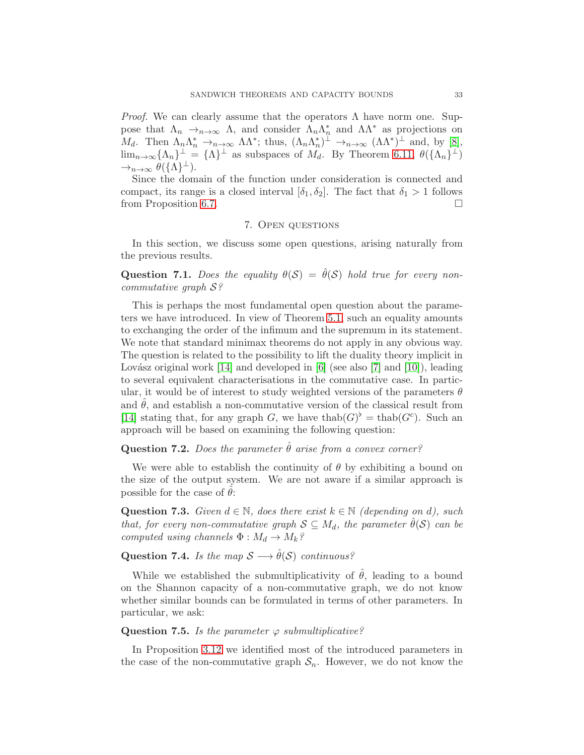*Proof.* We can clearly assume that the operators $\Lambda$ have norm one. Suppose that $\Lambda_n \to_{n\to\infty} \Lambda$, and consider $\Lambda_n\Lambda_n^*$ and $\Lambda\Lambda^*$ as projections on $M_d$. Then $\Lambda_n\Lambda_n^* \to_{n\to\infty} \Lambda\Lambda^*$; thus, $(\Lambda_n\Lambda_n^*)^\perp \to_{n\to\infty} (\Lambda\Lambda^*)^\perp$ and, by [8], $\lim_{n\to\infty}\{\Lambda_n\}^\perp = \{\Lambda\}^\perp$ as subspaces of $M_d$. By Theorem 6.11, $\theta(\{\Lambda_n\}^\perp) \to_{n\to\infty} \theta(\{\Lambda\}^\perp)$.

Since the domain of the function under consideration is connected and compact, its range is a closed interval $[\delta_1, \delta_2]$. The fact that $\delta_1 > 1$ follows from Proposition 6.7. □

## 7. Open questions

In this section, we discuss some open questions, arising naturally from the previous results.

**Question 7.1.** *Does the equality $\theta(\mathcal{S}) = \hat{\theta}(\mathcal{S})$ hold true for every non-commutative graph $\mathcal{S}$?*

This is perhaps the most fundamental open question about the parameters we have introduced. In view of Theorem 5.1, such an equality amounts to exchanging the order of the infimum and the supremum in its statement. We note that standard minimax theorems do not apply in any obvious way. The question is related to the possibility to lift the duality theory implicit in Lovász original work [14] and developed in [6] (see also [7] and [10]), leading to several equivalent characterisations in the commutative case. In particular, it would be of interest to study weighted versions of the parameters $\theta$ and $\hat{\theta}$, and establish a non-commutative version of the classical result from [14] stating that, for any graph $G$, we have $\text{thab}(G)^\flat = \text{thab}(G^c)$. Such an approach will be based on examining the following question:

**Question 7.2.** *Does the parameter $\hat{\theta}$ arise from a convex corner?*

We were able to establish the continuity of $\theta$ by exhibiting a bound on the size of the output system. We are not aware if a similar approach is possible for the case of $\hat{\theta}$:

**Question 7.3.** *Given $d \in \mathbb{N}$, does there exist $k \in \mathbb{N}$ (depending on $d$), such that, for every non-commutative graph $\mathcal{S} \subseteq M_d$, the parameter $\hat{\theta}(\mathcal{S})$ can be computed using channels $\Phi : M_d \to M_k$?*

**Question 7.4.** *Is the map $\mathcal{S} \longrightarrow \hat{\theta}(\mathcal{S})$ continuous?*

While we established the submultiplicativity of $\hat{\theta}$, leading to a bound on the Shannon capacity of a non-commutative graph, we do not know whether similar bounds can be formulated in terms of other parameters. In particular, we ask:

**Question 7.5.** *Is the parameter $\varphi$ submultiplicative?*

In Proposition 3.12 we identified most of the introduced parameters in the case of the non-commutative graph $\mathcal{S}_n$. However, we do not know the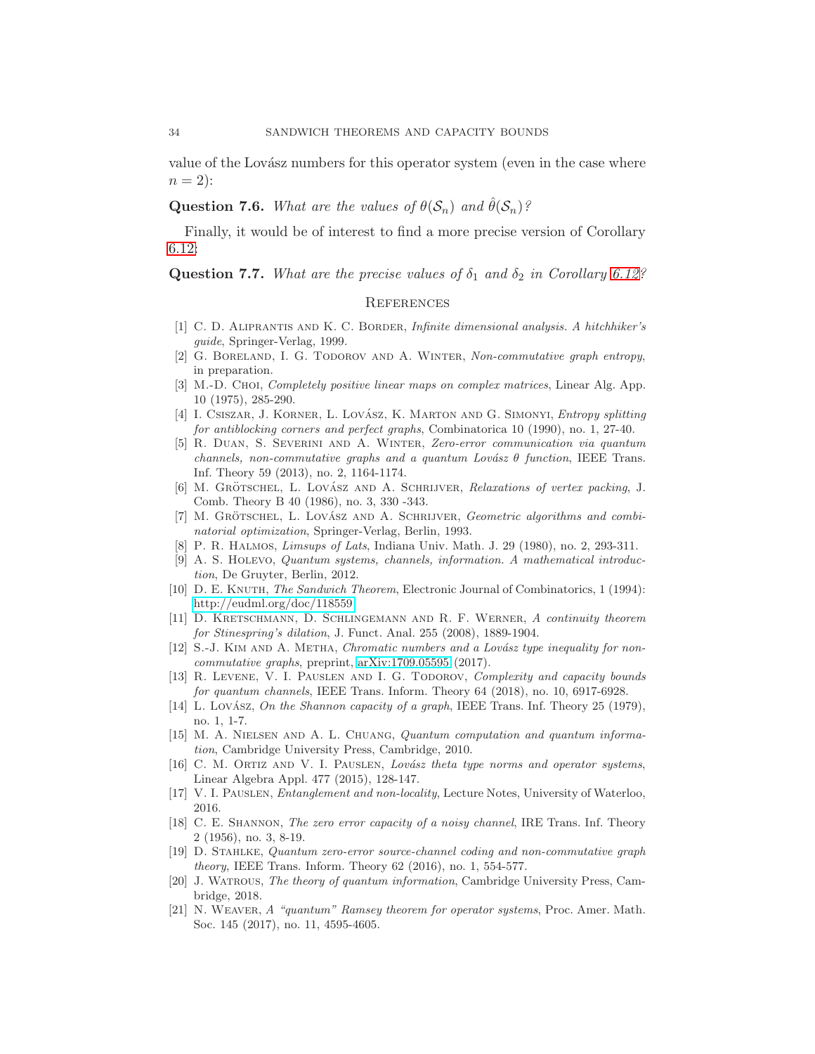value of the Lovász numbers for this operator system (even in the case where $n = 2$):

**Question 7.6.** *What are the values of $\theta(\mathcal{S}_n)$ and $\hat{\theta}(\mathcal{S}_n)$?*

Finally, it would be of interest to find a more precise version of Corollary 6.12:

**Question 7.7.** *What are the precise values of $\delta_1$ and $\delta_2$ in Corollary 6.12?*

## References

[1] C. D. Aliprantis and K. C. Border, *Infinite dimensional analysis. A hitchhiker's guide*, Springer-Verlag, 1999.

[2] G. Boreland, I. G. Todorov and A. Winter, *Non-commutative graph entropy*, in preparation.

[3] M.-D. Choi, *Completely positive linear maps on complex matrices*, Linear Alg. App. 10 (1975), 285-290.

[4] I. Csiszar, J. Korner, L. Lovász, K. Marton and G. Simonyi, *Entropy splitting for antiblocking corners and perfect graphs*, Combinatorica 10 (1990), no. 1, 27-40.

[5] R. Duan, S. Severini and A. Winter, *Zero-error communication via quantum channels, non-commutative graphs and a quantum Lovász $\theta$ function*, IEEE Trans. Inf. Theory 59 (2013), no. 2, 1164-1174.

[6] M. Grötschel, L. Lovász and A. Schrijver, *Relaxations of vertex packing*, J. Comb. Theory B 40 (1986), no. 3, 330 -343.

[7] M. Grötschel, L. Lovász and A. Schrijver, *Geometric algorithms and combinatorial optimization*, Springer-Verlag, Berlin, 1993.

[8] P. R. Halmos, *Limsups of Lats*, Indiana Univ. Math. J. 29 (1980), no. 2, 293-311.

[9] A. S. Holevo, *Quantum systems, channels, information. A mathematical introduction*, De Gruyter, Berlin, 2012.

[10] D. E. Knuth, *The Sandwich Theorem*, Electronic Journal of Combinatorics, 1 (1994): http://eudml.org/doc/118559

[11] D. Kretschmann, D. Schlingemann and R. F. Werner, *A continuity theorem for Stinespring's dilation*, J. Funct. Anal. 255 (2008), 1889-1904.

[12] S.-J. Kim and A. Metha, *Chromatic numbers and a Lovász type inequality for non-commutative graphs*, preprint, arXiv:1709.05595 (2017).

[13] R. Levene, V. I. Pauslen and I. G. Todorov, *Complexity and capacity bounds for quantum channels*, IEEE Trans. Inform. Theory 64 (2018), no. 10, 6917-6928.

[14] L. Lovász, *On the Shannon capacity of a graph*, IEEE Trans. Inf. Theory 25 (1979), no. 1, 1-7.

[15] M. A. Nielsen and A. L. Chuang, *Quantum computation and quantum information*, Cambridge University Press, Cambridge, 2010.

[16] C. M. Ortiz and V. I. Pauslen, *Lovász theta type norms and operator systems*, Linear Algebra Appl. 477 (2015), 128-147.

[17] V. I. Pauslen, *Entanglement and non-locality*, Lecture Notes, University of Waterloo, 2016.

[18] C. E. Shannon, *The zero error capacity of a noisy channel*, IRE Trans. Inf. Theory 2 (1956), no. 3, 8-19.

[19] D. Stahlke, *Quantum zero-error source-channel coding and non-commutative graph theory*, IEEE Trans. Inform. Theory 62 (2016), no. 1, 554-577.

[20] J. Watrous, *The theory of quantum information*, Cambridge University Press, Cambridge, 2018.

[21] N. Weaver, *A "quantum" Ramsey theorem for operator systems*, Proc. Amer. Math. Soc. 145 (2017), no. 11, 4595-4605.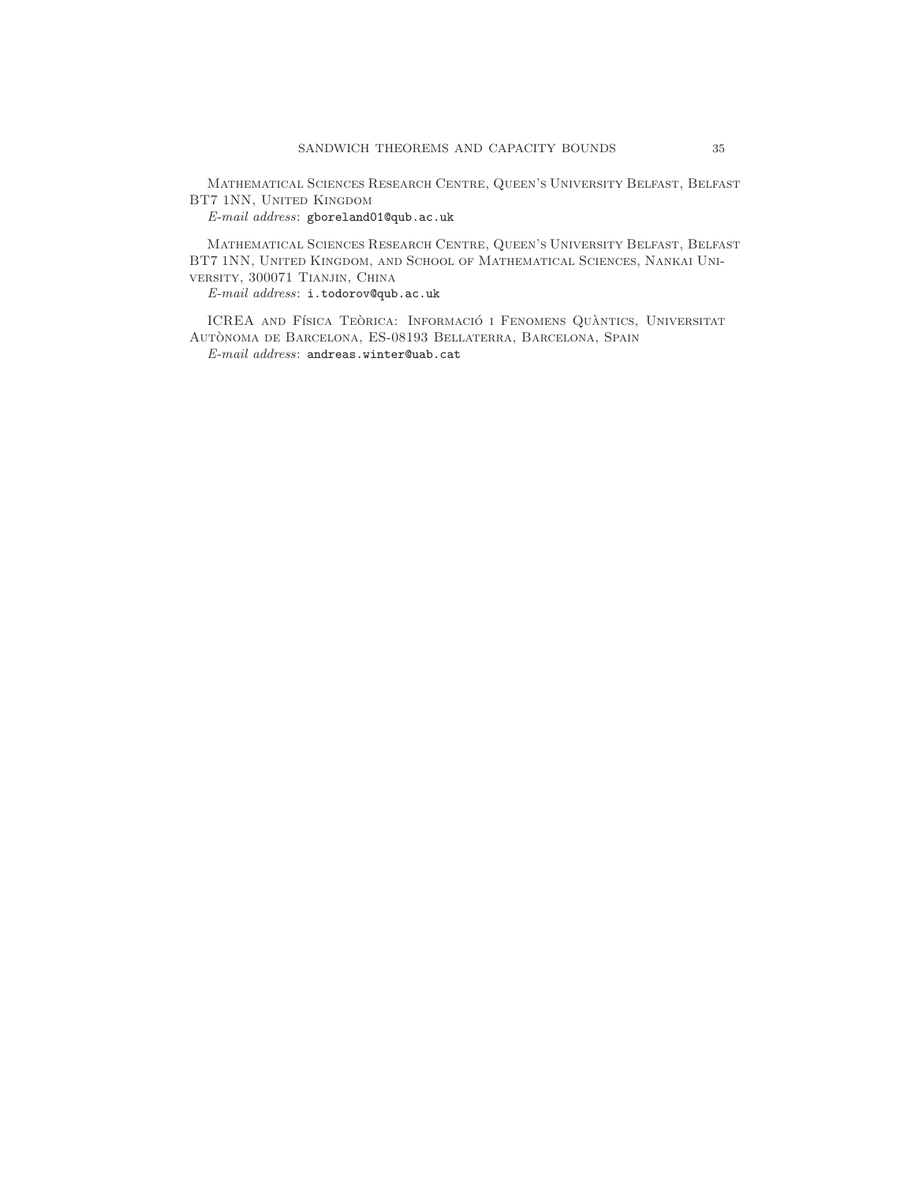Mathematical Sciences Research Centre, Queen's University Belfast, Belfast BT7 1NN, United Kingdom

*E-mail address*: gboreland01@qub.ac.uk

Mathematical Sciences Research Centre, Queen's University Belfast, Belfast BT7 1NN, United Kingdom, and School of Mathematical Sciences, Nankai University, 300071 Tianjin, China

*E-mail address*: i.todorov@qub.ac.uk

ICREA and Física Teòrica: Informació i Fenomens Quàntics, Universitat Autònoma de Barcelona, ES-08193 Bellaterra, Barcelona, Spain

*E-mail address*: andreas.winter@uab.cat